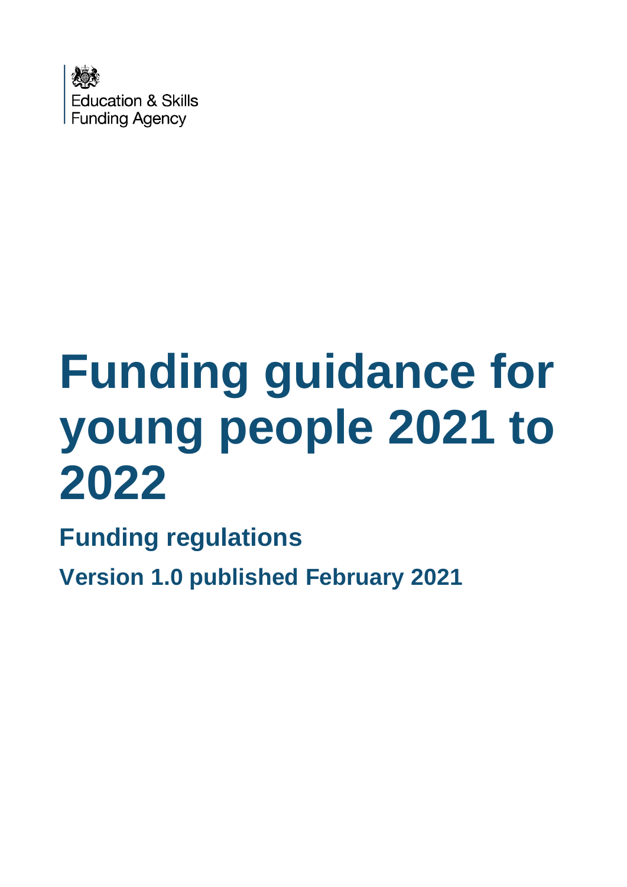Education & Skills
Funding Agency

# Funding guidance for young people 2021 to 2022

## Funding regulations

### Version 1.0 published February 2021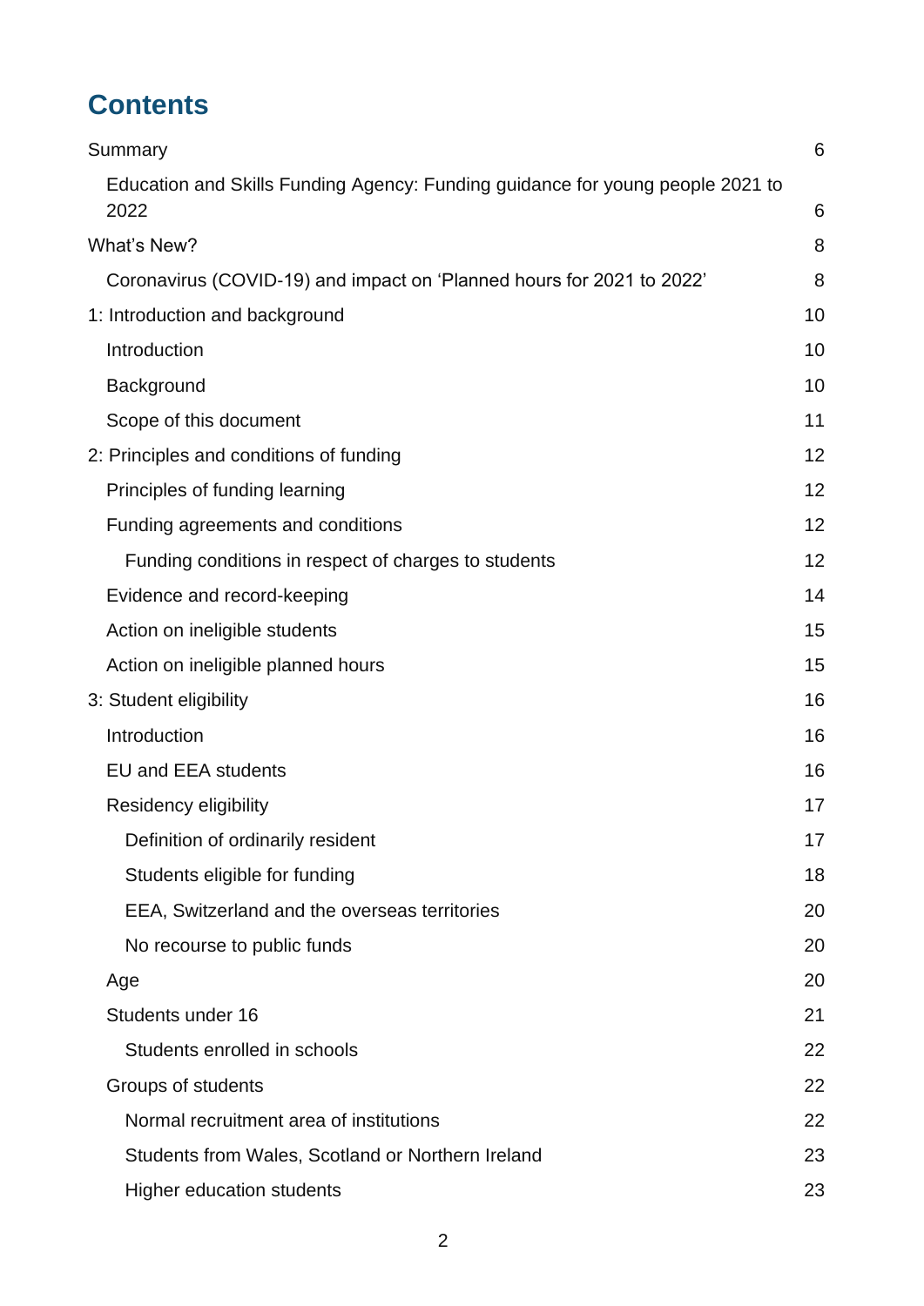# Contents

- Summary 6
  - Education and Skills Funding Agency: Funding guidance for young people 2021 to 2022 6
- What's New? 8
  - Coronavirus (COVID-19) and impact on 'Planned hours for 2021 to 2022' 8
- 1: Introduction and background 10
  - Introduction 10
  - Background 10
  - Scope of this document 11
- 2: Principles and conditions of funding 12
  - Principles of funding learning 12
  - Funding agreements and conditions 12
    - Funding conditions in respect of charges to students 12
  - Evidence and record-keeping 14
  - Action on ineligible students 15
  - Action on ineligible planned hours 15
- 3: Student eligibility 16
  - Introduction 16
  - EU and EEA students 16
  - Residency eligibility 17
    - Definition of ordinarily resident 17
    - Students eligible for funding 18
    - EEA, Switzerland and the overseas territories 20
    - No recourse to public funds 20
  - Age 20
  - Students under 16 21
    - Students enrolled in schools 22
  - Groups of students 22
    - Normal recruitment area of institutions 22
    - Students from Wales, Scotland or Northern Ireland 23
    - Higher education students 23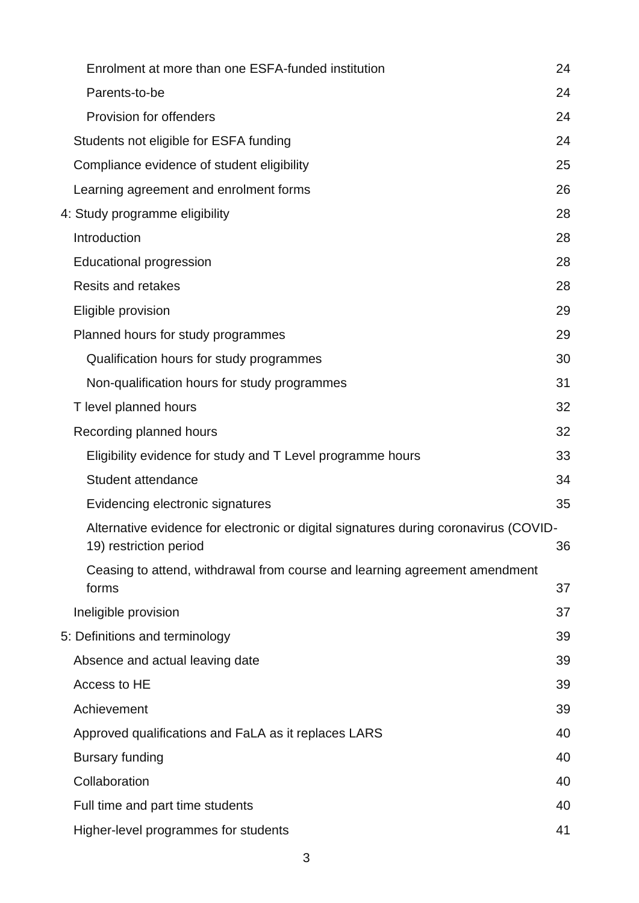- Enrolment at more than one ESFA-funded institution 24
- Parents-to-be 24
- Provision for offenders 24

Students not eligible for ESFA funding 24

Compliance evidence of student eligibility 25

Learning agreement and enrolment forms 26

4: Study programme eligibility 28

Introduction 28

Educational progression 28

Resits and retakes 28

Eligible provision 29

Planned hours for study programmes 29

- Qualification hours for study programmes 30
- Non-qualification hours for study programmes 31

T level planned hours 32

Recording planned hours 32

- Eligibility evidence for study and T Level programme hours 33
- Student attendance 34
- Evidencing electronic signatures 35
- Alternative evidence for electronic or digital signatures during coronavirus (COVID-19) restriction period 36
- Ceasing to attend, withdrawal from course and learning agreement amendment forms 37

Ineligible provision 37

5: Definitions and terminology 39

Absence and actual leaving date 39

Access to HE 39

Achievement 39

Approved qualifications and FaLA as it replaces LARS 40

Bursary funding 40

Collaboration 40

Full time and part time students 40

Higher-level programmes for students 41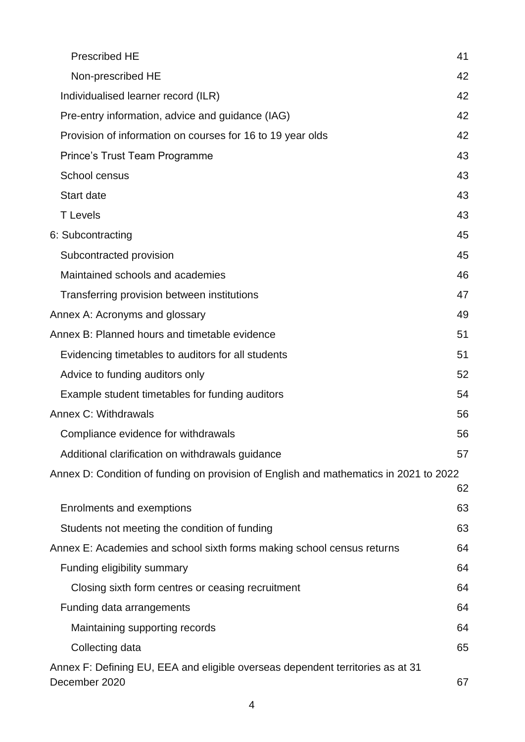- Prescribed HE 41
- Non-prescribed HE 42
- Individualised learner record (ILR) 42
- Pre-entry information, advice and guidance (IAG) 42
- Provision of information on courses for 16 to 19 year olds 42
- Prince's Trust Team Programme 43
- School census 43
- Start date 43
- T Levels 43

6: Subcontracting 45

- Subcontracted provision 45
- Maintained schools and academies 46
- Transferring provision between institutions 47

Annex A: Acronyms and glossary 49

Annex B: Planned hours and timetable evidence 51

- Evidencing timetables to auditors for all students 51
- Advice to funding auditors only 52
- Example student timetables for funding auditors 54

Annex C: Withdrawals 56

- Compliance evidence for withdrawals 56
- Additional clarification on withdrawals guidance 57

Annex D: Condition of funding on provision of English and mathematics in 2021 to 2022 62

- Enrolments and exemptions 63
- Students not meeting the condition of funding 63

Annex E: Academies and school sixth forms making school census returns 64

- Funding eligibility summary 64
  - Closing sixth form centres or ceasing recruitment 64
- Funding data arrangements 64
  - Maintaining supporting records 64
  - Collecting data 65

Annex F: Defining EU, EEA and eligible overseas dependent territories as at 31 December 2020 67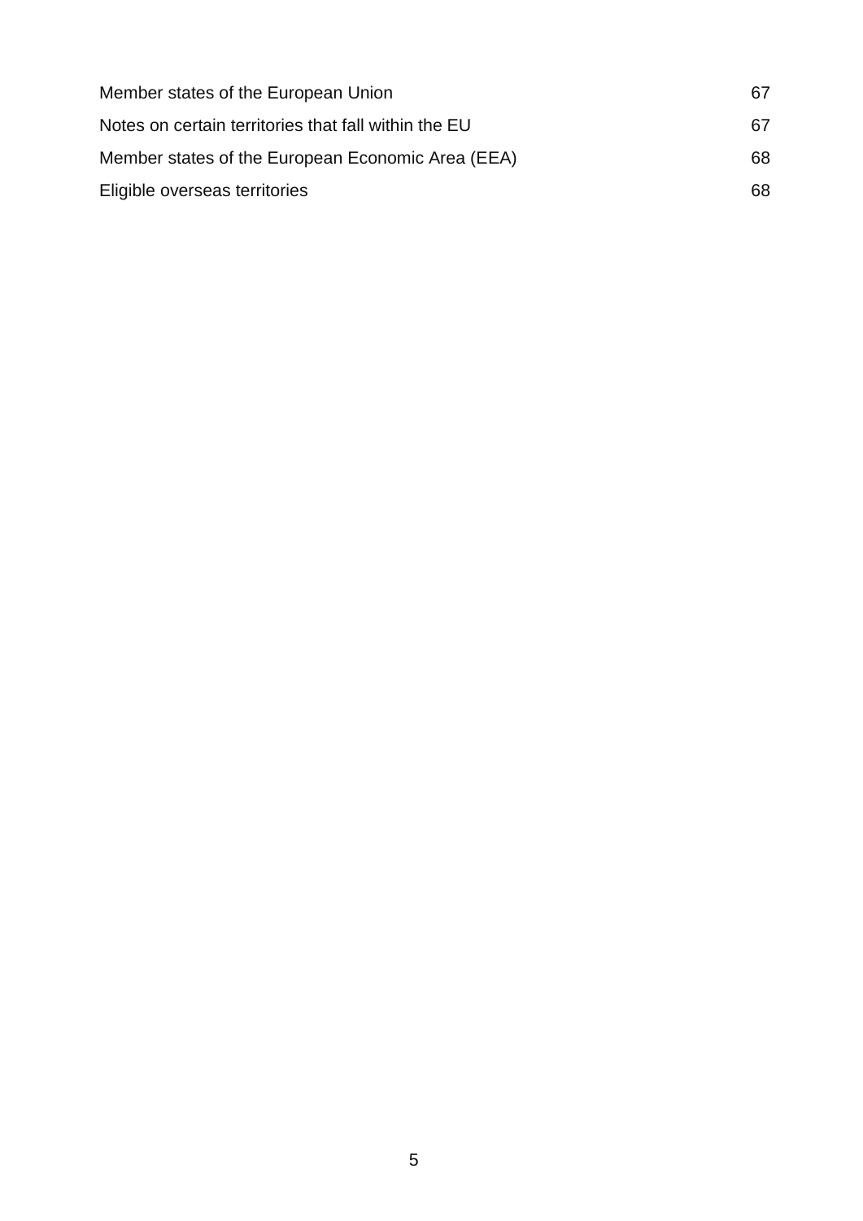| | |
|---|---|
| Member states of the European Union | 67 |
| Notes on certain territories that fall within the EU | 67 |
| Member states of the European Economic Area (EEA) | 68 |
| Eligible overseas territories | 68 |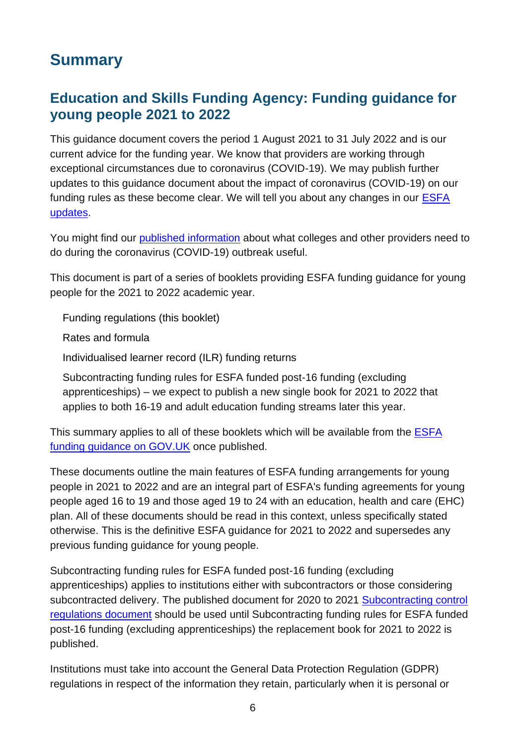# Summary

## Education and Skills Funding Agency: Funding guidance for young people 2021 to 2022

This guidance document covers the period 1 August 2021 to 31 July 2022 and is our current advice for the funding year. We know that providers are working through exceptional circumstances due to coronavirus (COVID-19). We may publish further updates to this guidance document about the impact of coronavirus (COVID-19) on our funding rules as these become clear. We will tell you about any changes in our ESFA updates.

You might find our published information about what colleges and other providers need to do during the coronavirus (COVID-19) outbreak useful.

This document is part of a series of booklets providing ESFA funding guidance for young people for the 2021 to 2022 academic year.

- Funding regulations (this booklet)
- Rates and formula
- Individualised learner record (ILR) funding returns
- Subcontracting funding rules for ESFA funded post-16 funding (excluding apprenticeships) – we expect to publish a new single book for 2021 to 2022 that applies to both 16-19 and adult education funding streams later this year.

This summary applies to all of these booklets which will be available from the ESFA funding guidance on GOV.UK once published.

These documents outline the main features of ESFA funding arrangements for young people in 2021 to 2022 and are an integral part of ESFA's funding agreements for young people aged 16 to 19 and those aged 19 to 24 with an education, health and care (EHC) plan. All of these documents should be read in this context, unless specifically stated otherwise. This is the definitive ESFA guidance for 2021 to 2022 and supersedes any previous funding guidance for young people.

Subcontracting funding rules for ESFA funded post-16 funding (excluding apprenticeships) applies to institutions either with subcontractors or those considering subcontracted delivery. The published document for 2020 to 2021 Subcontracting control regulations document should be used until Subcontracting funding rules for ESFA funded post-16 funding (excluding apprenticeships) the replacement book for 2021 to 2022 is published.

Institutions must take into account the General Data Protection Regulation (GDPR) regulations in respect of the information they retain, particularly when it is personal or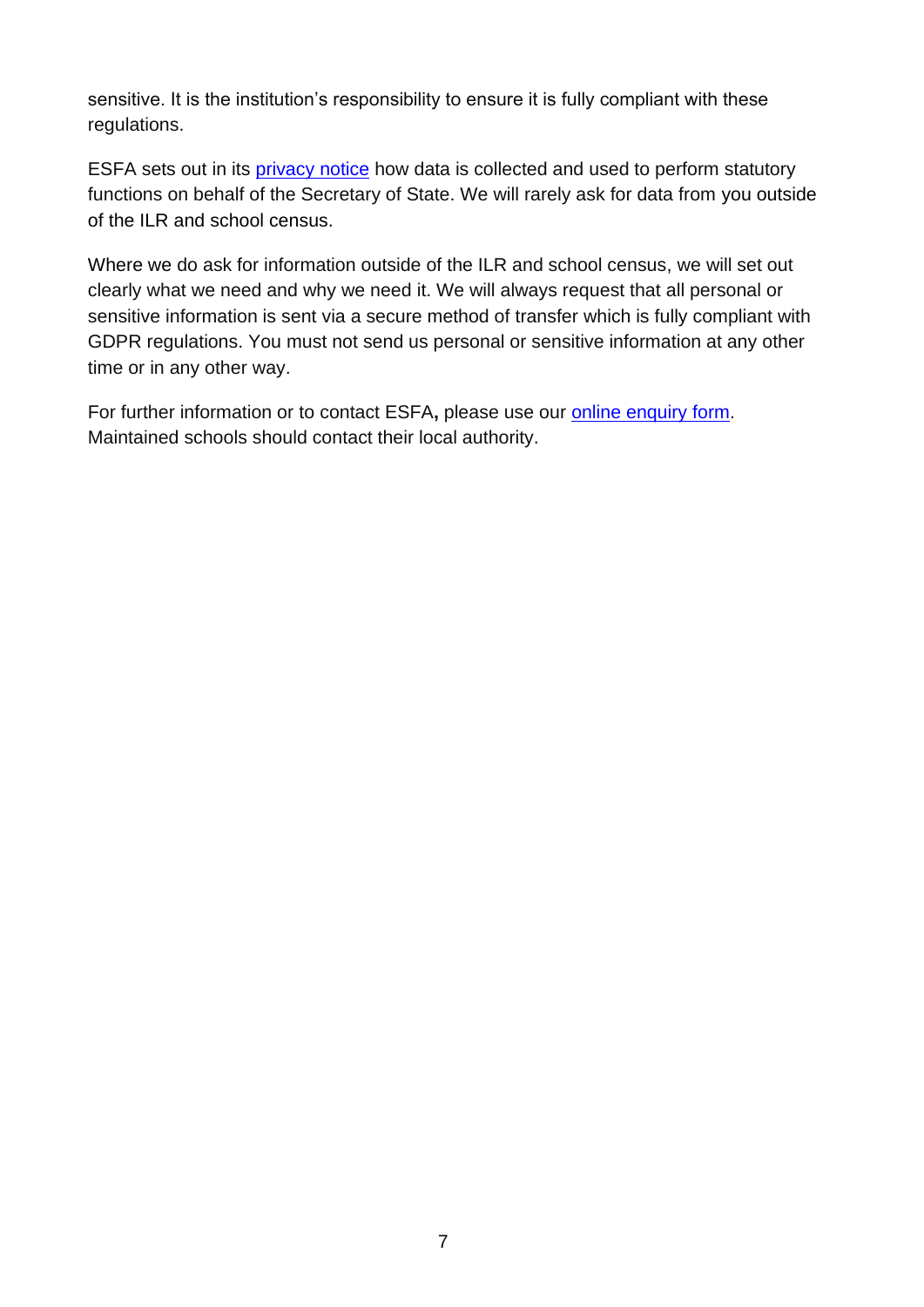sensitive. It is the institution's responsibility to ensure it is fully compliant with these regulations.

ESFA sets out in its privacy notice how data is collected and used to perform statutory functions on behalf of the Secretary of State. We will rarely ask for data from you outside of the ILR and school census.

Where we do ask for information outside of the ILR and school census, we will set out clearly what we need and why we need it. We will always request that all personal or sensitive information is sent via a secure method of transfer which is fully compliant with GDPR regulations. You must not send us personal or sensitive information at any other time or in any other way.

For further information or to contact ESFA**,** please use our online enquiry form. Maintained schools should contact their local authority.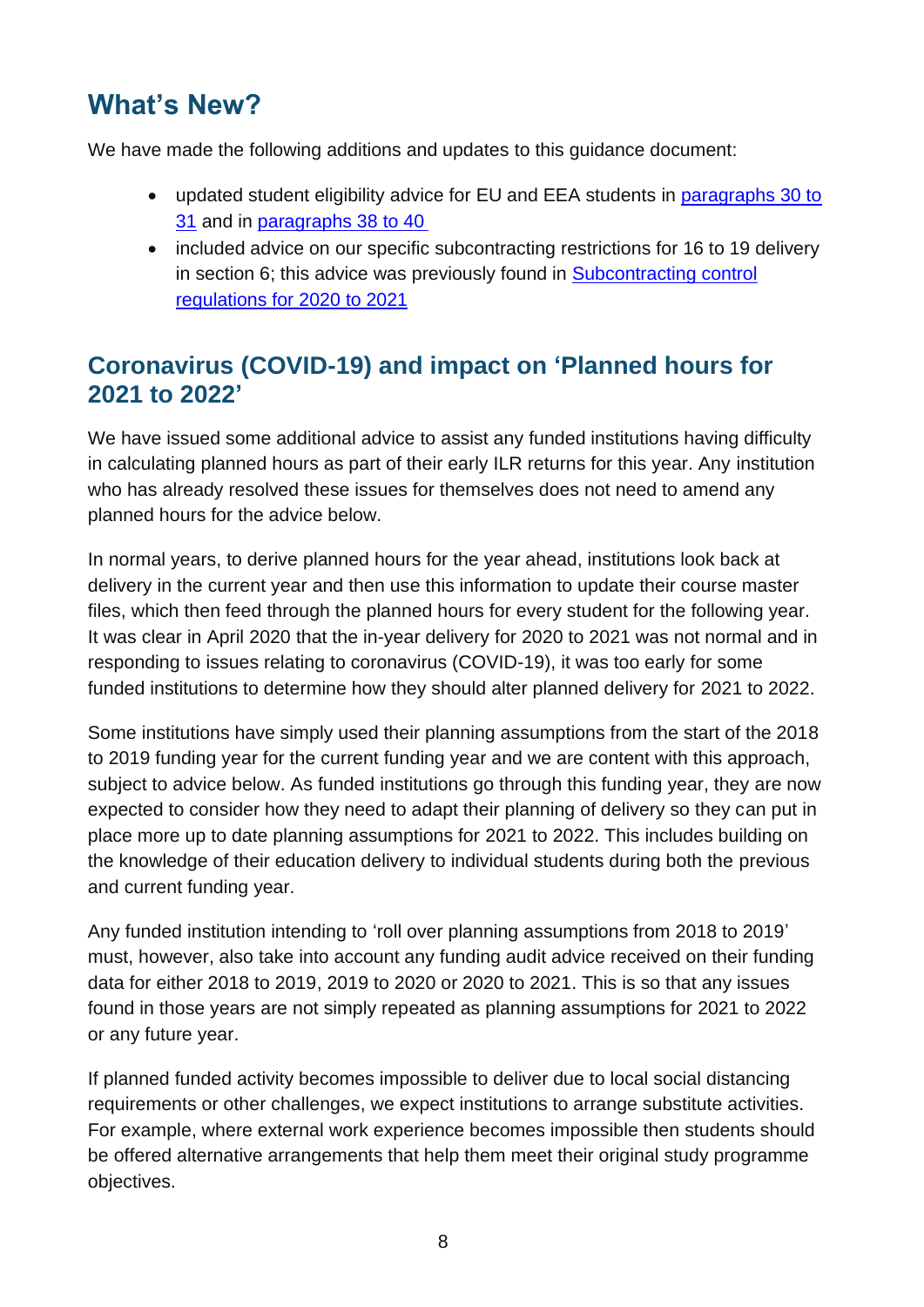## What's New?

We have made the following additions and updates to this guidance document:

- updated student eligibility advice for EU and EEA students in paragraphs 30 to 31 and in paragraphs 38 to 40
- included advice on our specific subcontracting restrictions for 16 to 19 delivery in section 6; this advice was previously found in Subcontracting control regulations for 2020 to 2021

## Coronavirus (COVID-19) and impact on 'Planned hours for 2021 to 2022'

We have issued some additional advice to assist any funded institutions having difficulty in calculating planned hours as part of their early ILR returns for this year. Any institution who has already resolved these issues for themselves does not need to amend any planned hours for the advice below.

In normal years, to derive planned hours for the year ahead, institutions look back at delivery in the current year and then use this information to update their course master files, which then feed through the planned hours for every student for the following year. It was clear in April 2020 that the in-year delivery for 2020 to 2021 was not normal and in responding to issues relating to coronavirus (COVID-19), it was too early for some funded institutions to determine how they should alter planned delivery for 2021 to 2022.

Some institutions have simply used their planning assumptions from the start of the 2018 to 2019 funding year for the current funding year and we are content with this approach, subject to advice below. As funded institutions go through this funding year, they are now expected to consider how they need to adapt their planning of delivery so they can put in place more up to date planning assumptions for 2021 to 2022. This includes building on the knowledge of their education delivery to individual students during both the previous and current funding year.

Any funded institution intending to 'roll over planning assumptions from 2018 to 2019' must, however, also take into account any funding audit advice received on their funding data for either 2018 to 2019, 2019 to 2020 or 2020 to 2021. This is so that any issues found in those years are not simply repeated as planning assumptions for 2021 to 2022 or any future year.

If planned funded activity becomes impossible to deliver due to local social distancing requirements or other challenges, we expect institutions to arrange substitute activities. For example, where external work experience becomes impossible then students should be offered alternative arrangements that help them meet their original study programme objectives.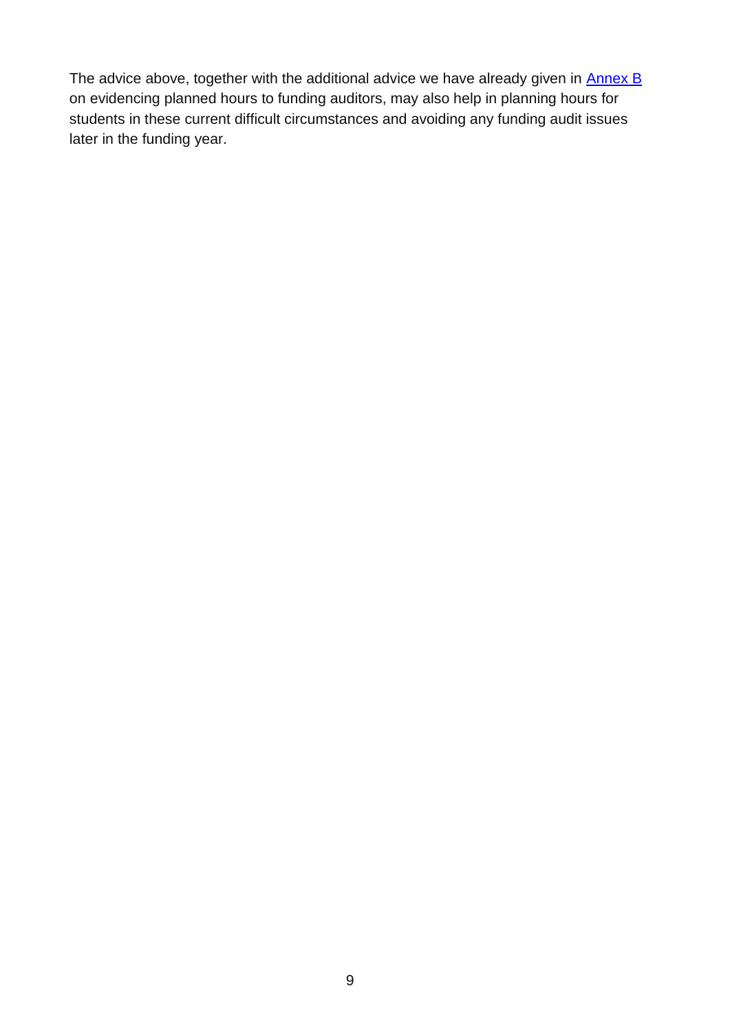The advice above, together with the additional advice we have already given in [Annex B] on evidencing planned hours to funding auditors, may also help in planning hours for students in these current difficult circumstances and avoiding any funding audit issues later in the funding year.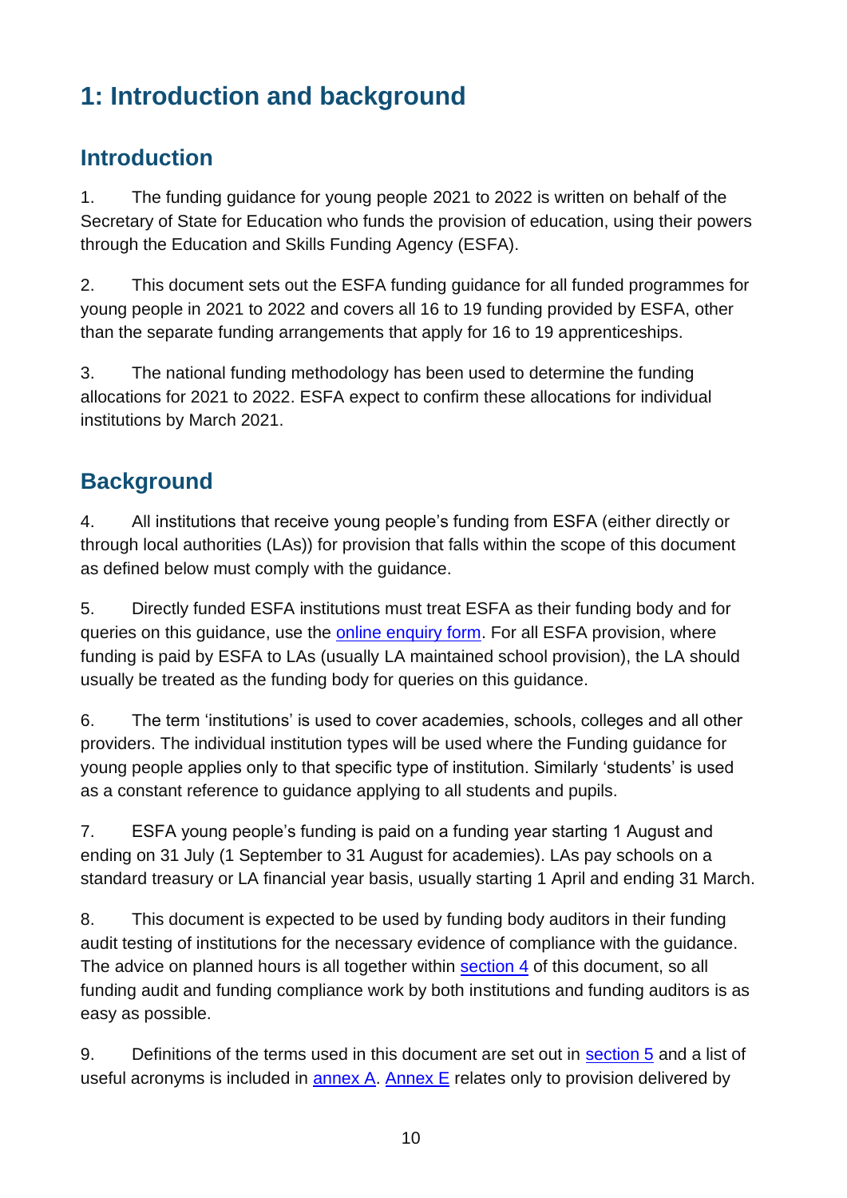# 1: Introduction and background

## Introduction

1. The funding guidance for young people 2021 to 2022 is written on behalf of the Secretary of State for Education who funds the provision of education, using their powers through the Education and Skills Funding Agency (ESFA).

2. This document sets out the ESFA funding guidance for all funded programmes for young people in 2021 to 2022 and covers all 16 to 19 funding provided by ESFA, other than the separate funding arrangements that apply for 16 to 19 apprenticeships.

3. The national funding methodology has been used to determine the funding allocations for 2021 to 2022. ESFA expect to confirm these allocations for individual institutions by March 2021.

## Background

4. All institutions that receive young people's funding from ESFA (either directly or through local authorities (LAs)) for provision that falls within the scope of this document as defined below must comply with the guidance.

5. Directly funded ESFA institutions must treat ESFA as their funding body and for queries on this guidance, use the online enquiry form. For all ESFA provision, where funding is paid by ESFA to LAs (usually LA maintained school provision), the LA should usually be treated as the funding body for queries on this guidance.

6. The term 'institutions' is used to cover academies, schools, colleges and all other providers. The individual institution types will be used where the Funding guidance for young people applies only to that specific type of institution. Similarly 'students' is used as a constant reference to guidance applying to all students and pupils.

7. ESFA young people's funding is paid on a funding year starting 1 August and ending on 31 July (1 September to 31 August for academies). LAs pay schools on a standard treasury or LA financial year basis, usually starting 1 April and ending 31 March.

8. This document is expected to be used by funding body auditors in their funding audit testing of institutions for the necessary evidence of compliance with the guidance. The advice on planned hours is all together within section 4 of this document, so all funding audit and funding compliance work by both institutions and funding auditors is as easy as possible.

9. Definitions of the terms used in this document are set out in section 5 and a list of useful acronyms is included in annex A. Annex E relates only to provision delivered by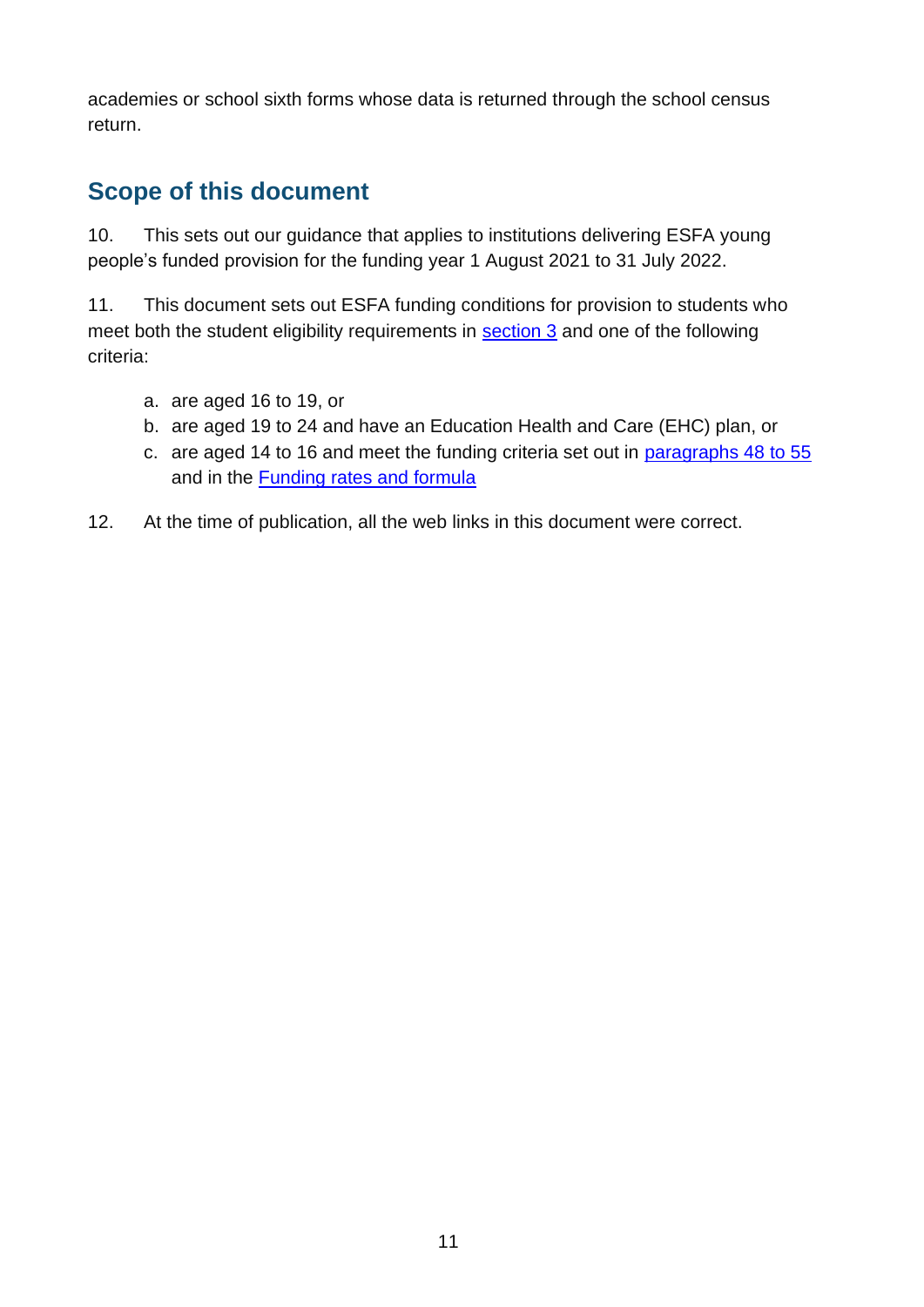academies or school sixth forms whose data is returned through the school census return.

## Scope of this document

10. This sets out our guidance that applies to institutions delivering ESFA young people's funded provision for the funding year 1 August 2021 to 31 July 2022.

11. This document sets out ESFA funding conditions for provision to students who meet both the student eligibility requirements in section 3 and one of the following criteria:

a. are aged 16 to 19, or
b. are aged 19 to 24 and have an Education Health and Care (EHC) plan, or
c. are aged 14 to 16 and meet the funding criteria set out in paragraphs 48 to 55 and in the Funding rates and formula

12. At the time of publication, all the web links in this document were correct.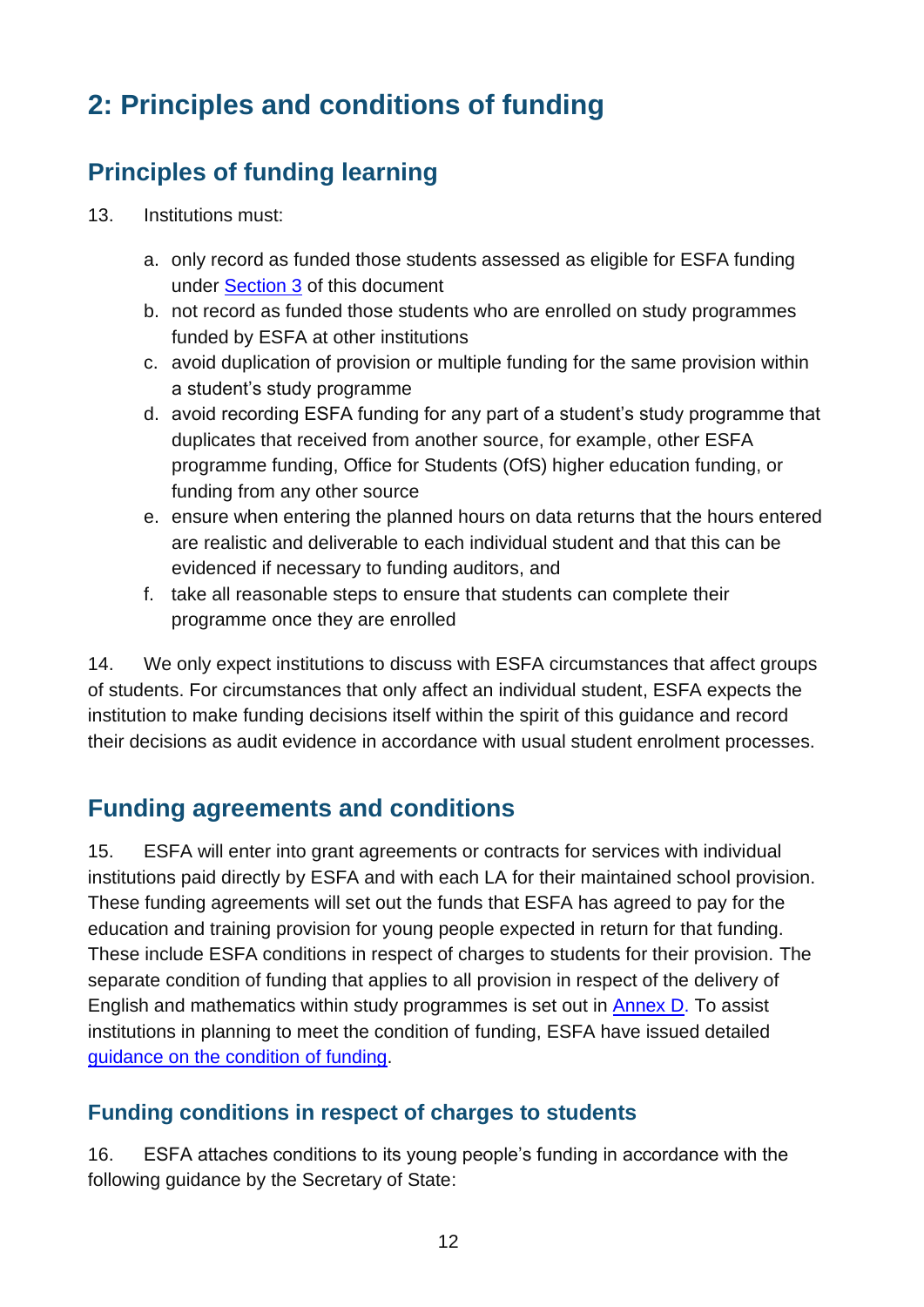# 2: Principles and conditions of funding

## Principles of funding learning

13. Institutions must:

   a. only record as funded those students assessed as eligible for ESFA funding under Section 3 of this document
   b. not record as funded those students who are enrolled on study programmes funded by ESFA at other institutions
   c. avoid duplication of provision or multiple funding for the same provision within a student's study programme
   d. avoid recording ESFA funding for any part of a student's study programme that duplicates that received from another source, for example, other ESFA programme funding, Office for Students (OfS) higher education funding, or funding from any other source
   e. ensure when entering the planned hours on data returns that the hours entered are realistic and deliverable to each individual student and that this can be evidenced if necessary to funding auditors, and
   f. take all reasonable steps to ensure that students can complete their programme once they are enrolled

14. We only expect institutions to discuss with ESFA circumstances that affect groups of students. For circumstances that only affect an individual student, ESFA expects the institution to make funding decisions itself within the spirit of this guidance and record their decisions as audit evidence in accordance with usual student enrolment processes.

## Funding agreements and conditions

15. ESFA will enter into grant agreements or contracts for services with individual institutions paid directly by ESFA and with each LA for their maintained school provision. These funding agreements will set out the funds that ESFA has agreed to pay for the education and training provision for young people expected in return for that funding. These include ESFA conditions in respect of charges to students for their provision. The separate condition of funding that applies to all provision in respect of the delivery of English and mathematics within study programmes is set out in Annex D. To assist institutions in planning to meet the condition of funding, ESFA have issued detailed guidance on the condition of funding.

### Funding conditions in respect of charges to students

16. ESFA attaches conditions to its young people's funding in accordance with the following guidance by the Secretary of State: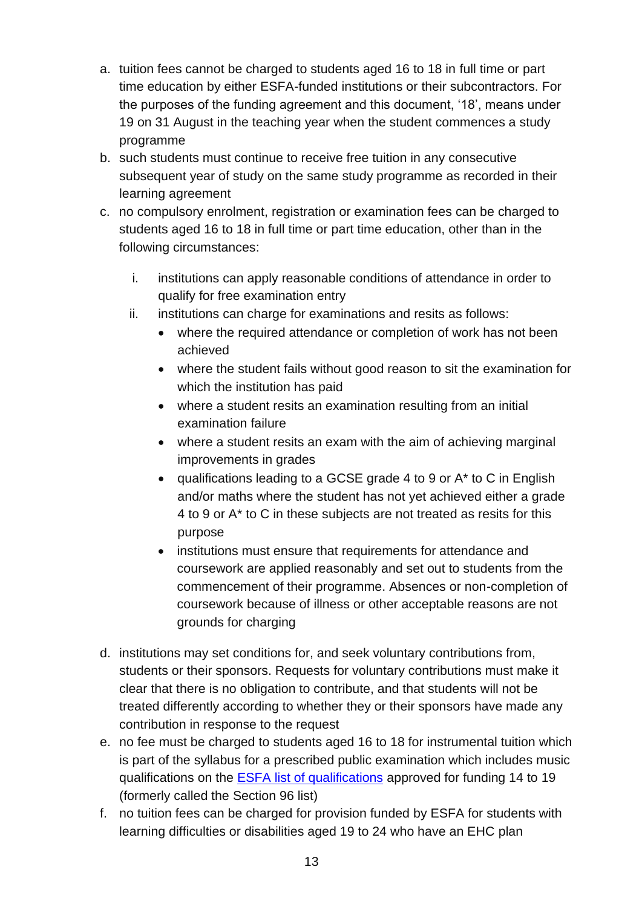a. tuition fees cannot be charged to students aged 16 to 18 in full time or part time education by either ESFA-funded institutions or their subcontractors. For the purposes of the funding agreement and this document, '18', means under 19 on 31 August in the teaching year when the student commences a study programme
b. such students must continue to receive free tuition in any consecutive subsequent year of study on the same study programme as recorded in their learning agreement
c. no compulsory enrolment, registration or examination fees can be charged to students aged 16 to 18 in full time or part time education, other than in the following circumstances:
    i. institutions can apply reasonable conditions of attendance in order to qualify for free examination entry
    ii. institutions can charge for examinations and resits as follows:
        - where the required attendance or completion of work has not been achieved
        - where the student fails without good reason to sit the examination for which the institution has paid
        - where a student resits an examination resulting from an initial examination failure
        - where a student resits an exam with the aim of achieving marginal improvements in grades
        - qualifications leading to a GCSE grade 4 to 9 or A* to C in English and/or maths where the student has not yet achieved either a grade 4 to 9 or A* to C in these subjects are not treated as resits for this purpose
        - institutions must ensure that requirements for attendance and coursework are applied reasonably and set out to students from the commencement of their programme. Absences or non-completion of coursework because of illness or other acceptable reasons are not grounds for charging
d. institutions may set conditions for, and seek voluntary contributions from, students or their sponsors. Requests for voluntary contributions must make it clear that there is no obligation to contribute, and that students will not be treated differently according to whether they or their sponsors have made any contribution in response to the request
e. no fee must be charged to students aged 16 to 18 for instrumental tuition which is part of the syllabus for a prescribed public examination which includes music qualifications on the [ESFA list of qualifications](ESFA list of qualifications) approved for funding 14 to 19 (formerly called the Section 96 list)
f. no tuition fees can be charged for provision funded by ESFA for students with learning difficulties or disabilities aged 19 to 24 who have an EHC plan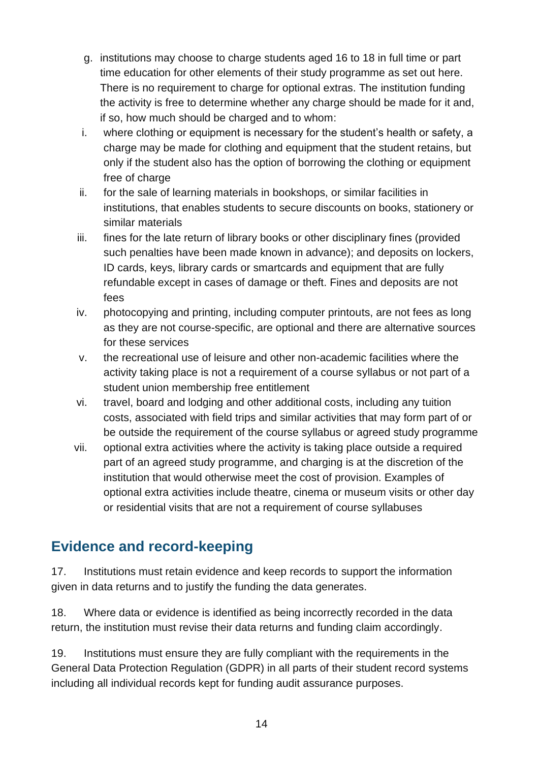g. institutions may choose to charge students aged 16 to 18 in full time or part time education for other elements of their study programme as set out here. There is no requirement to charge for optional extras. The institution funding the activity is free to determine whether any charge should be made for it and, if so, how much should be charged and to whom:

    i. where clothing or equipment is necessary for the student's health or safety, a charge may be made for clothing and equipment that the student retains, but only if the student also has the option of borrowing the clothing or equipment free of charge
    ii. for the sale of learning materials in bookshops, or similar facilities in institutions, that enables students to secure discounts on books, stationery or similar materials
    iii. fines for the late return of library books or other disciplinary fines (provided such penalties have been made known in advance); and deposits on lockers, ID cards, keys, library cards or smartcards and equipment that are fully refundable except in cases of damage or theft. Fines and deposits are not fees
    iv. photocopying and printing, including computer printouts, are not fees as long as they are not course-specific, are optional and there are alternative sources for these services
    v. the recreational use of leisure and other non-academic facilities where the activity taking place is not a requirement of a course syllabus or not part of a student union membership free entitlement
    vi. travel, board and lodging and other additional costs, including any tuition costs, associated with field trips and similar activities that may form part of or be outside the requirement of the course syllabus or agreed study programme
    vii. optional extra activities where the activity is taking place outside a required part of an agreed study programme, and charging is at the discretion of the institution that would otherwise meet the cost of provision. Examples of optional extra activities include theatre, cinema or museum visits or other day or residential visits that are not a requirement of course syllabuses

## Evidence and record-keeping

17. Institutions must retain evidence and keep records to support the information given in data returns and to justify the funding the data generates.

18. Where data or evidence is identified as being incorrectly recorded in the data return, the institution must revise their data returns and funding claim accordingly.

19. Institutions must ensure they are fully compliant with the requirements in the General Data Protection Regulation (GDPR) in all parts of their student record systems including all individual records kept for funding audit assurance purposes.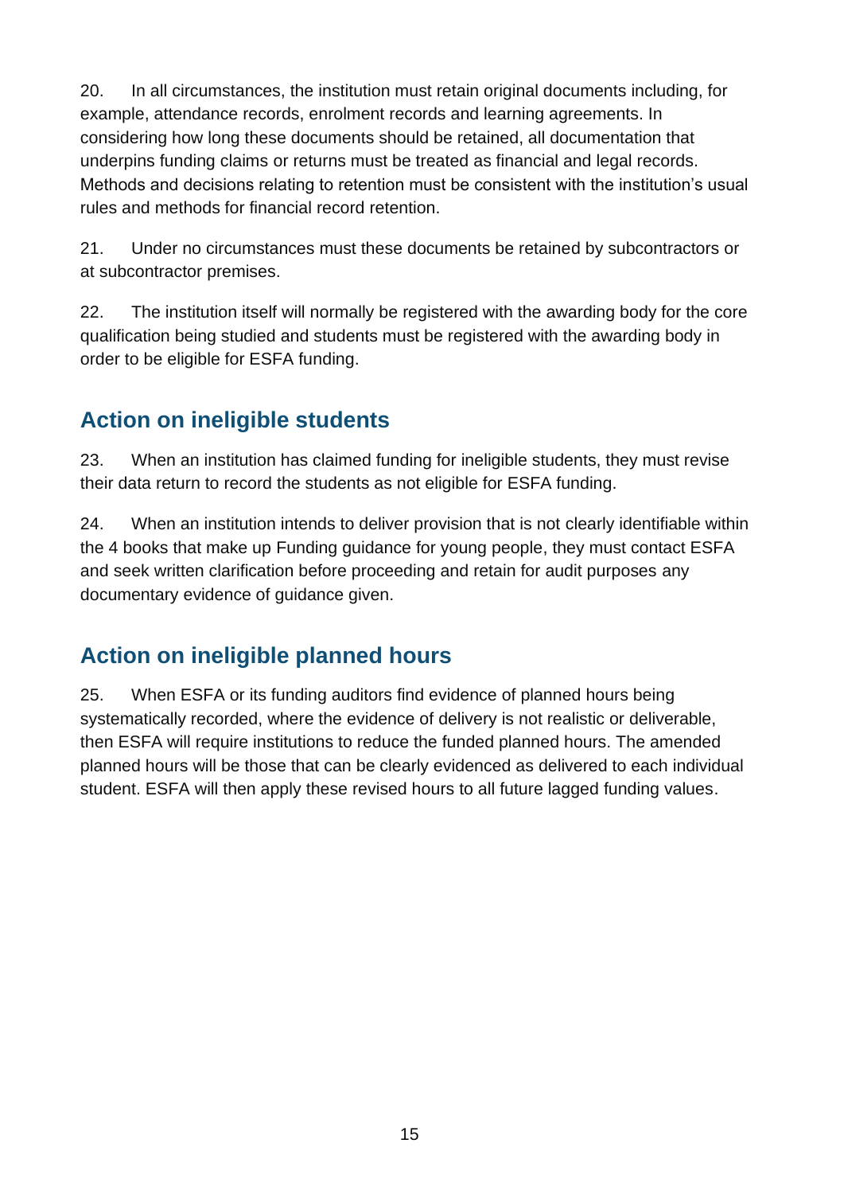20. In all circumstances, the institution must retain original documents including, for example, attendance records, enrolment records and learning agreements. In considering how long these documents should be retained, all documentation that underpins funding claims or returns must be treated as financial and legal records. Methods and decisions relating to retention must be consistent with the institution's usual rules and methods for financial record retention.

21. Under no circumstances must these documents be retained by subcontractors or at subcontractor premises.

22. The institution itself will normally be registered with the awarding body for the core qualification being studied and students must be registered with the awarding body in order to be eligible for ESFA funding.

## Action on ineligible students

23. When an institution has claimed funding for ineligible students, they must revise their data return to record the students as not eligible for ESFA funding.

24. When an institution intends to deliver provision that is not clearly identifiable within the 4 books that make up Funding guidance for young people, they must contact ESFA and seek written clarification before proceeding and retain for audit purposes any documentary evidence of guidance given.

## Action on ineligible planned hours

25. When ESFA or its funding auditors find evidence of planned hours being systematically recorded, where the evidence of delivery is not realistic or deliverable, then ESFA will require institutions to reduce the funded planned hours. The amended planned hours will be those that can be clearly evidenced as delivered to each individual student. ESFA will then apply these revised hours to all future lagged funding values.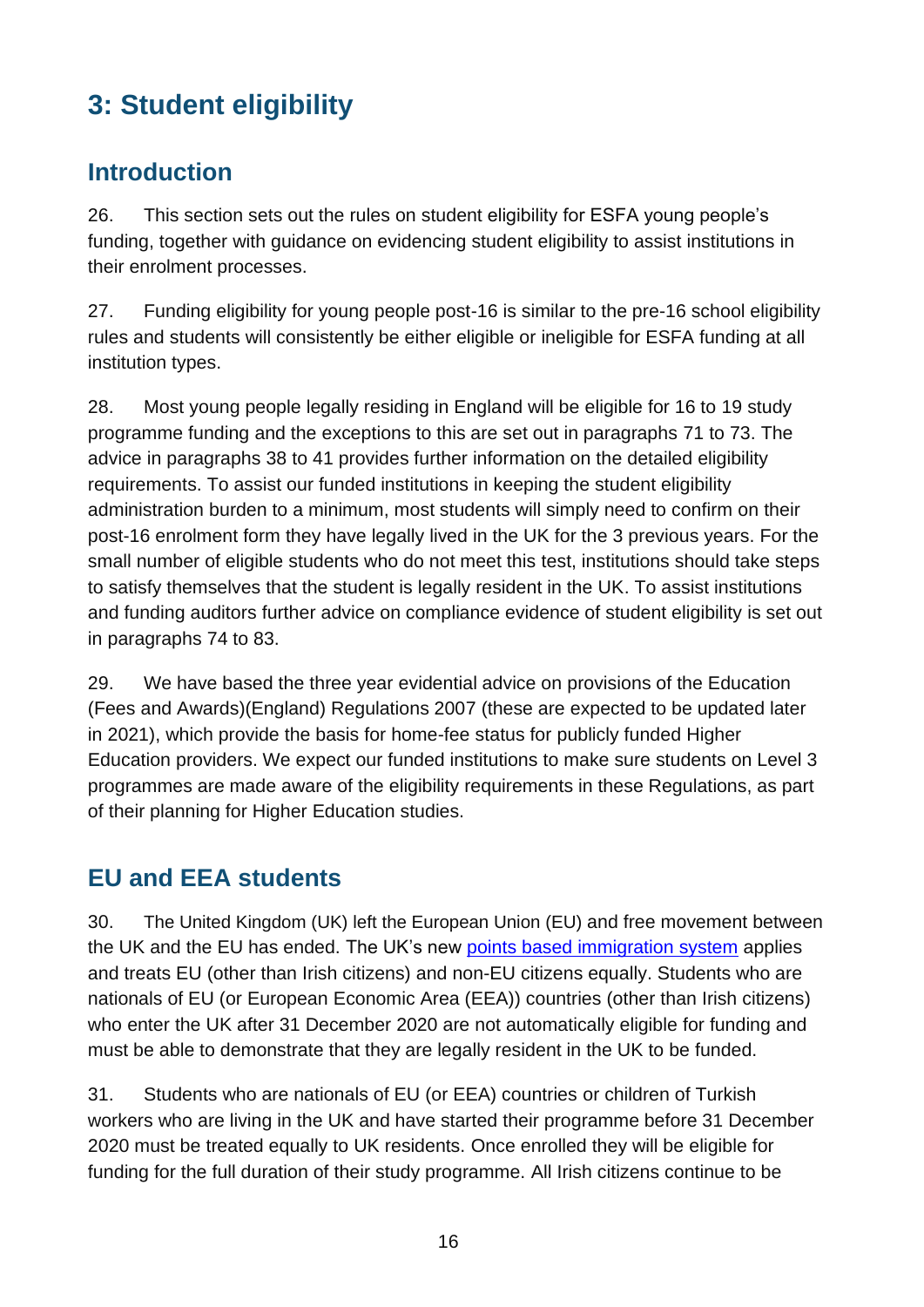# 3: Student eligibility

## Introduction

26. This section sets out the rules on student eligibility for ESFA young people's funding, together with guidance on evidencing student eligibility to assist institutions in their enrolment processes.

27. Funding eligibility for young people post-16 is similar to the pre-16 school eligibility rules and students will consistently be either eligible or ineligible for ESFA funding at all institution types.

28. Most young people legally residing in England will be eligible for 16 to 19 study programme funding and the exceptions to this are set out in paragraphs 71 to 73. The advice in paragraphs 38 to 41 provides further information on the detailed eligibility requirements. To assist our funded institutions in keeping the student eligibility administration burden to a minimum, most students will simply need to confirm on their post-16 enrolment form they have legally lived in the UK for the 3 previous years. For the small number of eligible students who do not meet this test, institutions should take steps to satisfy themselves that the student is legally resident in the UK. To assist institutions and funding auditors further advice on compliance evidence of student eligibility is set out in paragraphs 74 to 83.

29. We have based the three year evidential advice on provisions of the Education (Fees and Awards)(England) Regulations 2007 (these are expected to be updated later in 2021), which provide the basis for home-fee status for publicly funded Higher Education providers. We expect our funded institutions to make sure students on Level 3 programmes are made aware of the eligibility requirements in these Regulations, as part of their planning for Higher Education studies.

## EU and EEA students

30. The United Kingdom (UK) left the European Union (EU) and free movement between the UK and the EU has ended. The UK's new points based immigration system applies and treats EU (other than Irish citizens) and non-EU citizens equally. Students who are nationals of EU (or European Economic Area (EEA)) countries (other than Irish citizens) who enter the UK after 31 December 2020 are not automatically eligible for funding and must be able to demonstrate that they are legally resident in the UK to be funded.

31. Students who are nationals of EU (or EEA) countries or children of Turkish workers who are living in the UK and have started their programme before 31 December 2020 must be treated equally to UK residents. Once enrolled they will be eligible for funding for the full duration of their study programme. All Irish citizens continue to be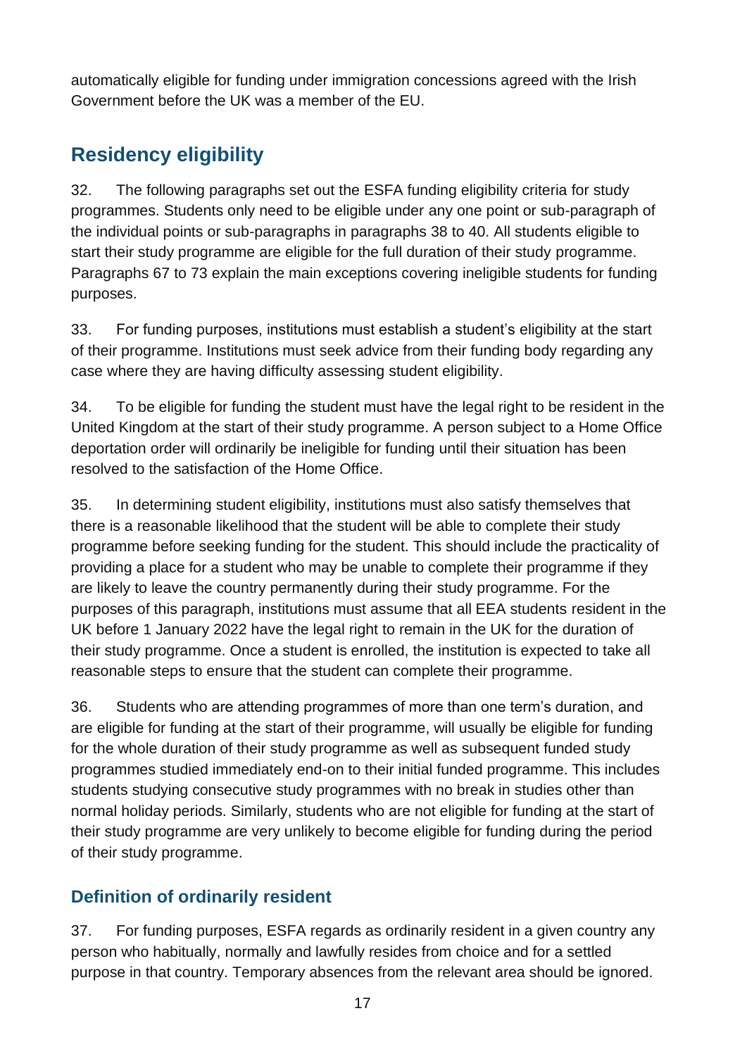automatically eligible for funding under immigration concessions agreed with the Irish Government before the UK was a member of the EU.

## Residency eligibility

32. The following paragraphs set out the ESFA funding eligibility criteria for study programmes. Students only need to be eligible under any one point or sub-paragraph of the individual points or sub-paragraphs in paragraphs 38 to 40. All students eligible to start their study programme are eligible for the full duration of their study programme. Paragraphs 67 to 73 explain the main exceptions covering ineligible students for funding purposes.

33. For funding purposes, institutions must establish a student's eligibility at the start of their programme. Institutions must seek advice from their funding body regarding any case where they are having difficulty assessing student eligibility.

34. To be eligible for funding the student must have the legal right to be resident in the United Kingdom at the start of their study programme. A person subject to a Home Office deportation order will ordinarily be ineligible for funding until their situation has been resolved to the satisfaction of the Home Office.

35. In determining student eligibility, institutions must also satisfy themselves that there is a reasonable likelihood that the student will be able to complete their study programme before seeking funding for the student. This should include the practicality of providing a place for a student who may be unable to complete their programme if they are likely to leave the country permanently during their study programme. For the purposes of this paragraph, institutions must assume that all EEA students resident in the UK before 1 January 2022 have the legal right to remain in the UK for the duration of their study programme. Once a student is enrolled, the institution is expected to take all reasonable steps to ensure that the student can complete their programme.

36. Students who are attending programmes of more than one term's duration, and are eligible for funding at the start of their programme, will usually be eligible for funding for the whole duration of their study programme as well as subsequent funded study programmes studied immediately end-on to their initial funded programme. This includes students studying consecutive study programmes with no break in studies other than normal holiday periods. Similarly, students who are not eligible for funding at the start of their study programme are very unlikely to become eligible for funding during the period of their study programme.

### Definition of ordinarily resident

37. For funding purposes, ESFA regards as ordinarily resident in a given country any person who habitually, normally and lawfully resides from choice and for a settled purpose in that country. Temporary absences from the relevant area should be ignored.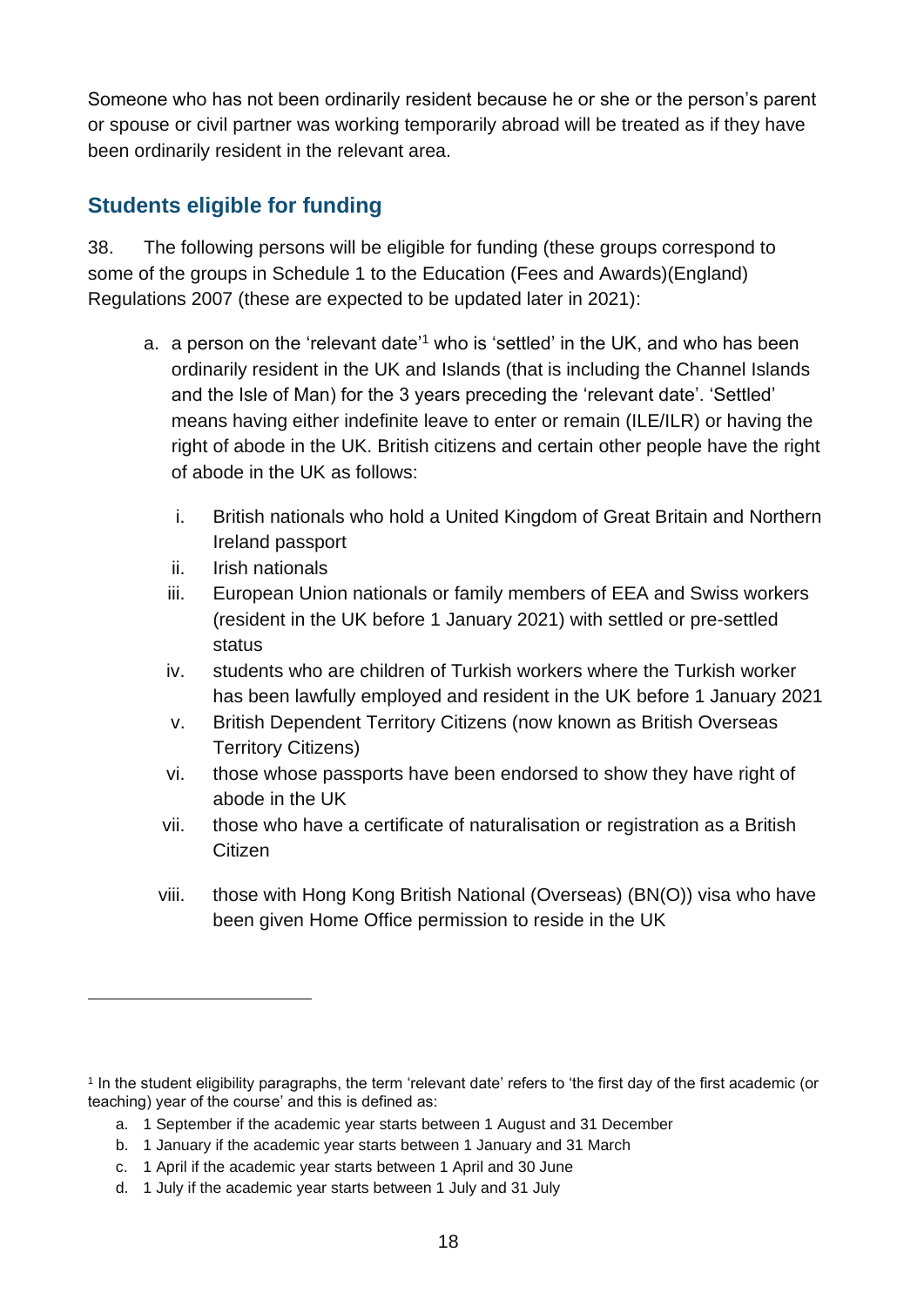Someone who has not been ordinarily resident because he or she or the person's parent or spouse or civil partner was working temporarily abroad will be treated as if they have been ordinarily resident in the relevant area.

## Students eligible for funding

38. The following persons will be eligible for funding (these groups correspond to some of the groups in Schedule 1 to the Education (Fees and Awards)(England) Regulations 2007 (these are expected to be updated later in 2021):

a. a person on the 'relevant date'[1] who is 'settled' in the UK, and who has been ordinarily resident in the UK and Islands (that is including the Channel Islands and the Isle of Man) for the 3 years preceding the 'relevant date'. 'Settled' means having either indefinite leave to enter or remain (ILE/ILR) or having the right of abode in the UK. British citizens and certain other people have the right of abode in the UK as follows:

   i. British nationals who hold a United Kingdom of Great Britain and Northern Ireland passport
   ii. Irish nationals
   iii. European Union nationals or family members of EEA and Swiss workers (resident in the UK before 1 January 2021) with settled or pre-settled status
   iv. students who are children of Turkish workers where the Turkish worker has been lawfully employed and resident in the UK before 1 January 2021
   v. British Dependent Territory Citizens (now known as British Overseas Territory Citizens)
   vi. those whose passports have been endorsed to show they have right of abode in the UK
   vii. those who have a certificate of naturalisation or registration as a British Citizen
   viii. those with Hong Kong British National (Overseas) (BN(O)) visa who have been given Home Office permission to reside in the UK

---

[1] In the student eligibility paragraphs, the term 'relevant date' refers to 'the first day of the first academic (or teaching) year of the course' and this is defined as:

a. 1 September if the academic year starts between 1 August and 31 December
b. 1 January if the academic year starts between 1 January and 31 March
c. 1 April if the academic year starts between 1 April and 30 June
d. 1 July if the academic year starts between 1 July and 31 July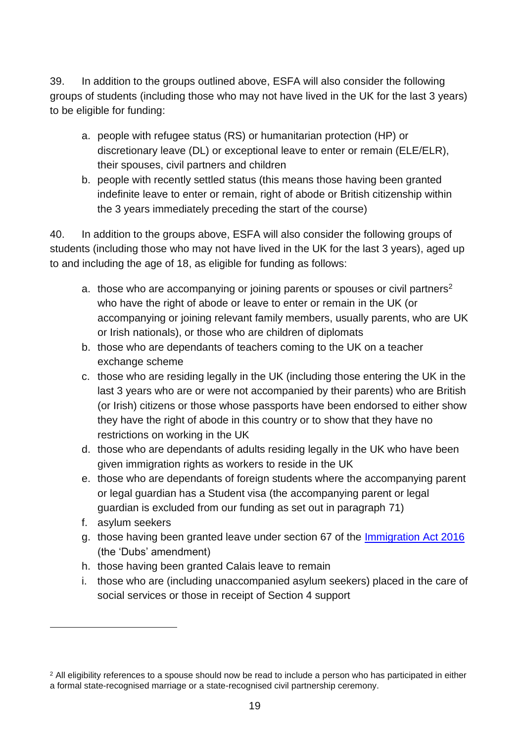39. In addition to the groups outlined above, ESFA will also consider the following groups of students (including those who may not have lived in the UK for the last 3 years) to be eligible for funding:

a. people with refugee status (RS) or humanitarian protection (HP) or discretionary leave (DL) or exceptional leave to enter or remain (ELE/ELR), their spouses, civil partners and children
b. people with recently settled status (this means those having been granted indefinite leave to enter or remain, right of abode or British citizenship within the 3 years immediately preceding the start of the course)

40. In addition to the groups above, ESFA will also consider the following groups of students (including those who may not have lived in the UK for the last 3 years), aged up to and including the age of 18, as eligible for funding as follows:

a. those who are accompanying or joining parents or spouses or civil partners[2] who have the right of abode or leave to enter or remain in the UK (or accompanying or joining relevant family members, usually parents, who are UK or Irish nationals), or those who are children of diplomats
b. those who are dependants of teachers coming to the UK on a teacher exchange scheme
c. those who are residing legally in the UK (including those entering the UK in the last 3 years who are or were not accompanied by their parents) who are British (or Irish) citizens or those whose passports have been endorsed to either show they have the right of abode in this country or to show that they have no restrictions on working in the UK
d. those who are dependants of adults residing legally in the UK who have been given immigration rights as workers to reside in the UK
e. those who are dependants of foreign students where the accompanying parent or legal guardian has a Student visa (the accompanying parent or legal guardian is excluded from our funding as set out in paragraph 71)
f. asylum seekers
g. those having been granted leave under section 67 of the [Immigration Act 2016] (the 'Dubs' amendment)
h. those having been granted Calais leave to remain
i. those who are (including unaccompanied asylum seekers) placed in the care of social services or those in receipt of Section 4 support

[2] All eligibility references to a spouse should now be read to include a person who has participated in either a formal state-recognised marriage or a state-recognised civil partnership ceremony.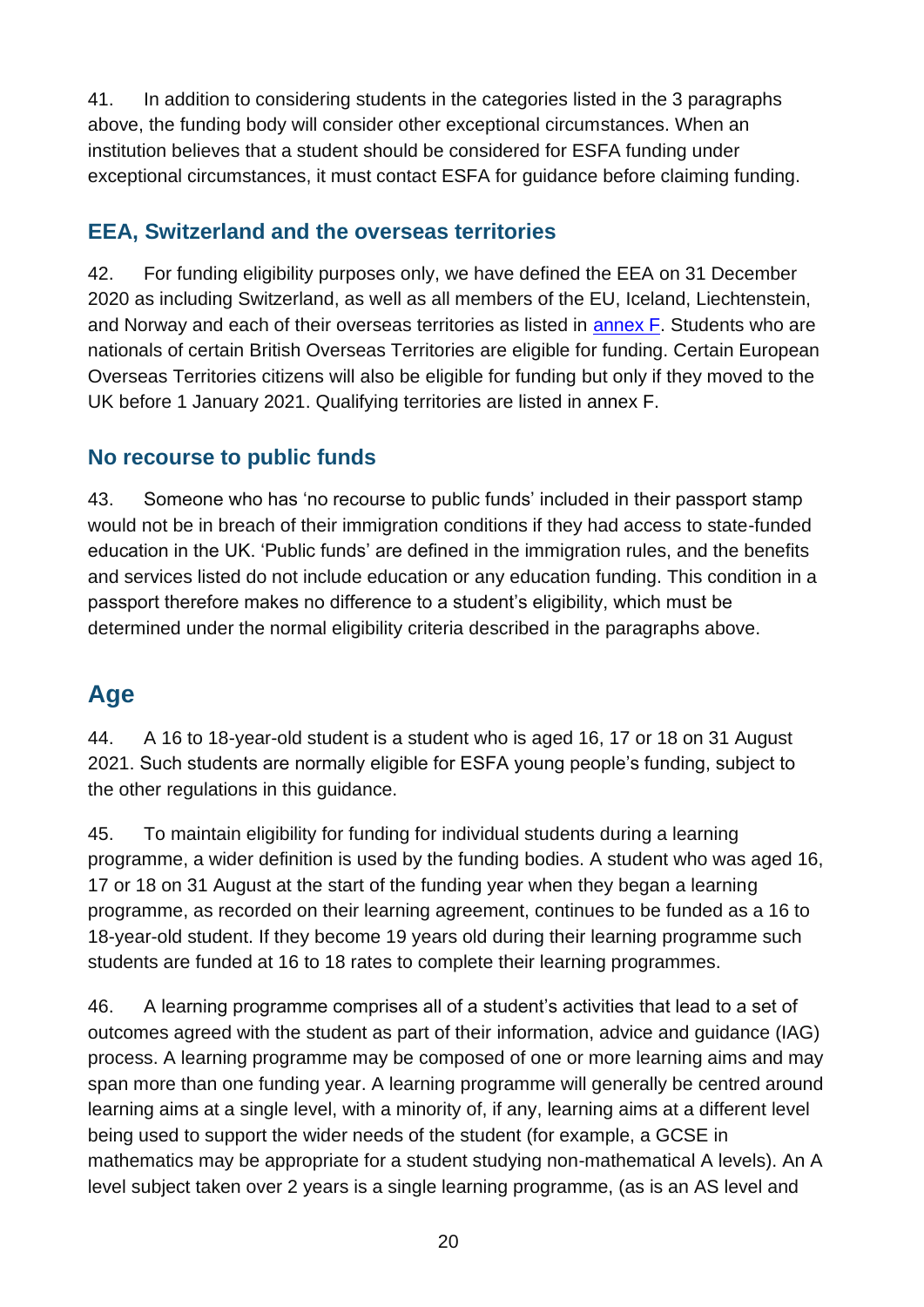41. In addition to considering students in the categories listed in the 3 paragraphs above, the funding body will consider other exceptional circumstances. When an institution believes that a student should be considered for ESFA funding under exceptional circumstances, it must contact ESFA for guidance before claiming funding.

### EEA, Switzerland and the overseas territories

42. For funding eligibility purposes only, we have defined the EEA on 31 December 2020 as including Switzerland, as well as all members of the EU, Iceland, Liechtenstein, and Norway and each of their overseas territories as listed in annex F. Students who are nationals of certain British Overseas Territories are eligible for funding. Certain European Overseas Territories citizens will also be eligible for funding but only if they moved to the UK before 1 January 2021. Qualifying territories are listed in annex F.

### No recourse to public funds

43. Someone who has 'no recourse to public funds' included in their passport stamp would not be in breach of their immigration conditions if they had access to state-funded education in the UK. 'Public funds' are defined in the immigration rules, and the benefits and services listed do not include education or any education funding. This condition in a passport therefore makes no difference to a student's eligibility, which must be determined under the normal eligibility criteria described in the paragraphs above.

## Age

44. A 16 to 18-year-old student is a student who is aged 16, 17 or 18 on 31 August 2021. Such students are normally eligible for ESFA young people's funding, subject to the other regulations in this guidance.

45. To maintain eligibility for funding for individual students during a learning programme, a wider definition is used by the funding bodies. A student who was aged 16, 17 or 18 on 31 August at the start of the funding year when they began a learning programme, as recorded on their learning agreement, continues to be funded as a 16 to 18-year-old student. If they become 19 years old during their learning programme such students are funded at 16 to 18 rates to complete their learning programmes.

46. A learning programme comprises all of a student's activities that lead to a set of outcomes agreed with the student as part of their information, advice and guidance (IAG) process. A learning programme may be composed of one or more learning aims and may span more than one funding year. A learning programme will generally be centred around learning aims at a single level, with a minority of, if any, learning aims at a different level being used to support the wider needs of the student (for example, a GCSE in mathematics may be appropriate for a student studying non-mathematical A levels). An A level subject taken over 2 years is a single learning programme, (as is an AS level and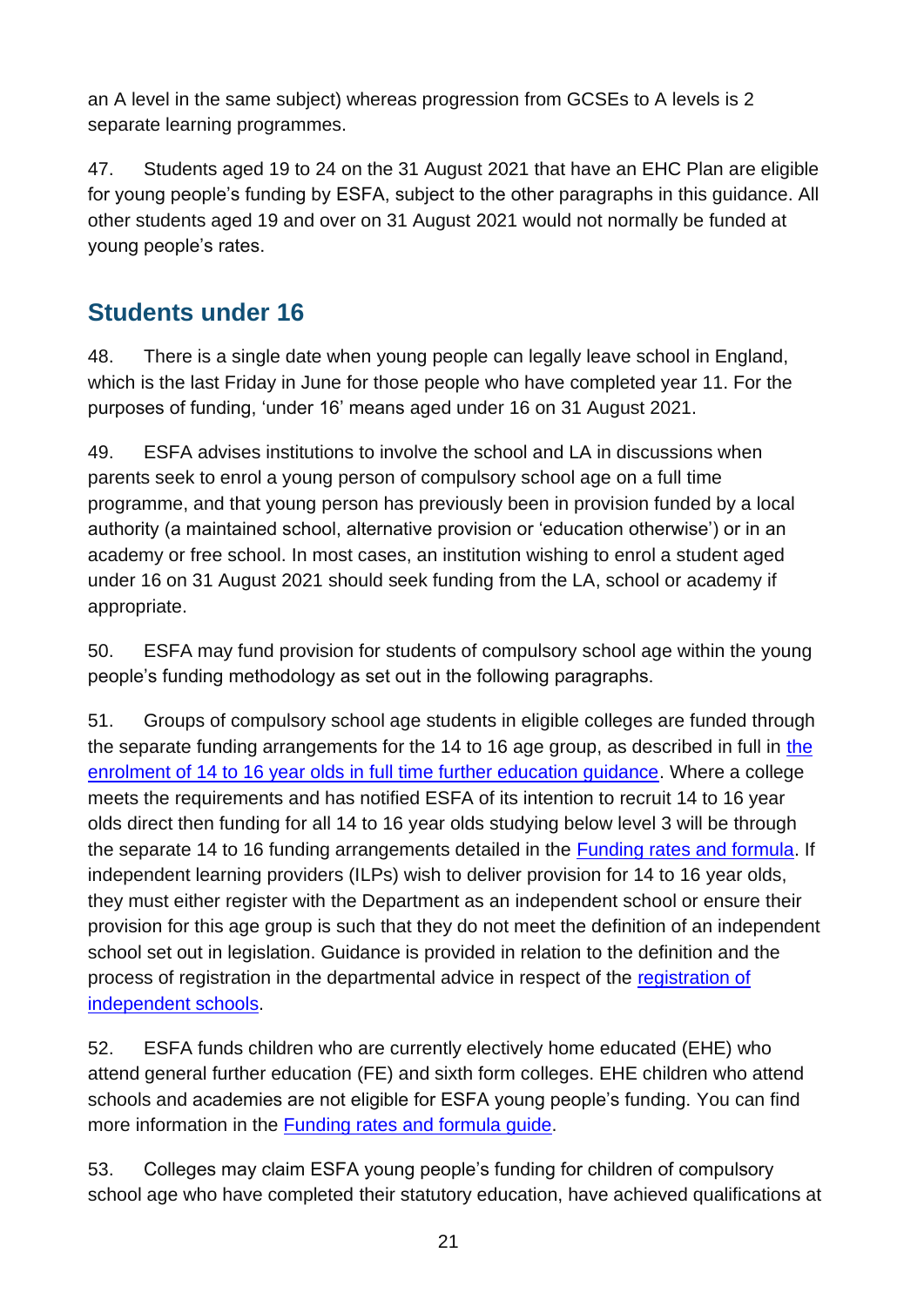an A level in the same subject) whereas progression from GCSEs to A levels is 2 separate learning programmes.

47. Students aged 19 to 24 on the 31 August 2021 that have an EHC Plan are eligible for young people's funding by ESFA, subject to the other paragraphs in this guidance. All other students aged 19 and over on 31 August 2021 would not normally be funded at young people's rates.

## Students under 16

48. There is a single date when young people can legally leave school in England, which is the last Friday in June for those people who have completed year 11. For the purposes of funding, 'under 16' means aged under 16 on 31 August 2021.

49. ESFA advises institutions to involve the school and LA in discussions when parents seek to enrol a young person of compulsory school age on a full time programme, and that young person has previously been in provision funded by a local authority (a maintained school, alternative provision or 'education otherwise') or in an academy or free school. In most cases, an institution wishing to enrol a student aged under 16 on 31 August 2021 should seek funding from the LA, school or academy if appropriate.

50. ESFA may fund provision for students of compulsory school age within the young people's funding methodology as set out in the following paragraphs.

51. Groups of compulsory school age students in eligible colleges are funded through the separate funding arrangements for the 14 to 16 age group, as described in full in the enrolment of 14 to 16 year olds in full time further education guidance. Where a college meets the requirements and has notified ESFA of its intention to recruit 14 to 16 year olds direct then funding for all 14 to 16 year olds studying below level 3 will be through the separate 14 to 16 funding arrangements detailed in the Funding rates and formula. If independent learning providers (ILPs) wish to deliver provision for 14 to 16 year olds, they must either register with the Department as an independent school or ensure their provision for this age group is such that they do not meet the definition of an independent school set out in legislation. Guidance is provided in relation to the definition and the process of registration in the departmental advice in respect of the registration of independent schools.

52. ESFA funds children who are currently electively home educated (EHE) who attend general further education (FE) and sixth form colleges. EHE children who attend schools and academies are not eligible for ESFA young people's funding. You can find more information in the Funding rates and formula guide.

53. Colleges may claim ESFA young people's funding for children of compulsory school age who have completed their statutory education, have achieved qualifications at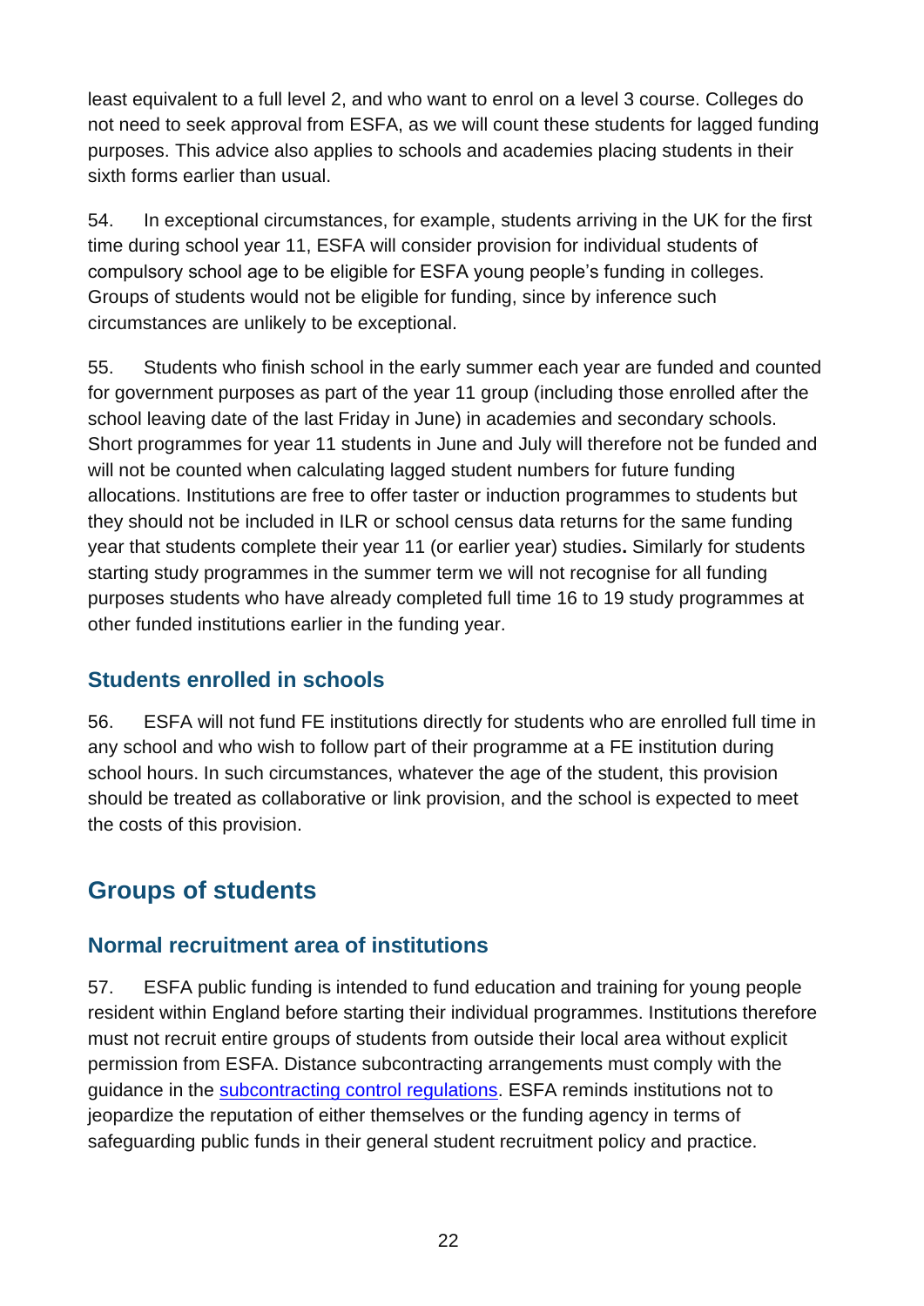least equivalent to a full level 2, and who want to enrol on a level 3 course. Colleges do not need to seek approval from ESFA, as we will count these students for lagged funding purposes. This advice also applies to schools and academies placing students in their sixth forms earlier than usual.

54. In exceptional circumstances, for example, students arriving in the UK for the first time during school year 11, ESFA will consider provision for individual students of compulsory school age to be eligible for ESFA young people's funding in colleges. Groups of students would not be eligible for funding, since by inference such circumstances are unlikely to be exceptional.

55. Students who finish school in the early summer each year are funded and counted for government purposes as part of the year 11 group (including those enrolled after the school leaving date of the last Friday in June) in academies and secondary schools. Short programmes for year 11 students in June and July will therefore not be funded and will not be counted when calculating lagged student numbers for future funding allocations. Institutions are free to offer taster or induction programmes to students but they should not be included in ILR or school census data returns for the same funding year that students complete their year 11 (or earlier year) studies**.** Similarly for students starting study programmes in the summer term we will not recognise for all funding purposes students who have already completed full time 16 to 19 study programmes at other funded institutions earlier in the funding year.

### Students enrolled in schools

56. ESFA will not fund FE institutions directly for students who are enrolled full time in any school and who wish to follow part of their programme at a FE institution during school hours. In such circumstances, whatever the age of the student, this provision should be treated as collaborative or link provision, and the school is expected to meet the costs of this provision.

## Groups of students

### Normal recruitment area of institutions

57. ESFA public funding is intended to fund education and training for young people resident within England before starting their individual programmes. Institutions therefore must not recruit entire groups of students from outside their local area without explicit permission from ESFA. Distance subcontracting arrangements must comply with the guidance in the [subcontracting control regulations](). ESFA reminds institutions not to jeopardize the reputation of either themselves or the funding agency in terms of safeguarding public funds in their general student recruitment policy and practice.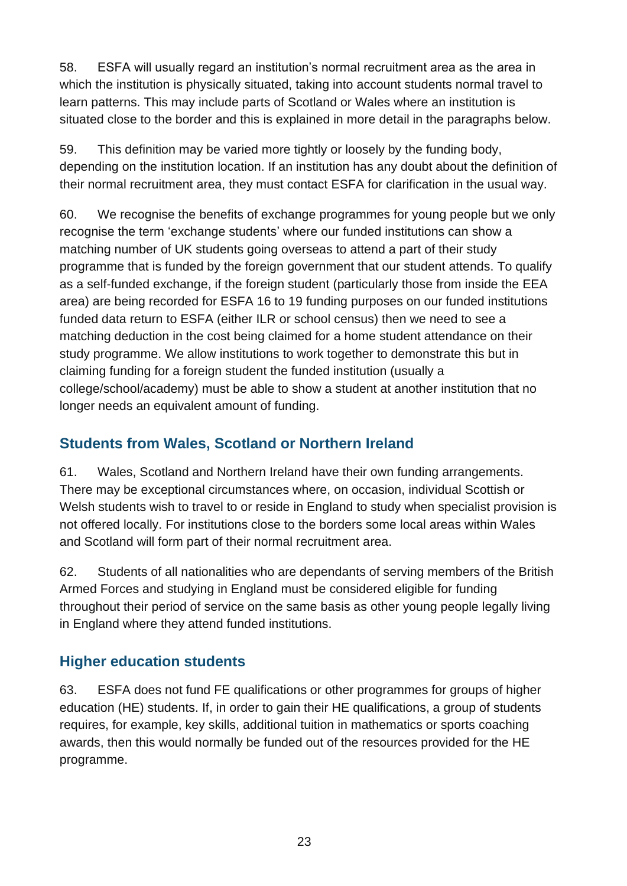58. ESFA will usually regard an institution's normal recruitment area as the area in which the institution is physically situated, taking into account students normal travel to learn patterns. This may include parts of Scotland or Wales where an institution is situated close to the border and this is explained in more detail in the paragraphs below.

59. This definition may be varied more tightly or loosely by the funding body, depending on the institution location. If an institution has any doubt about the definition of their normal recruitment area, they must contact ESFA for clarification in the usual way.

60. We recognise the benefits of exchange programmes for young people but we only recognise the term 'exchange students' where our funded institutions can show a matching number of UK students going overseas to attend a part of their study programme that is funded by the foreign government that our student attends. To qualify as a self-funded exchange, if the foreign student (particularly those from inside the EEA area) are being recorded for ESFA 16 to 19 funding purposes on our funded institutions funded data return to ESFA (either ILR or school census) then we need to see a matching deduction in the cost being claimed for a home student attendance on their study programme. We allow institutions to work together to demonstrate this but in claiming funding for a foreign student the funded institution (usually a college/school/academy) must be able to show a student at another institution that no longer needs an equivalent amount of funding.

## Students from Wales, Scotland or Northern Ireland

61. Wales, Scotland and Northern Ireland have their own funding arrangements. There may be exceptional circumstances where, on occasion, individual Scottish or Welsh students wish to travel to or reside in England to study when specialist provision is not offered locally. For institutions close to the borders some local areas within Wales and Scotland will form part of their normal recruitment area.

62. Students of all nationalities who are dependants of serving members of the British Armed Forces and studying in England must be considered eligible for funding throughout their period of service on the same basis as other young people legally living in England where they attend funded institutions.

## Higher education students

63. ESFA does not fund FE qualifications or other programmes for groups of higher education (HE) students. If, in order to gain their HE qualifications, a group of students requires, for example, key skills, additional tuition in mathematics or sports coaching awards, then this would normally be funded out of the resources provided for the HE programme.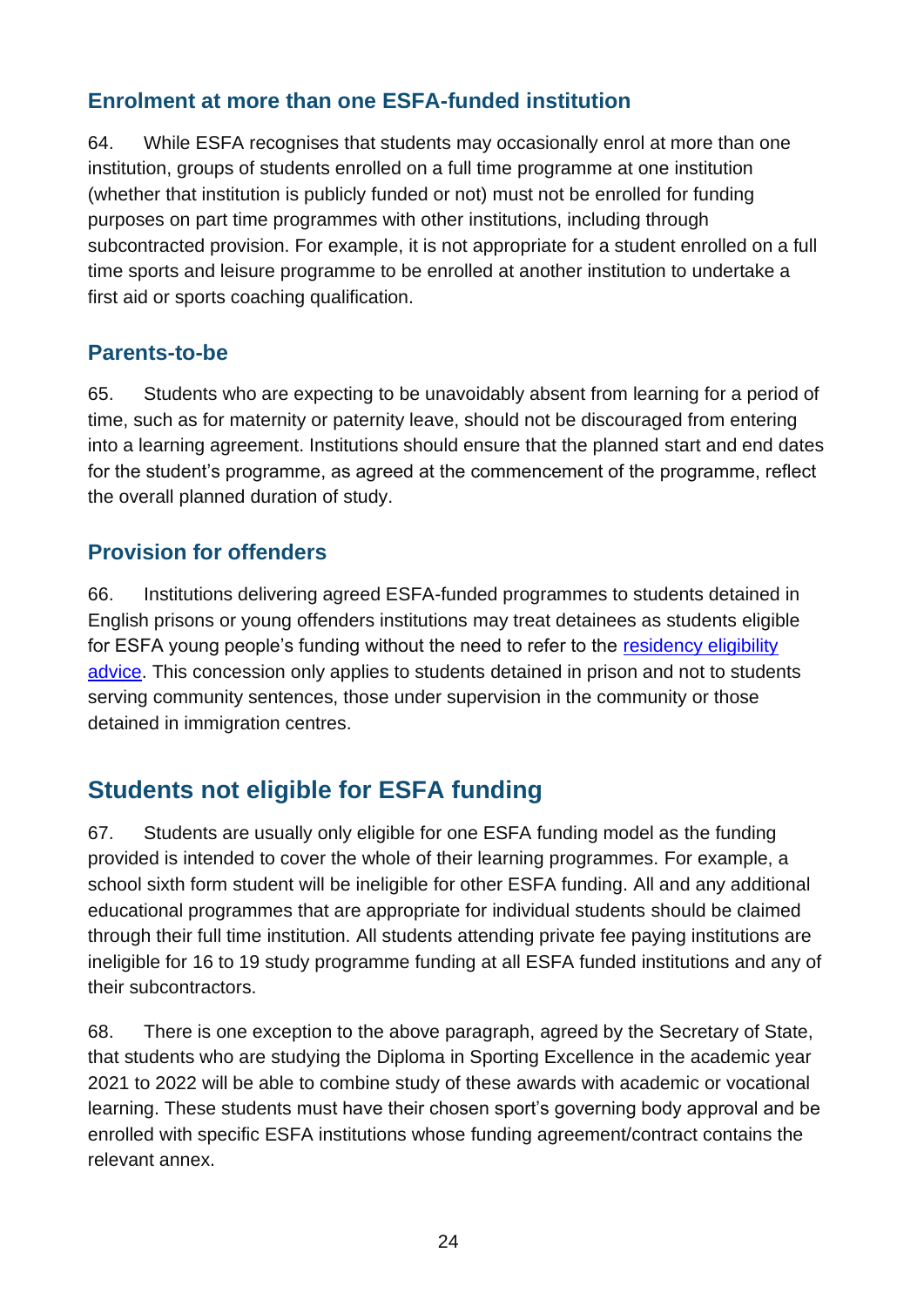### Enrolment at more than one ESFA-funded institution

64. While ESFA recognises that students may occasionally enrol at more than one institution, groups of students enrolled on a full time programme at one institution (whether that institution is publicly funded or not) must not be enrolled for funding purposes on part time programmes with other institutions, including through subcontracted provision. For example, it is not appropriate for a student enrolled on a full time sports and leisure programme to be enrolled at another institution to undertake a first aid or sports coaching qualification.

### Parents-to-be

65. Students who are expecting to be unavoidably absent from learning for a period of time, such as for maternity or paternity leave, should not be discouraged from entering into a learning agreement. Institutions should ensure that the planned start and end dates for the student's programme, as agreed at the commencement of the programme, reflect the overall planned duration of study.

### Provision for offenders

66. Institutions delivering agreed ESFA-funded programmes to students detained in English prisons or young offenders institutions may treat detainees as students eligible for ESFA young people's funding without the need to refer to the residency eligibility advice. This concession only applies to students detained in prison and not to students serving community sentences, those under supervision in the community or those detained in immigration centres.

## Students not eligible for ESFA funding

67. Students are usually only eligible for one ESFA funding model as the funding provided is intended to cover the whole of their learning programmes. For example, a school sixth form student will be ineligible for other ESFA funding. All and any additional educational programmes that are appropriate for individual students should be claimed through their full time institution. All students attending private fee paying institutions are ineligible for 16 to 19 study programme funding at all ESFA funded institutions and any of their subcontractors.

68. There is one exception to the above paragraph, agreed by the Secretary of State, that students who are studying the Diploma in Sporting Excellence in the academic year 2021 to 2022 will be able to combine study of these awards with academic or vocational learning. These students must have their chosen sport's governing body approval and be enrolled with specific ESFA institutions whose funding agreement/contract contains the relevant annex.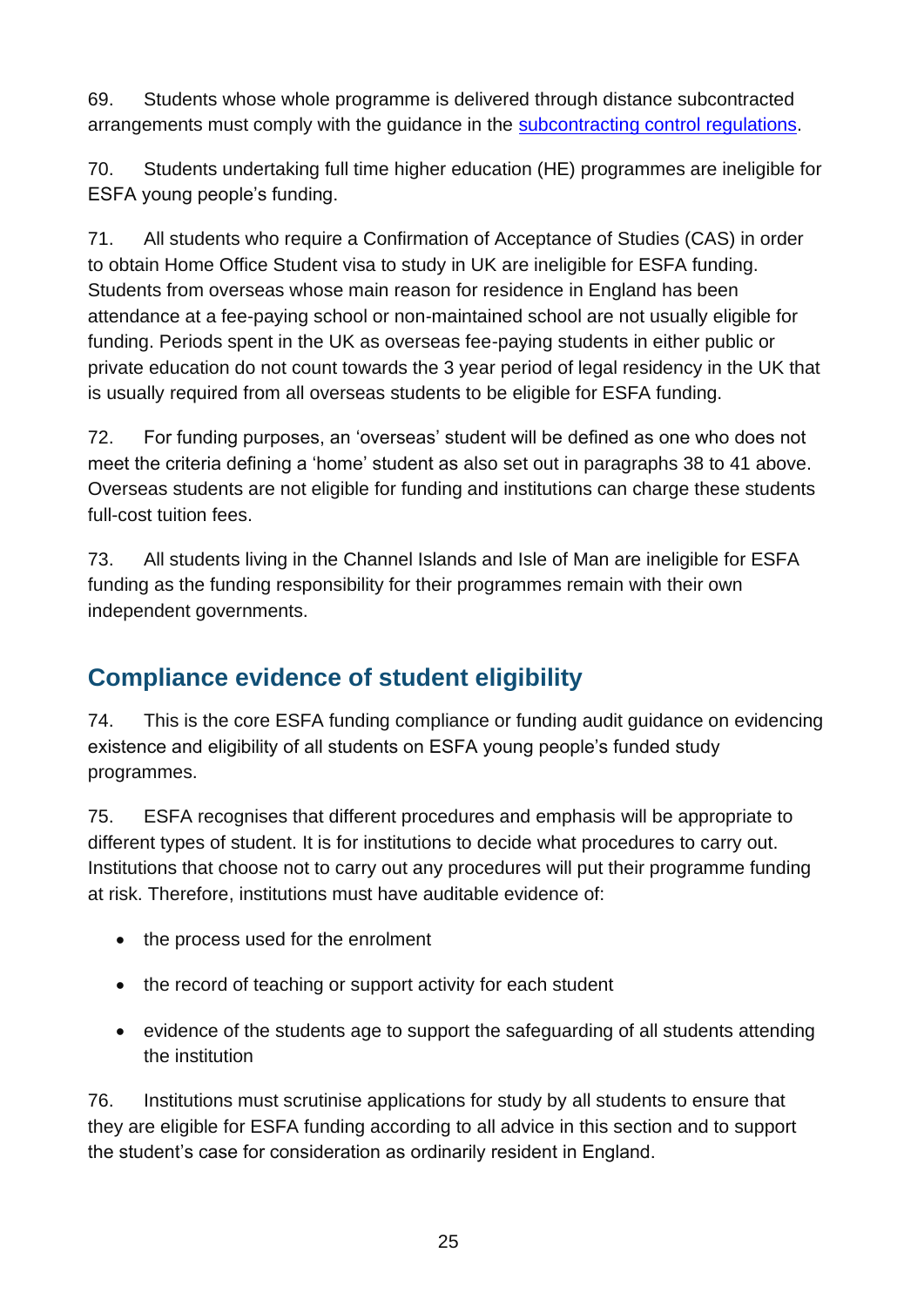69. Students whose whole programme is delivered through distance subcontracted arrangements must comply with the guidance in the [subcontracting control regulations](#).

70. Students undertaking full time higher education (HE) programmes are ineligible for ESFA young people's funding.

71. All students who require a Confirmation of Acceptance of Studies (CAS) in order to obtain Home Office Student visa to study in UK are ineligible for ESFA funding. Students from overseas whose main reason for residence in England has been attendance at a fee-paying school or non-maintained school are not usually eligible for funding. Periods spent in the UK as overseas fee-paying students in either public or private education do not count towards the 3 year period of legal residency in the UK that is usually required from all overseas students to be eligible for ESFA funding.

72. For funding purposes, an 'overseas' student will be defined as one who does not meet the criteria defining a 'home' student as also set out in paragraphs 38 to 41 above. Overseas students are not eligible for funding and institutions can charge these students full-cost tuition fees.

73. All students living in the Channel Islands and Isle of Man are ineligible for ESFA funding as the funding responsibility for their programmes remain with their own independent governments.

## Compliance evidence of student eligibility

74. This is the core ESFA funding compliance or funding audit guidance on evidencing existence and eligibility of all students on ESFA young people's funded study programmes.

75. ESFA recognises that different procedures and emphasis will be appropriate to different types of student. It is for institutions to decide what procedures to carry out. Institutions that choose not to carry out any procedures will put their programme funding at risk. Therefore, institutions must have auditable evidence of:

- the process used for the enrolment
- the record of teaching or support activity for each student
- evidence of the students age to support the safeguarding of all students attending the institution

76. Institutions must scrutinise applications for study by all students to ensure that they are eligible for ESFA funding according to all advice in this section and to support the student's case for consideration as ordinarily resident in England.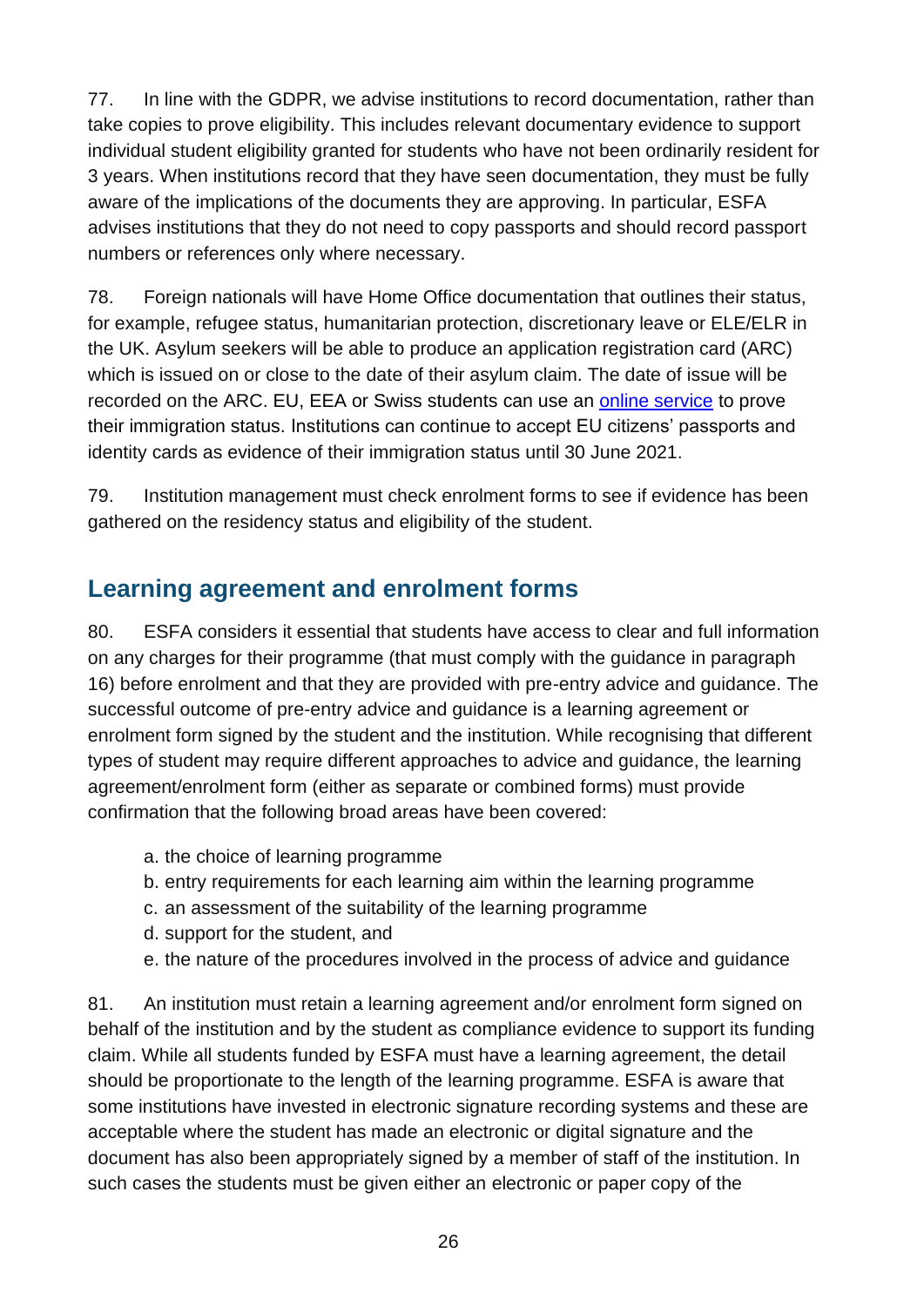77. In line with the GDPR, we advise institutions to record documentation, rather than take copies to prove eligibility. This includes relevant documentary evidence to support individual student eligibility granted for students who have not been ordinarily resident for 3 years. When institutions record that they have seen documentation, they must be fully aware of the implications of the documents they are approving. In particular, ESFA advises institutions that they do not need to copy passports and should record passport numbers or references only where necessary.

78. Foreign nationals will have Home Office documentation that outlines their status, for example, refugee status, humanitarian protection, discretionary leave or ELE/ELR in the UK. Asylum seekers will be able to produce an application registration card (ARC) which is issued on or close to the date of their asylum claim. The date of issue will be recorded on the ARC. EU, EEA or Swiss students can use an online service to prove their immigration status. Institutions can continue to accept EU citizens' passports and identity cards as evidence of their immigration status until 30 June 2021.

79. Institution management must check enrolment forms to see if evidence has been gathered on the residency status and eligibility of the student.

## Learning agreement and enrolment forms

80. ESFA considers it essential that students have access to clear and full information on any charges for their programme (that must comply with the guidance in paragraph 16) before enrolment and that they are provided with pre-entry advice and guidance. The successful outcome of pre-entry advice and guidance is a learning agreement or enrolment form signed by the student and the institution. While recognising that different types of student may require different approaches to advice and guidance, the learning agreement/enrolment form (either as separate or combined forms) must provide confirmation that the following broad areas have been covered:

a. the choice of learning programme
b. entry requirements for each learning aim within the learning programme
c. an assessment of the suitability of the learning programme
d. support for the student, and
e. the nature of the procedures involved in the process of advice and guidance

81. An institution must retain a learning agreement and/or enrolment form signed on behalf of the institution and by the student as compliance evidence to support its funding claim. While all students funded by ESFA must have a learning agreement, the detail should be proportionate to the length of the learning programme. ESFA is aware that some institutions have invested in electronic signature recording systems and these are acceptable where the student has made an electronic or digital signature and the document has also been appropriately signed by a member of staff of the institution. In such cases the students must be given either an electronic or paper copy of the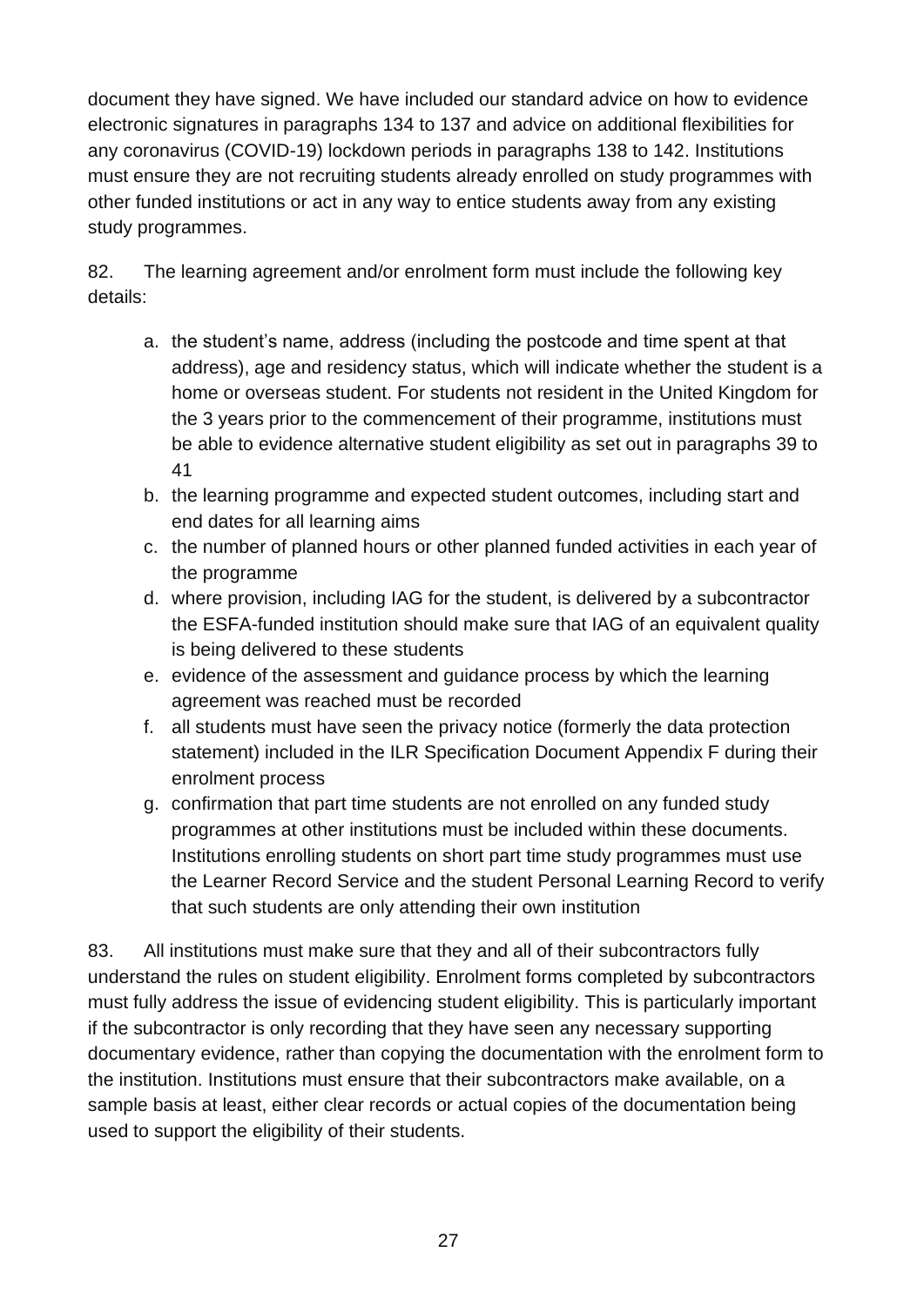document they have signed. We have included our standard advice on how to evidence electronic signatures in paragraphs 134 to 137 and advice on additional flexibilities for any coronavirus (COVID-19) lockdown periods in paragraphs 138 to 142. Institutions must ensure they are not recruiting students already enrolled on study programmes with other funded institutions or act in any way to entice students away from any existing study programmes.

82. The learning agreement and/or enrolment form must include the following key details:

a. the student's name, address (including the postcode and time spent at that address), age and residency status, which will indicate whether the student is a home or overseas student. For students not resident in the United Kingdom for the 3 years prior to the commencement of their programme, institutions must be able to evidence alternative student eligibility as set out in paragraphs 39 to 41
b. the learning programme and expected student outcomes, including start and end dates for all learning aims
c. the number of planned hours or other planned funded activities in each year of the programme
d. where provision, including IAG for the student, is delivered by a subcontractor the ESFA-funded institution should make sure that IAG of an equivalent quality is being delivered to these students
e. evidence of the assessment and guidance process by which the learning agreement was reached must be recorded
f. all students must have seen the privacy notice (formerly the data protection statement) included in the ILR Specification Document Appendix F during their enrolment process
g. confirmation that part time students are not enrolled on any funded study programmes at other institutions must be included within these documents. Institutions enrolling students on short part time study programmes must use the Learner Record Service and the student Personal Learning Record to verify that such students are only attending their own institution

83. All institutions must make sure that they and all of their subcontractors fully understand the rules on student eligibility. Enrolment forms completed by subcontractors must fully address the issue of evidencing student eligibility. This is particularly important if the subcontractor is only recording that they have seen any necessary supporting documentary evidence, rather than copying the documentation with the enrolment form to the institution. Institutions must ensure that their subcontractors make available, on a sample basis at least, either clear records or actual copies of the documentation being used to support the eligibility of their students.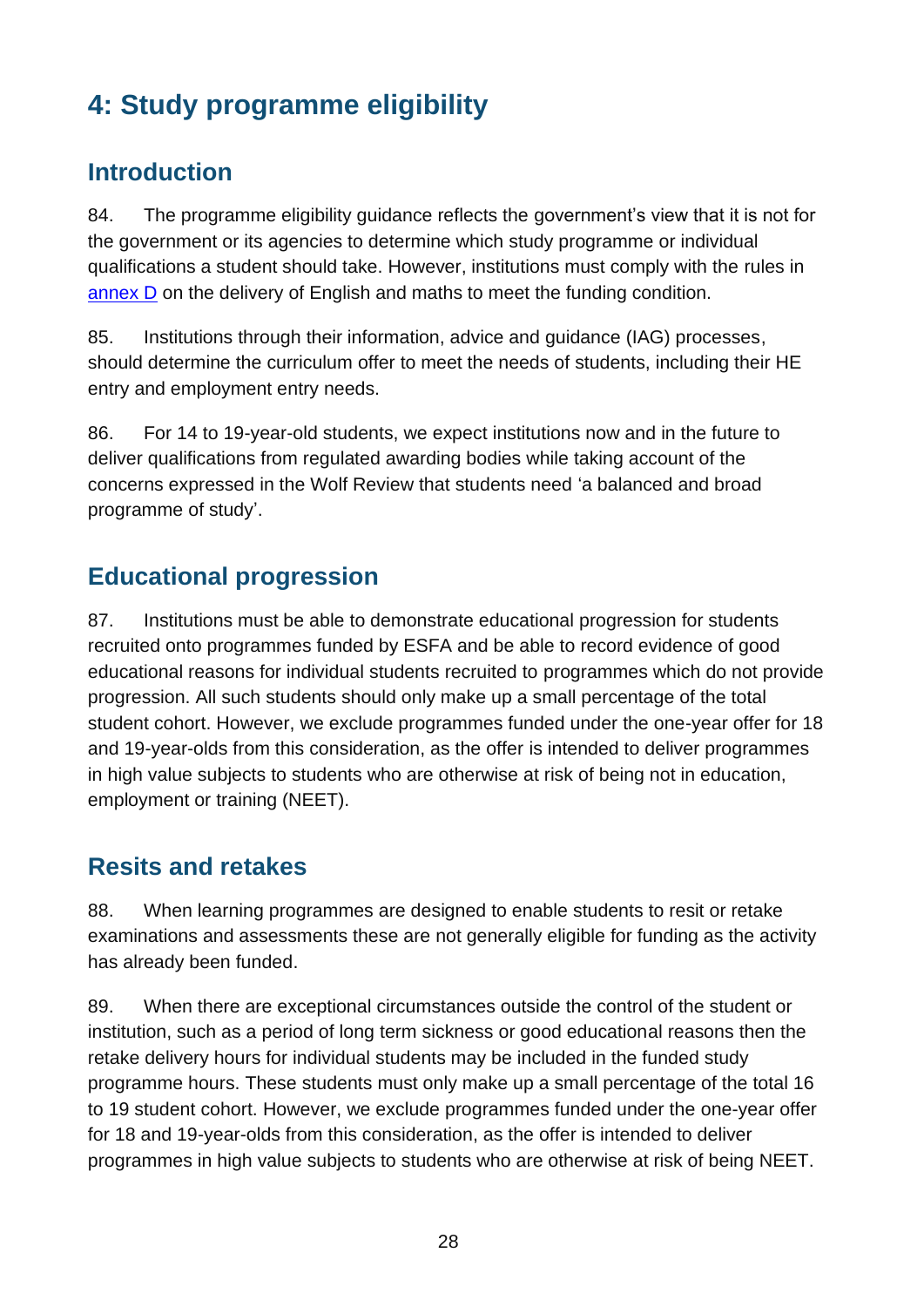# 4: Study programme eligibility

## Introduction

84. The programme eligibility guidance reflects the government's view that it is not for the government or its agencies to determine which study programme or individual qualifications a student should take. However, institutions must comply with the rules in annex D on the delivery of English and maths to meet the funding condition.

85. Institutions through their information, advice and guidance (IAG) processes, should determine the curriculum offer to meet the needs of students, including their HE entry and employment entry needs.

86. For 14 to 19-year-old students, we expect institutions now and in the future to deliver qualifications from regulated awarding bodies while taking account of the concerns expressed in the Wolf Review that students need 'a balanced and broad programme of study'.

## Educational progression

87. Institutions must be able to demonstrate educational progression for students recruited onto programmes funded by ESFA and be able to record evidence of good educational reasons for individual students recruited to programmes which do not provide progression. All such students should only make up a small percentage of the total student cohort. However, we exclude programmes funded under the one-year offer for 18 and 19-year-olds from this consideration, as the offer is intended to deliver programmes in high value subjects to students who are otherwise at risk of being not in education, employment or training (NEET).

## Resits and retakes

88. When learning programmes are designed to enable students to resit or retake examinations and assessments these are not generally eligible for funding as the activity has already been funded.

89. When there are exceptional circumstances outside the control of the student or institution, such as a period of long term sickness or good educational reasons then the retake delivery hours for individual students may be included in the funded study programme hours. These students must only make up a small percentage of the total 16 to 19 student cohort. However, we exclude programmes funded under the one-year offer for 18 and 19-year-olds from this consideration, as the offer is intended to deliver programmes in high value subjects to students who are otherwise at risk of being NEET.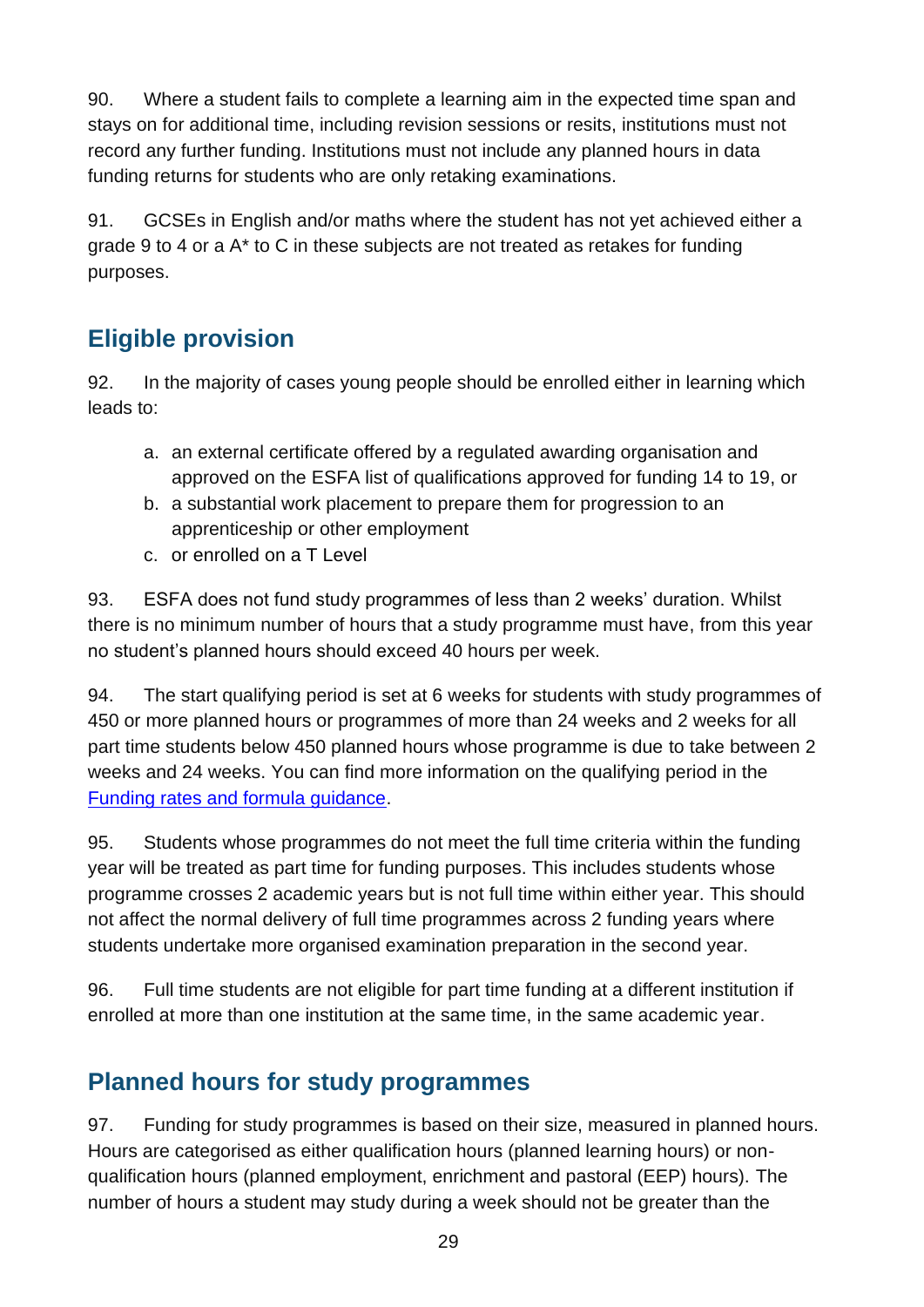90. Where a student fails to complete a learning aim in the expected time span and stays on for additional time, including revision sessions or resits, institutions must not record any further funding. Institutions must not include any planned hours in data funding returns for students who are only retaking examinations.

91. GCSEs in English and/or maths where the student has not yet achieved either a grade 9 to 4 or a A* to C in these subjects are not treated as retakes for funding purposes.

## Eligible provision

92. In the majority of cases young people should be enrolled either in learning which leads to:

a. an external certificate offered by a regulated awarding organisation and approved on the ESFA list of qualifications approved for funding 14 to 19, or
b. a substantial work placement to prepare them for progression to an apprenticeship or other employment
c. or enrolled on a T Level

93. ESFA does not fund study programmes of less than 2 weeks' duration. Whilst there is no minimum number of hours that a study programme must have, from this year no student's planned hours should exceed 40 hours per week.

94. The start qualifying period is set at 6 weeks for students with study programmes of 450 or more planned hours or programmes of more than 24 weeks and 2 weeks for all part time students below 450 planned hours whose programme is due to take between 2 weeks and 24 weeks. You can find more information on the qualifying period in the [Funding rates and formula guidance](#).

95. Students whose programmes do not meet the full time criteria within the funding year will be treated as part time for funding purposes. This includes students whose programme crosses 2 academic years but is not full time within either year. This should not affect the normal delivery of full time programmes across 2 funding years where students undertake more organised examination preparation in the second year.

96. Full time students are not eligible for part time funding at a different institution if enrolled at more than one institution at the same time, in the same academic year.

## Planned hours for study programmes

97. Funding for study programmes is based on their size, measured in planned hours. Hours are categorised as either qualification hours (planned learning hours) or non-qualification hours (planned employment, enrichment and pastoral (EEP) hours). The number of hours a student may study during a week should not be greater than the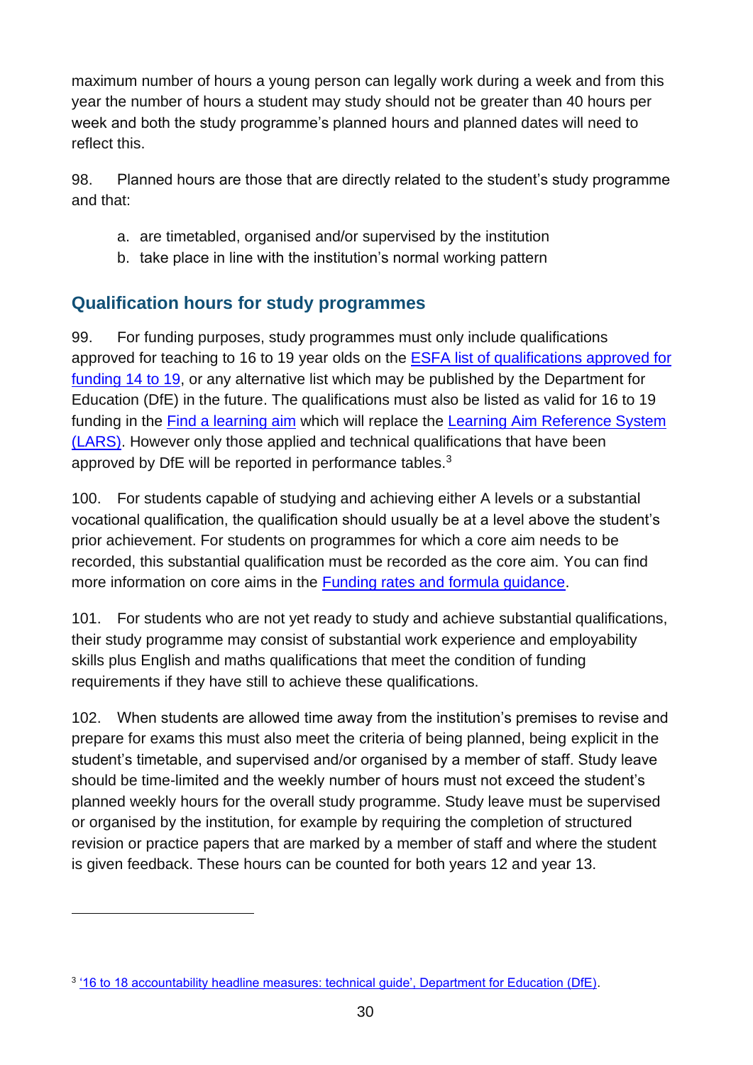maximum number of hours a young person can legally work during a week and from this year the number of hours a student may study should not be greater than 40 hours per week and both the study programme's planned hours and planned dates will need to reflect this.

98. Planned hours are those that are directly related to the student's study programme and that:

a. are timetabled, organised and/or supervised by the institution
b. take place in line with the institution's normal working pattern

## Qualification hours for study programmes

99. For funding purposes, study programmes must only include qualifications approved for teaching to 16 to 19 year olds on the [ESFA list of qualifications approved for funding 14 to 19](), or any alternative list which may be published by the Department for Education (DfE) in the future. The qualifications must also be listed as valid for 16 to 19 funding in the [Find a learning aim]() which will replace the [Learning Aim Reference System (LARS)](). However only those applied and technical qualifications that have been approved by DfE will be reported in performance tables.[3]

100. For students capable of studying and achieving either A levels or a substantial vocational qualification, the qualification should usually be at a level above the student's prior achievement. For students on programmes for which a core aim needs to be recorded, this substantial qualification must be recorded as the core aim. You can find more information on core aims in the [Funding rates and formula guidance]().

101. For students who are not yet ready to study and achieve substantial qualifications, their study programme may consist of substantial work experience and employability skills plus English and maths qualifications that meet the condition of funding requirements if they have still to achieve these qualifications.

102. When students are allowed time away from the institution's premises to revise and prepare for exams this must also meet the criteria of being planned, being explicit in the student's timetable, and supervised and/or organised by a member of staff. Study leave should be time-limited and the weekly number of hours must not exceed the student's planned weekly hours for the overall study programme. Study leave must be supervised or organised by the institution, for example by requiring the completion of structured revision or practice papers that are marked by a member of staff and where the student is given feedback. These hours can be counted for both years 12 and year 13.

[3] ['16 to 18 accountability headline measures: technical guide', Department for Education (DfE)]().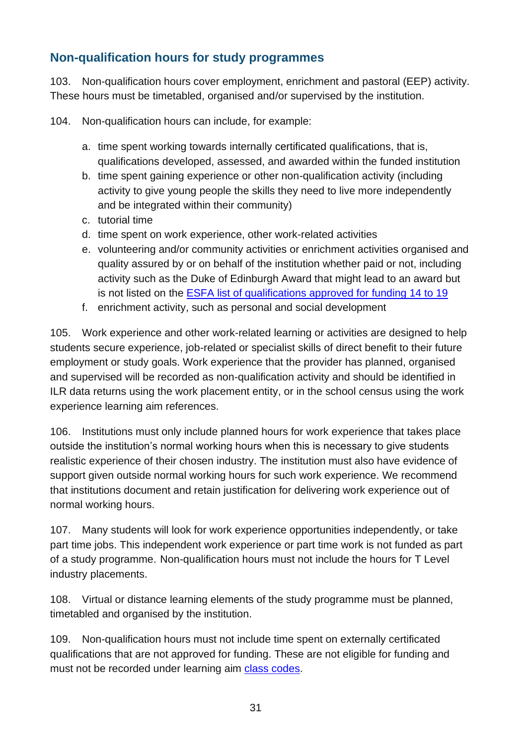## Non-qualification hours for study programmes

103. Non-qualification hours cover employment, enrichment and pastoral (EEP) activity. These hours must be timetabled, organised and/or supervised by the institution.

104. Non-qualification hours can include, for example:

a. time spent working towards internally certificated qualifications, that is, qualifications developed, assessed, and awarded within the funded institution
b. time spent gaining experience or other non-qualification activity (including activity to give young people the skills they need to live more independently and be integrated within their community)
c. tutorial time
d. time spent on work experience, other work-related activities
e. volunteering and/or community activities or enrichment activities organised and quality assured by or on behalf of the institution whether paid or not, including activity such as the Duke of Edinburgh Award that might lead to an award but is not listed on the [ESFA list of qualifications approved for funding 14 to 19](#)
f. enrichment activity, such as personal and social development

105. Work experience and other work-related learning or activities are designed to help students secure experience, job-related or specialist skills of direct benefit to their future employment or study goals. Work experience that the provider has planned, organised and supervised will be recorded as non-qualification activity and should be identified in ILR data returns using the work placement entity, or in the school census using the work experience learning aim references.

106. Institutions must only include planned hours for work experience that takes place outside the institution's normal working hours when this is necessary to give students realistic experience of their chosen industry. The institution must also have evidence of support given outside normal working hours for such work experience. We recommend that institutions document and retain justification for delivering work experience out of normal working hours.

107. Many students will look for work experience opportunities independently, or take part time jobs. This independent work experience or part time work is not funded as part of a study programme. Non-qualification hours must not include the hours for T Level industry placements.

108. Virtual or distance learning elements of the study programme must be planned, timetabled and organised by the institution.

109. Non-qualification hours must not include time spent on externally certificated qualifications that are not approved for funding. These are not eligible for funding and must not be recorded under learning aim [class codes](#).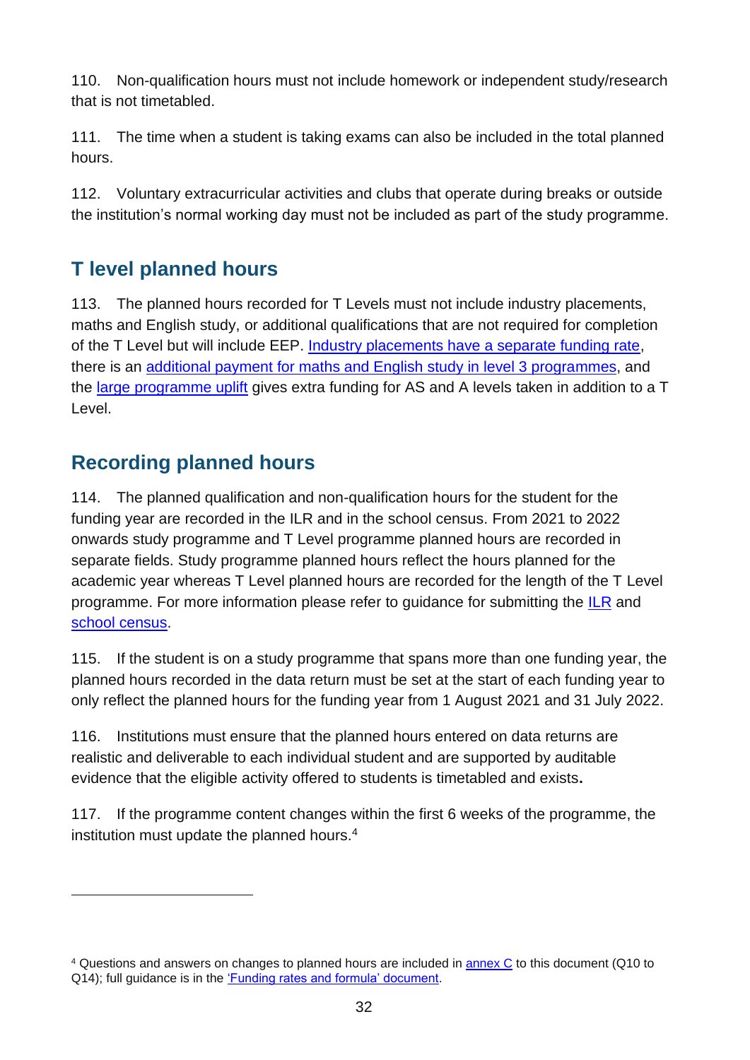110. Non-qualification hours must not include homework or independent study/research that is not timetabled.

111. The time when a student is taking exams can also be included in the total planned hours.

112. Voluntary extracurricular activities and clubs that operate during breaks or outside the institution's normal working day must not be included as part of the study programme.

## T level planned hours

113. The planned hours recorded for T Levels must not include industry placements, maths and English study, or additional qualifications that are not required for completion of the T Level but will include EEP. Industry placements have a separate funding rate, there is an additional payment for maths and English study in level 3 programmes, and the large programme uplift gives extra funding for AS and A levels taken in addition to a T Level.

## Recording planned hours

114. The planned qualification and non-qualification hours for the student for the funding year are recorded in the ILR and in the school census. From 2021 to 2022 onwards study programme and T Level programme planned hours are recorded in separate fields. Study programme planned hours reflect the hours planned for the academic year whereas T Level planned hours are recorded for the length of the T Level programme. For more information please refer to guidance for submitting the ILR and school census.

115. If the student is on a study programme that spans more than one funding year, the planned hours recorded in the data return must be set at the start of each funding year to only reflect the planned hours for the funding year from 1 August 2021 and 31 July 2022.

116. Institutions must ensure that the planned hours entered on data returns are realistic and deliverable to each individual student and are supported by auditable evidence that the eligible activity offered to students is timetabled and exists.

117. If the programme content changes within the first 6 weeks of the programme, the institution must update the planned hours.[4]

---

[4] Questions and answers on changes to planned hours are included in annex C to this document (Q10 to Q14); full guidance is in the 'Funding rates and formula' document.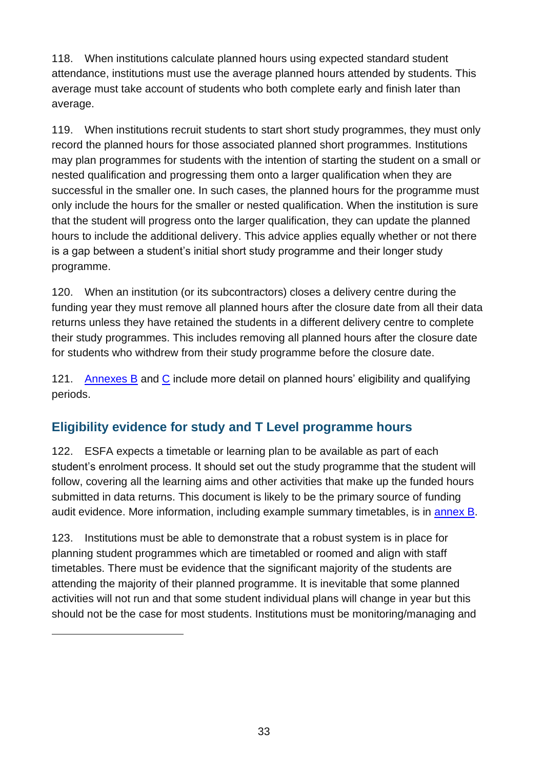118. When institutions calculate planned hours using expected standard student attendance, institutions must use the average planned hours attended by students. This average must take account of students who both complete early and finish later than average.

119. When institutions recruit students to start short study programmes, they must only record the planned hours for those associated planned short programmes. Institutions may plan programmes for students with the intention of starting the student on a small or nested qualification and progressing them onto a larger qualification when they are successful in the smaller one. In such cases, the planned hours for the programme must only include the hours for the smaller or nested qualification. When the institution is sure that the student will progress onto the larger qualification, they can update the planned hours to include the additional delivery. This advice applies equally whether or not there is a gap between a student's initial short study programme and their longer study programme.

120. When an institution (or its subcontractors) closes a delivery centre during the funding year they must remove all planned hours after the closure date from all their data returns unless they have retained the students in a different delivery centre to complete their study programmes. This includes removing all planned hours after the closure date for students who withdrew from their study programme before the closure date.

121. Annexes B and C include more detail on planned hours' eligibility and qualifying periods.

## Eligibility evidence for study and T Level programme hours

122. ESFA expects a timetable or learning plan to be available as part of each student's enrolment process. It should set out the study programme that the student will follow, covering all the learning aims and other activities that make up the funded hours submitted in data returns. This document is likely to be the primary source of funding audit evidence. More information, including example summary timetables, is in annex B.

123. Institutions must be able to demonstrate that a robust system is in place for planning student programmes which are timetabled or roomed and align with staff timetables. There must be evidence that the significant majority of the students are attending the majority of their planned programme. It is inevitable that some planned activities will not run and that some student individual plans will change in year but this should not be the case for most students. Institutions must be monitoring/managing and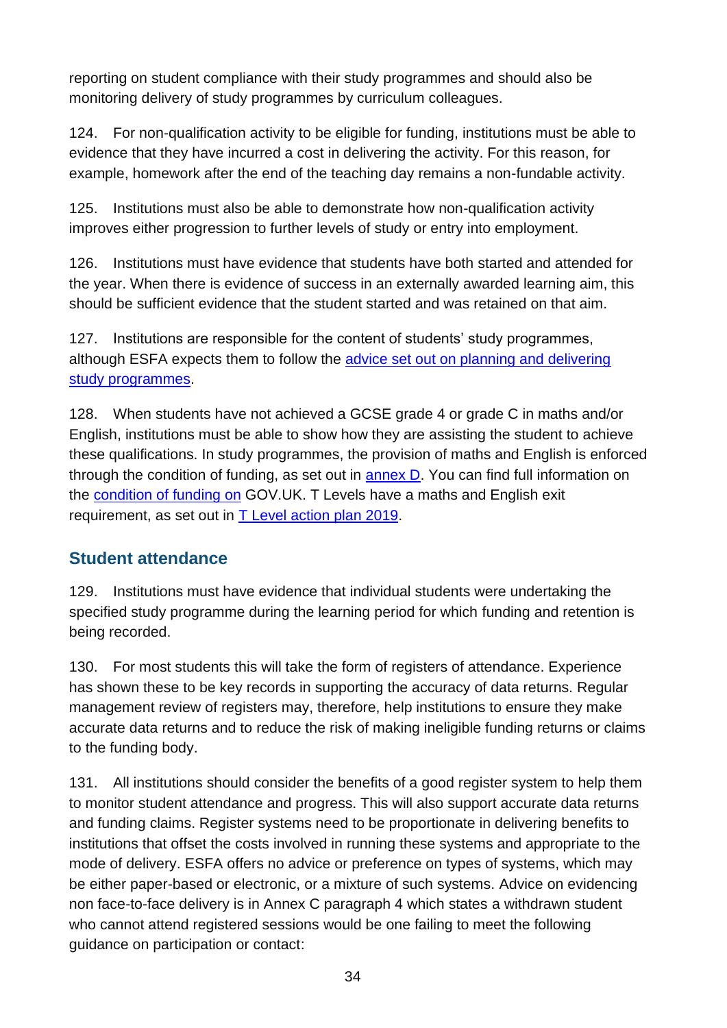reporting on student compliance with their study programmes and should also be monitoring delivery of study programmes by curriculum colleagues.

124. For non-qualification activity to be eligible for funding, institutions must be able to evidence that they have incurred a cost in delivering the activity. For this reason, for example, homework after the end of the teaching day remains a non-fundable activity.

125. Institutions must also be able to demonstrate how non-qualification activity improves either progression to further levels of study or entry into employment.

126. Institutions must have evidence that students have both started and attended for the year. When there is evidence of success in an externally awarded learning aim, this should be sufficient evidence that the student started and was retained on that aim.

127. Institutions are responsible for the content of students' study programmes, although ESFA expects them to follow the [advice set out on planning and delivering study programmes](#).

128. When students have not achieved a GCSE grade 4 or grade C in maths and/or English, institutions must be able to show how they are assisting the student to achieve these qualifications. In study programmes, the provision of maths and English is enforced through the condition of funding, as set out in [annex D](#). You can find full information on the [condition of funding on](#) GOV.UK. T Levels have a maths and English exit requirement, as set out in [T Level action plan 2019](#).

## Student attendance

129. Institutions must have evidence that individual students were undertaking the specified study programme during the learning period for which funding and retention is being recorded.

130. For most students this will take the form of registers of attendance. Experience has shown these to be key records in supporting the accuracy of data returns. Regular management review of registers may, therefore, help institutions to ensure they make accurate data returns and to reduce the risk of making ineligible funding returns or claims to the funding body.

131. All institutions should consider the benefits of a good register system to help them to monitor student attendance and progress. This will also support accurate data returns and funding claims. Register systems need to be proportionate in delivering benefits to institutions that offset the costs involved in running these systems and appropriate to the mode of delivery. ESFA offers no advice or preference on types of systems, which may be either paper-based or electronic, or a mixture of such systems. Advice on evidencing non face-to-face delivery is in Annex C paragraph 4 which states a withdrawn student who cannot attend registered sessions would be one failing to meet the following guidance on participation or contact: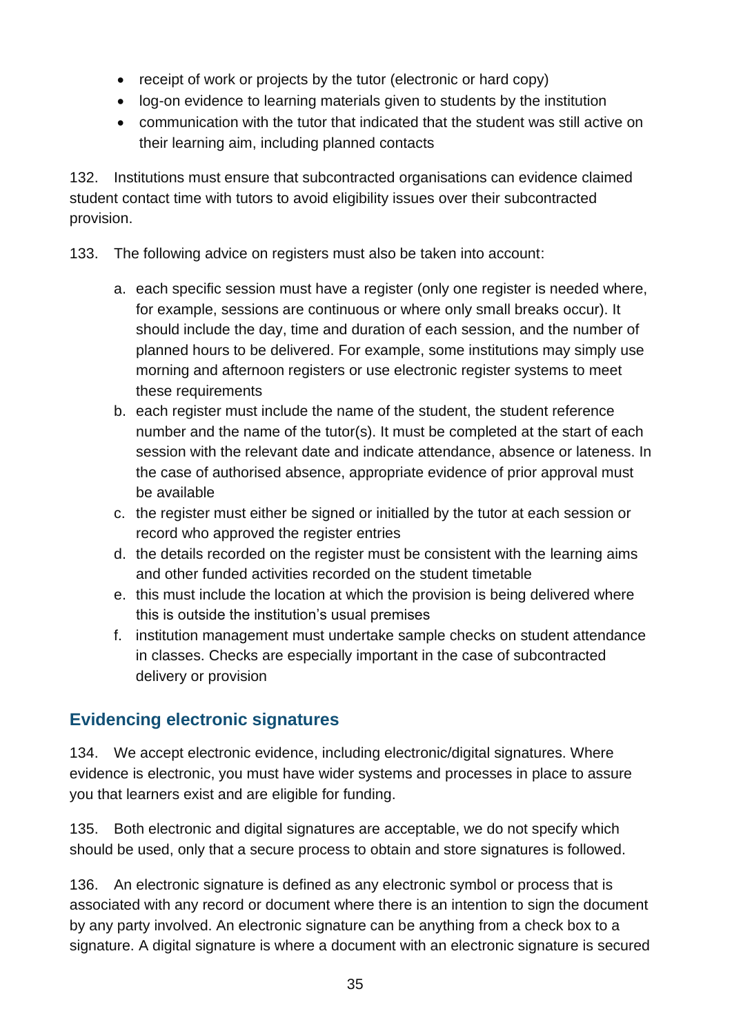- receipt of work or projects by the tutor (electronic or hard copy)
- log-on evidence to learning materials given to students by the institution
- communication with the tutor that indicated that the student was still active on their learning aim, including planned contacts

132. Institutions must ensure that subcontracted organisations can evidence claimed student contact time with tutors to avoid eligibility issues over their subcontracted provision.

133. The following advice on registers must also be taken into account:

a. each specific session must have a register (only one register is needed where, for example, sessions are continuous or where only small breaks occur). It should include the day, time and duration of each session, and the number of planned hours to be delivered. For example, some institutions may simply use morning and afternoon registers or use electronic register systems to meet these requirements
b. each register must include the name of the student, the student reference number and the name of the tutor(s). It must be completed at the start of each session with the relevant date and indicate attendance, absence or lateness. In the case of authorised absence, appropriate evidence of prior approval must be available
c. the register must either be signed or initialled by the tutor at each session or record who approved the register entries
d. the details recorded on the register must be consistent with the learning aims and other funded activities recorded on the student timetable
e. this must include the location at which the provision is being delivered where this is outside the institution's usual premises
f. institution management must undertake sample checks on student attendance in classes. Checks are especially important in the case of subcontracted delivery or provision

## Evidencing electronic signatures

134. We accept electronic evidence, including electronic/digital signatures. Where evidence is electronic, you must have wider systems and processes in place to assure you that learners exist and are eligible for funding.

135. Both electronic and digital signatures are acceptable, we do not specify which should be used, only that a secure process to obtain and store signatures is followed.

136. An electronic signature is defined as any electronic symbol or process that is associated with any record or document where there is an intention to sign the document by any party involved. An electronic signature can be anything from a check box to a signature. A digital signature is where a document with an electronic signature is secured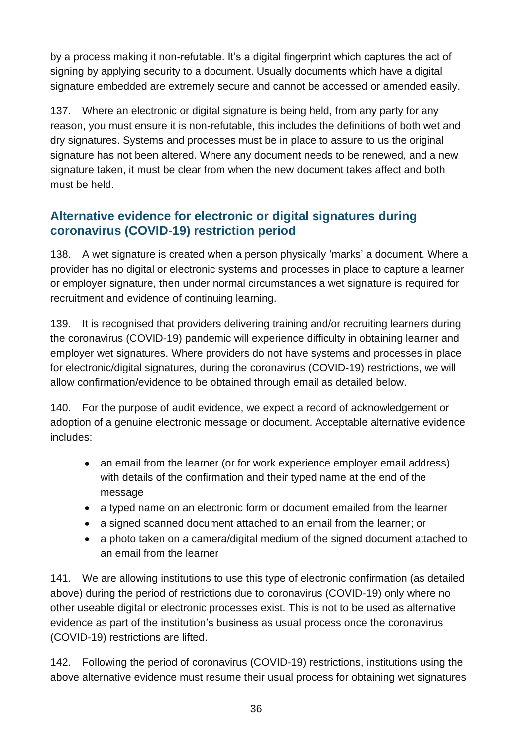by a process making it non-refutable. It's a digital fingerprint which captures the act of signing by applying security to a document. Usually documents which have a digital signature embedded are extremely secure and cannot be accessed or amended easily.

137. Where an electronic or digital signature is being held, from any party for any reason, you must ensure it is non-refutable, this includes the definitions of both wet and dry signatures. Systems and processes must be in place to assure to us the original signature has not been altered. Where any document needs to be renewed, and a new signature taken, it must be clear from when the new document takes affect and both must be held.

## Alternative evidence for electronic or digital signatures during coronavirus (COVID-19) restriction period

138. A wet signature is created when a person physically 'marks' a document. Where a provider has no digital or electronic systems and processes in place to capture a learner or employer signature, then under normal circumstances a wet signature is required for recruitment and evidence of continuing learning.

139. It is recognised that providers delivering training and/or recruiting learners during the coronavirus (COVID-19) pandemic will experience difficulty in obtaining learner and employer wet signatures. Where providers do not have systems and processes in place for electronic/digital signatures, during the coronavirus (COVID-19) restrictions, we will allow confirmation/evidence to be obtained through email as detailed below.

140. For the purpose of audit evidence, we expect a record of acknowledgement or adoption of a genuine electronic message or document. Acceptable alternative evidence includes:

- an email from the learner (or for work experience employer email address) with details of the confirmation and their typed name at the end of the message
- a typed name on an electronic form or document emailed from the learner
- a signed scanned document attached to an email from the learner; or
- a photo taken on a camera/digital medium of the signed document attached to an email from the learner

141. We are allowing institutions to use this type of electronic confirmation (as detailed above) during the period of restrictions due to coronavirus (COVID-19) only where no other useable digital or electronic processes exist. This is not to be used as alternative evidence as part of the institution's business as usual process once the coronavirus (COVID-19) restrictions are lifted.

142. Following the period of coronavirus (COVID-19) restrictions, institutions using the above alternative evidence must resume their usual process for obtaining wet signatures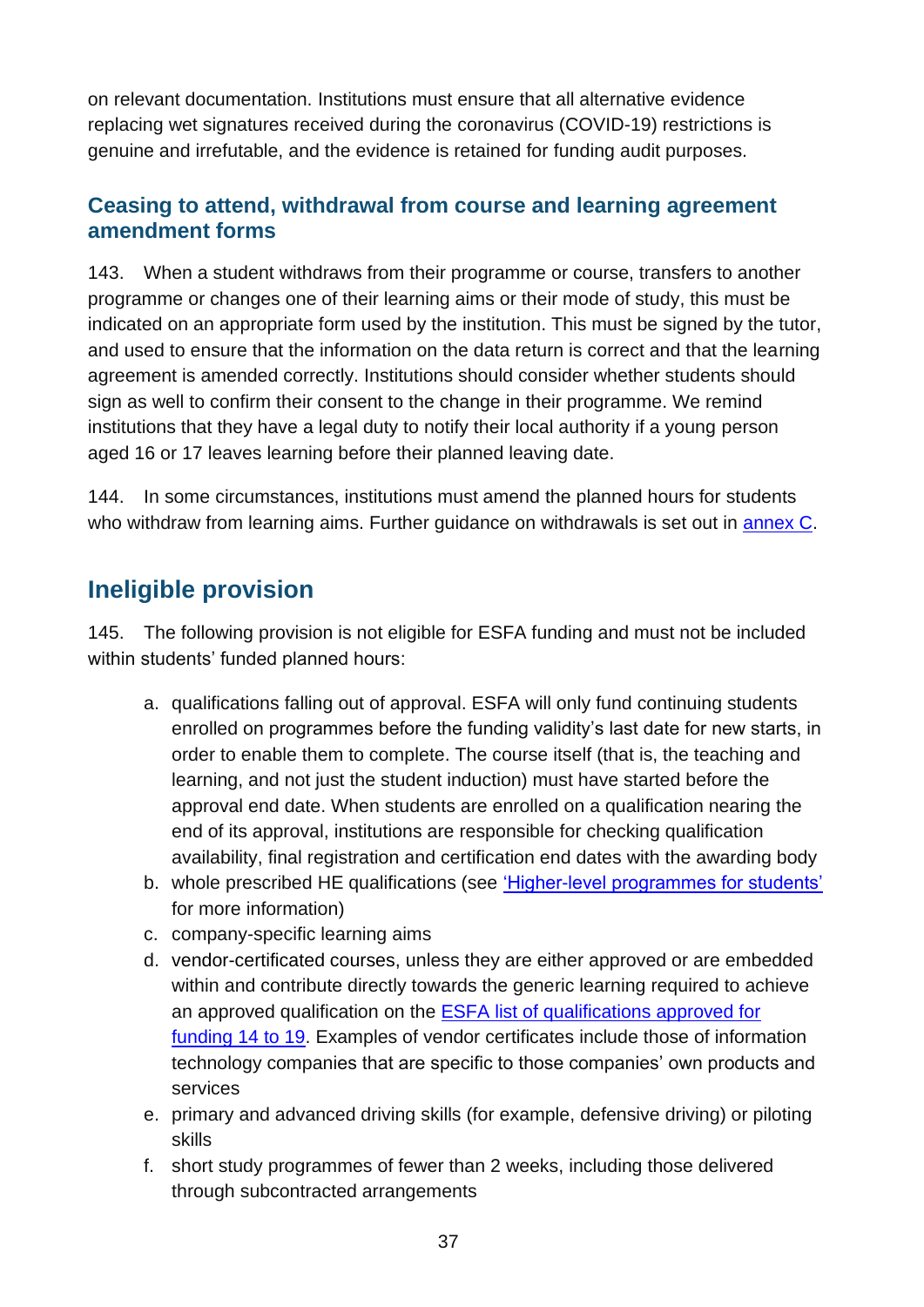on relevant documentation. Institutions must ensure that all alternative evidence replacing wet signatures received during the coronavirus (COVID-19) restrictions is genuine and irrefutable, and the evidence is retained for funding audit purposes.

### Ceasing to attend, withdrawal from course and learning agreement amendment forms

143. When a student withdraws from their programme or course, transfers to another programme or changes one of their learning aims or their mode of study, this must be indicated on an appropriate form used by the institution. This must be signed by the tutor, and used to ensure that the information on the data return is correct and that the learning agreement is amended correctly. Institutions should consider whether students should sign as well to confirm their consent to the change in their programme. We remind institutions that they have a legal duty to notify their local authority if a young person aged 16 or 17 leaves learning before their planned leaving date.

144. In some circumstances, institutions must amend the planned hours for students who withdraw from learning aims. Further guidance on withdrawals is set out in annex C.

## Ineligible provision

145. The following provision is not eligible for ESFA funding and must not be included within students' funded planned hours:

a. qualifications falling out of approval. ESFA will only fund continuing students enrolled on programmes before the funding validity's last date for new starts, in order to enable them to complete. The course itself (that is, the teaching and learning, and not just the student induction) must have started before the approval end date. When students are enrolled on a qualification nearing the end of its approval, institutions are responsible for checking qualification availability, final registration and certification end dates with the awarding body
b. whole prescribed HE qualifications (see 'Higher-level programmes for students' for more information)
c. company-specific learning aims
d. vendor-certificated courses, unless they are either approved or are embedded within and contribute directly towards the generic learning required to achieve an approved qualification on the ESFA list of qualifications approved for funding 14 to 19. Examples of vendor certificates include those of information technology companies that are specific to those companies' own products and services
e. primary and advanced driving skills (for example, defensive driving) or piloting skills
f. short study programmes of fewer than 2 weeks, including those delivered through subcontracted arrangements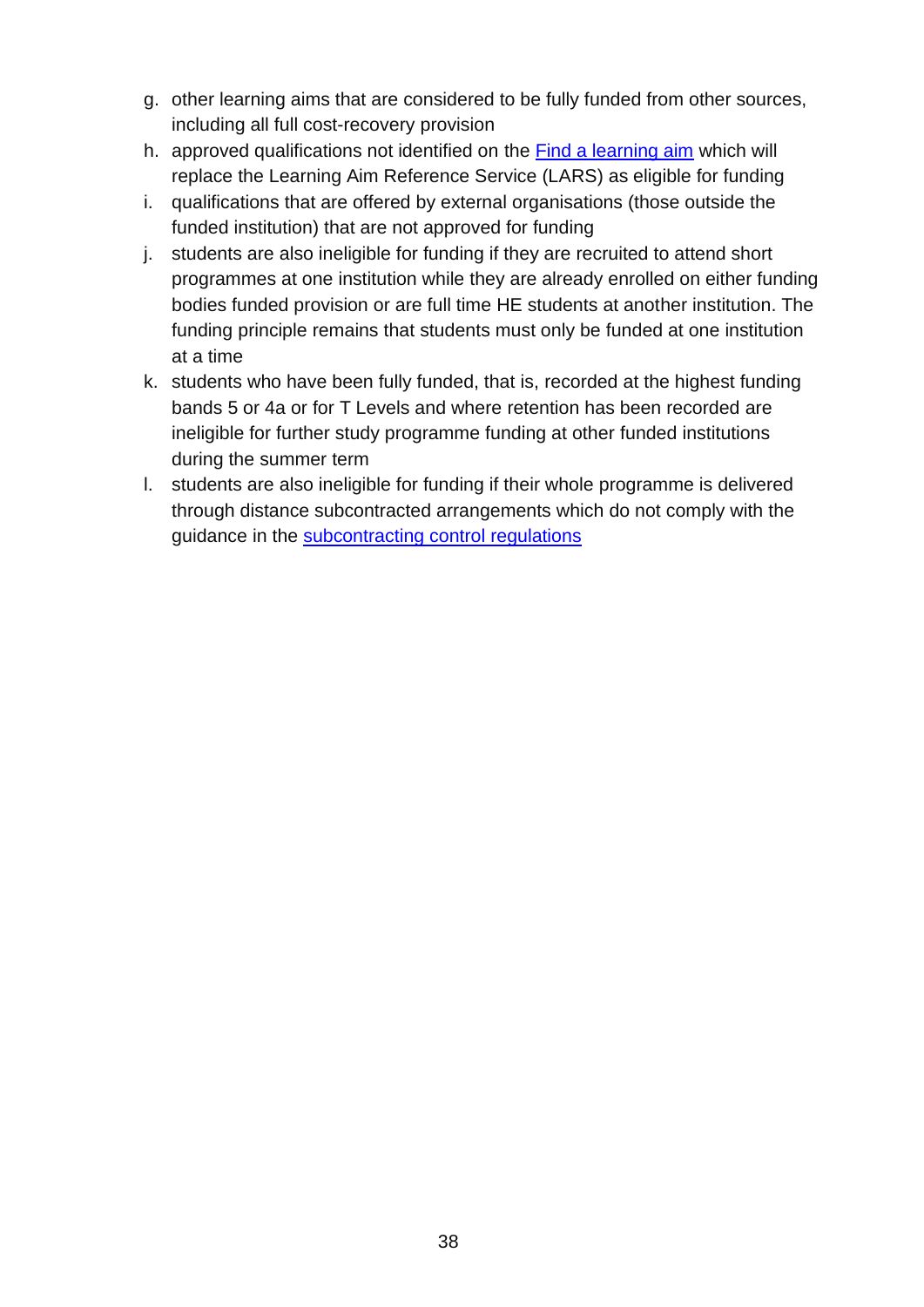g. other learning aims that are considered to be fully funded from other sources, including all full cost-recovery provision
h. approved qualifications not identified on the [Find a learning aim]() which will replace the Learning Aim Reference Service (LARS) as eligible for funding
i. qualifications that are offered by external organisations (those outside the funded institution) that are not approved for funding
j. students are also ineligible for funding if they are recruited to attend short programmes at one institution while they are already enrolled on either funding bodies funded provision or are full time HE students at another institution. The funding principle remains that students must only be funded at one institution at a time
k. students who have been fully funded, that is, recorded at the highest funding bands 5 or 4a or for T Levels and where retention has been recorded are ineligible for further study programme funding at other funded institutions during the summer term
l. students are also ineligible for funding if their whole programme is delivered through distance subcontracted arrangements which do not comply with the guidance in the [subcontracting control regulations]()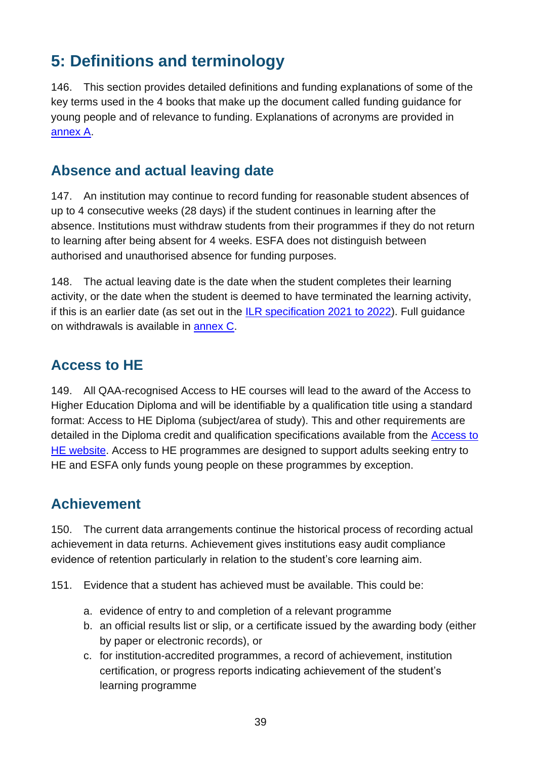# 5: Definitions and terminology

146. This section provides detailed definitions and funding explanations of some of the key terms used in the 4 books that make up the document called funding guidance for young people and of relevance to funding. Explanations of acronyms are provided in annex A.

## Absence and actual leaving date

147. An institution may continue to record funding for reasonable student absences of up to 4 consecutive weeks (28 days) if the student continues in learning after the absence. Institutions must withdraw students from their programmes if they do not return to learning after being absent for 4 weeks. ESFA does not distinguish between authorised and unauthorised absence for funding purposes.

148. The actual leaving date is the date when the student completes their learning activity, or the date when the student is deemed to have terminated the learning activity, if this is an earlier date (as set out in the ILR specification 2021 to 2022). Full guidance on withdrawals is available in annex C.

## Access to HE

149. All QAA-recognised Access to HE courses will lead to the award of the Access to Higher Education Diploma and will be identifiable by a qualification title using a standard format: Access to HE Diploma (subject/area of study). This and other requirements are detailed in the Diploma credit and qualification specifications available from the Access to HE website. Access to HE programmes are designed to support adults seeking entry to HE and ESFA only funds young people on these programmes by exception.

## Achievement

150. The current data arrangements continue the historical process of recording actual achievement in data returns. Achievement gives institutions easy audit compliance evidence of retention particularly in relation to the student's core learning aim.

151. Evidence that a student has achieved must be available. This could be:

a. evidence of entry to and completion of a relevant programme
b. an official results list or slip, or a certificate issued by the awarding body (either by paper or electronic records), or
c. for institution-accredited programmes, a record of achievement, institution certification, or progress reports indicating achievement of the student's learning programme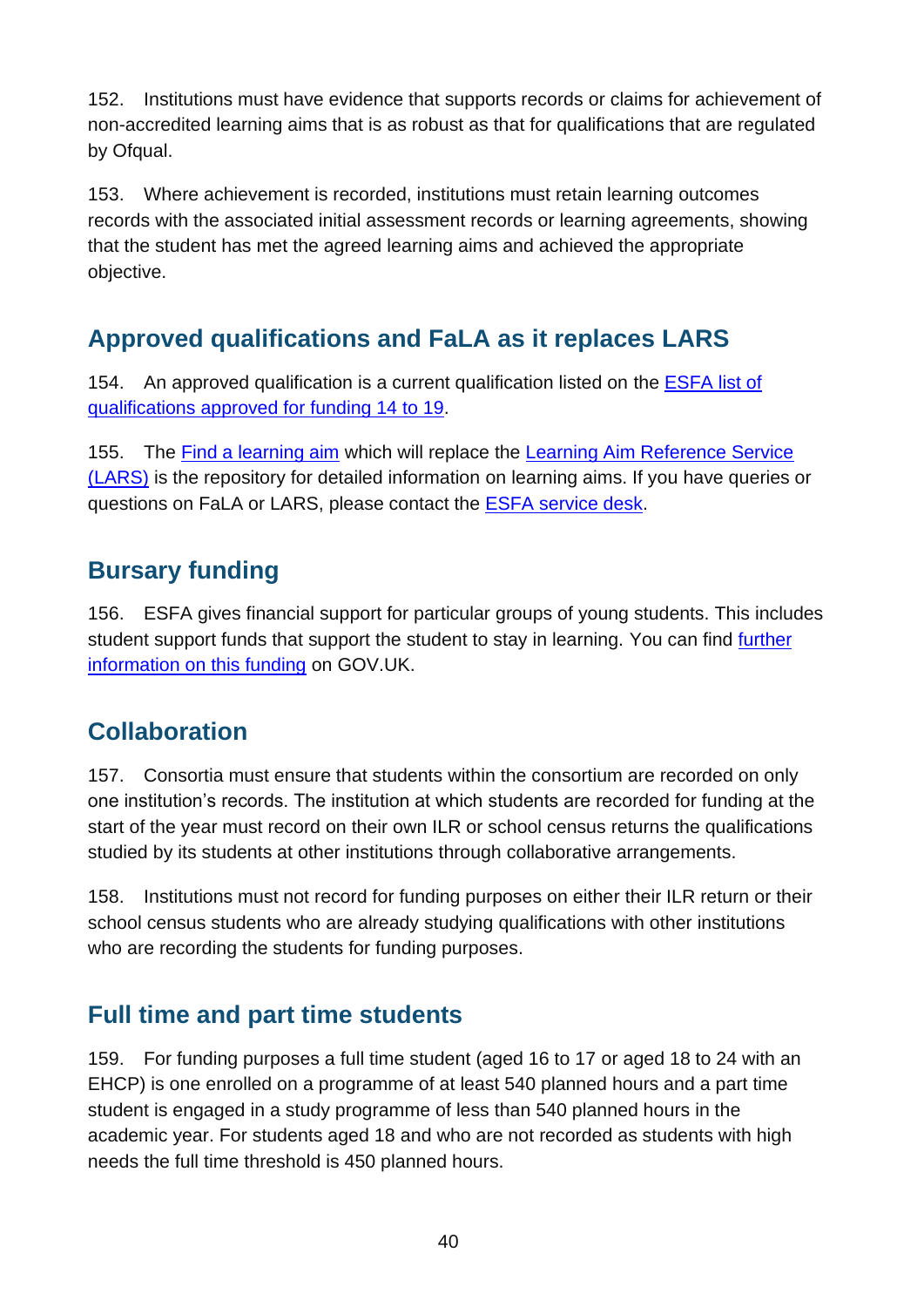152. Institutions must have evidence that supports records or claims for achievement of non-accredited learning aims that is as robust as that for qualifications that are regulated by Ofqual.

153. Where achievement is recorded, institutions must retain learning outcomes records with the associated initial assessment records or learning agreements, showing that the student has met the agreed learning aims and achieved the appropriate objective.

## Approved qualifications and FaLA as it replaces LARS

154. An approved qualification is a current qualification listed on the ESFA list of qualifications approved for funding 14 to 19.

155. The Find a learning aim which will replace the Learning Aim Reference Service (LARS) is the repository for detailed information on learning aims. If you have queries or questions on FaLA or LARS, please contact the ESFA service desk.

## Bursary funding

156. ESFA gives financial support for particular groups of young students. This includes student support funds that support the student to stay in learning. You can find further information on this funding on GOV.UK.

## Collaboration

157. Consortia must ensure that students within the consortium are recorded on only one institution's records. The institution at which students are recorded for funding at the start of the year must record on their own ILR or school census returns the qualifications studied by its students at other institutions through collaborative arrangements.

158. Institutions must not record for funding purposes on either their ILR return or their school census students who are already studying qualifications with other institutions who are recording the students for funding purposes.

## Full time and part time students

159. For funding purposes a full time student (aged 16 to 17 or aged 18 to 24 with an EHCP) is one enrolled on a programme of at least 540 planned hours and a part time student is engaged in a study programme of less than 540 planned hours in the academic year. For students aged 18 and who are not recorded as students with high needs the full time threshold is 450 planned hours.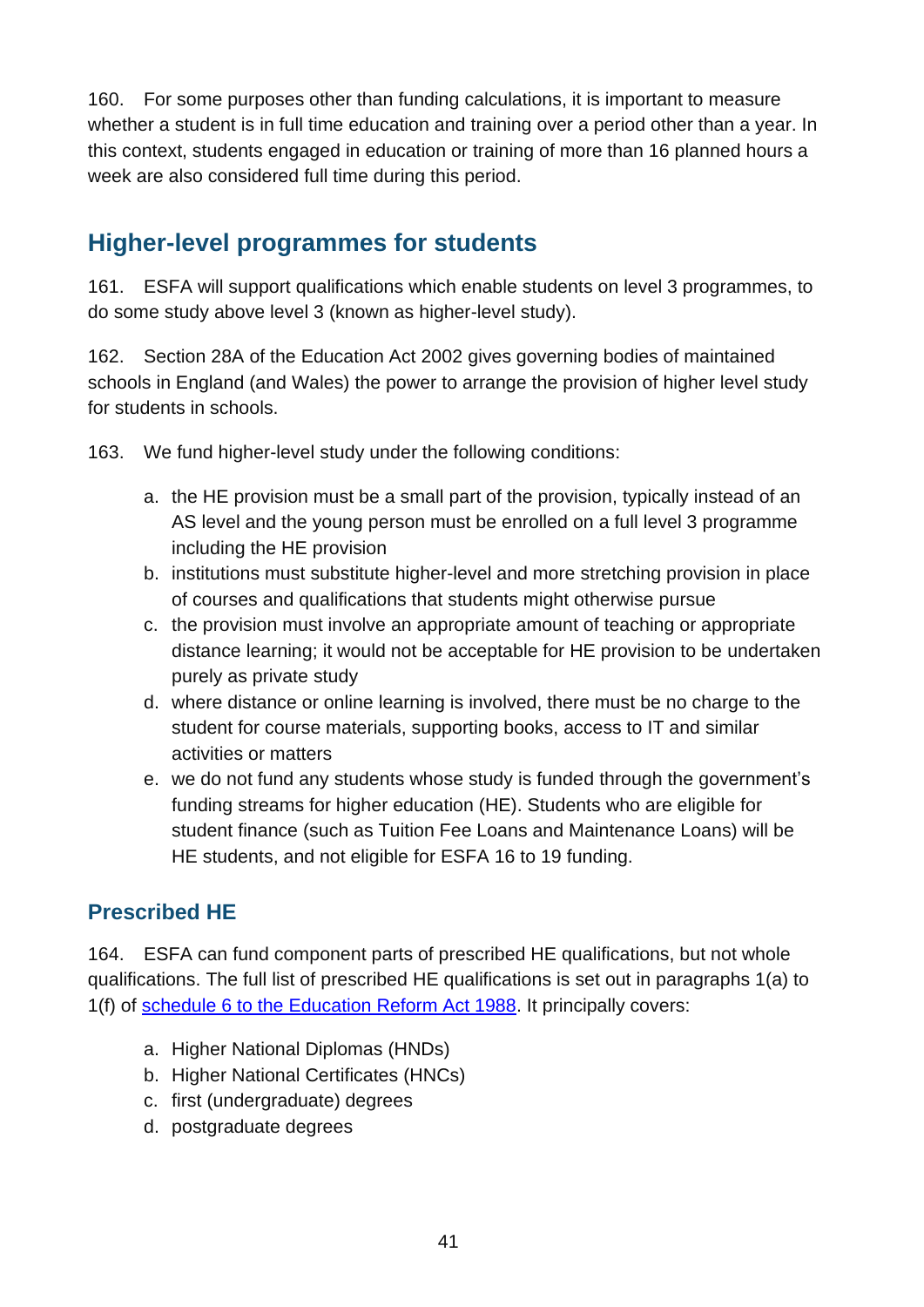160. For some purposes other than funding calculations, it is important to measure whether a student is in full time education and training over a period other than a year. In this context, students engaged in education or training of more than 16 planned hours a week are also considered full time during this period.

## Higher-level programmes for students

161. ESFA will support qualifications which enable students on level 3 programmes, to do some study above level 3 (known as higher-level study).

162. Section 28A of the Education Act 2002 gives governing bodies of maintained schools in England (and Wales) the power to arrange the provision of higher level study for students in schools.

163. We fund higher-level study under the following conditions:

a. the HE provision must be a small part of the provision, typically instead of an AS level and the young person must be enrolled on a full level 3 programme including the HE provision
b. institutions must substitute higher-level and more stretching provision in place of courses and qualifications that students might otherwise pursue
c. the provision must involve an appropriate amount of teaching or appropriate distance learning; it would not be acceptable for HE provision to be undertaken purely as private study
d. where distance or online learning is involved, there must be no charge to the student for course materials, supporting books, access to IT and similar activities or matters
e. we do not fund any students whose study is funded through the government's funding streams for higher education (HE). Students who are eligible for student finance (such as Tuition Fee Loans and Maintenance Loans) will be HE students, and not eligible for ESFA 16 to 19 funding.

### Prescribed HE

164. ESFA can fund component parts of prescribed HE qualifications, but not whole qualifications. The full list of prescribed HE qualifications is set out in paragraphs 1(a) to 1(f) of [schedule 6 to the Education Reform Act 1988](). It principally covers:

a. Higher National Diplomas (HNDs)
b. Higher National Certificates (HNCs)
c. first (undergraduate) degrees
d. postgraduate degrees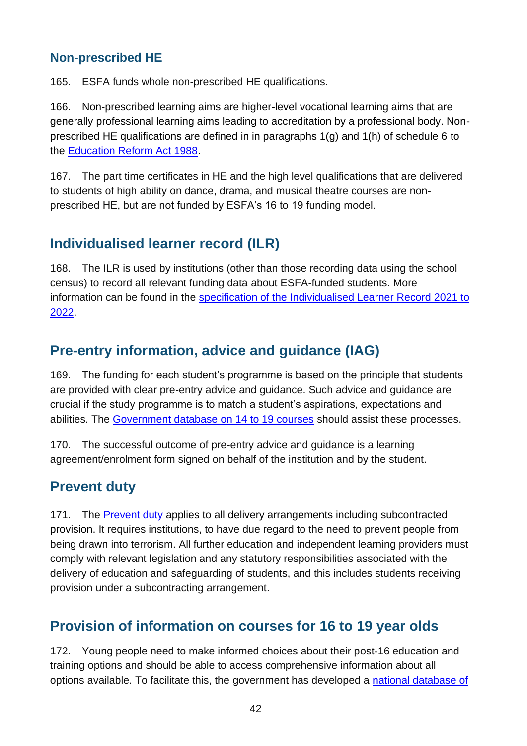### Non-prescribed HE

165. ESFA funds whole non-prescribed HE qualifications.

166. Non-prescribed learning aims are higher-level vocational learning aims that are generally professional learning aims leading to accreditation by a professional body. Non-prescribed HE qualifications are defined in in paragraphs 1(g) and 1(h) of schedule 6 to the Education Reform Act 1988.

167. The part time certificates in HE and the high level qualifications that are delivered to students of high ability on dance, drama, and musical theatre courses are non-prescribed HE, but are not funded by ESFA's 16 to 19 funding model.

## Individualised learner record (ILR)

168. The ILR is used by institutions (other than those recording data using the school census) to record all relevant funding data about ESFA-funded students. More information can be found in the specification of the Individualised Learner Record 2021 to 2022.

## Pre-entry information, advice and guidance (IAG)

169. The funding for each student's programme is based on the principle that students are provided with clear pre-entry advice and guidance. Such advice and guidance are crucial if the study programme is to match a student's aspirations, expectations and abilities. The Government database on 14 to 19 courses should assist these processes.

170. The successful outcome of pre-entry advice and guidance is a learning agreement/enrolment form signed on behalf of the institution and by the student.

## Prevent duty

171. The Prevent duty applies to all delivery arrangements including subcontracted provision. It requires institutions, to have due regard to the need to prevent people from being drawn into terrorism. All further education and independent learning providers must comply with relevant legislation and any statutory responsibilities associated with the delivery of education and safeguarding of students, and this includes students receiving provision under a subcontracting arrangement.

## Provision of information on courses for 16 to 19 year olds

172. Young people need to make informed choices about their post-16 education and training options and should be able to access comprehensive information about all options available. To facilitate this, the government has developed a national database of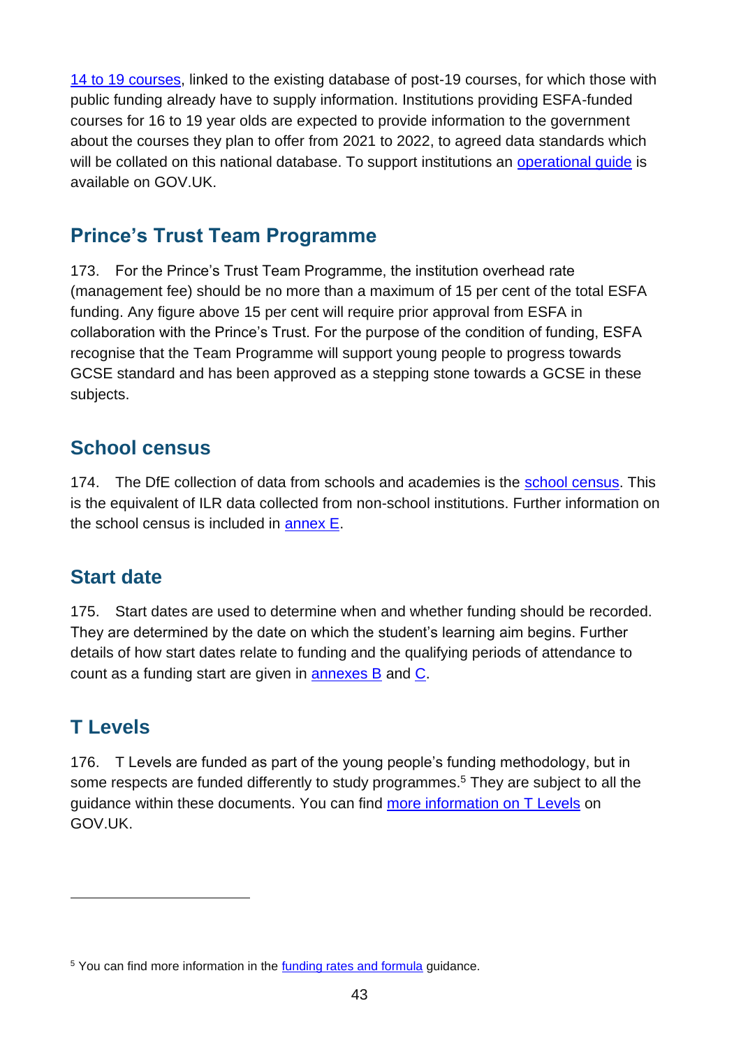14 to 19 courses, linked to the existing database of post-19 courses, for which those with public funding already have to supply information. Institutions providing ESFA-funded courses for 16 to 19 year olds are expected to provide information to the government about the courses they plan to offer from 2021 to 2022, to agreed data standards which will be collated on this national database. To support institutions an operational guide is available on GOV.UK.

## Prince's Trust Team Programme

173. For the Prince's Trust Team Programme, the institution overhead rate (management fee) should be no more than a maximum of 15 per cent of the total ESFA funding. Any figure above 15 per cent will require prior approval from ESFA in collaboration with the Prince's Trust. For the purpose of the condition of funding, ESFA recognise that the Team Programme will support young people to progress towards GCSE standard and has been approved as a stepping stone towards a GCSE in these subjects.

## School census

174. The DfE collection of data from schools and academies is the school census. This is the equivalent of ILR data collected from non-school institutions. Further information on the school census is included in annex E.

## Start date

175. Start dates are used to determine when and whether funding should be recorded. They are determined by the date on which the student's learning aim begins. Further details of how start dates relate to funding and the qualifying periods of attendance to count as a funding start are given in annexes B and C.

## T Levels

176. T Levels are funded as part of the young people's funding methodology, but in some respects are funded differently to study programmes.[5] They are subject to all the guidance within these documents. You can find more information on T Levels on GOV.UK.

---

[5] You can find more information in the funding rates and formula guidance.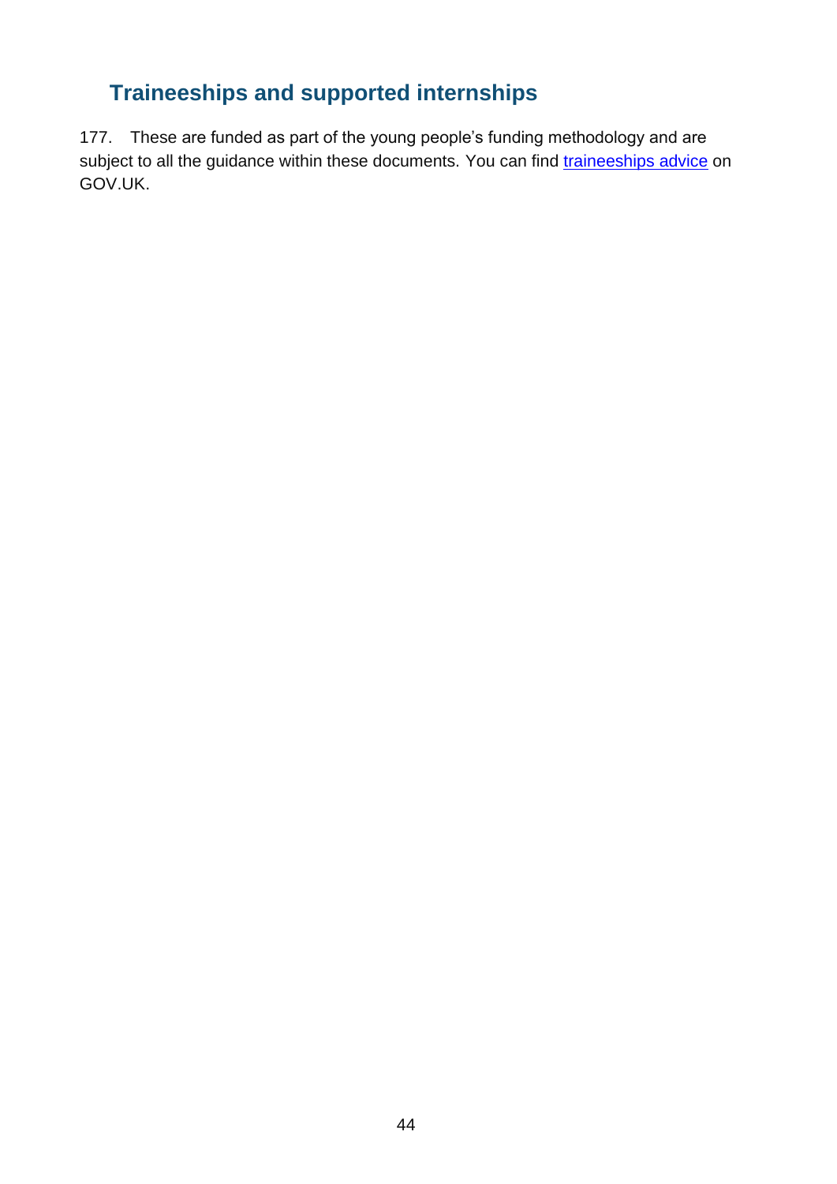## Traineeships and supported internships

177. These are funded as part of the young people's funding methodology and are subject to all the guidance within these documents. You can find traineeships advice on GOV.UK.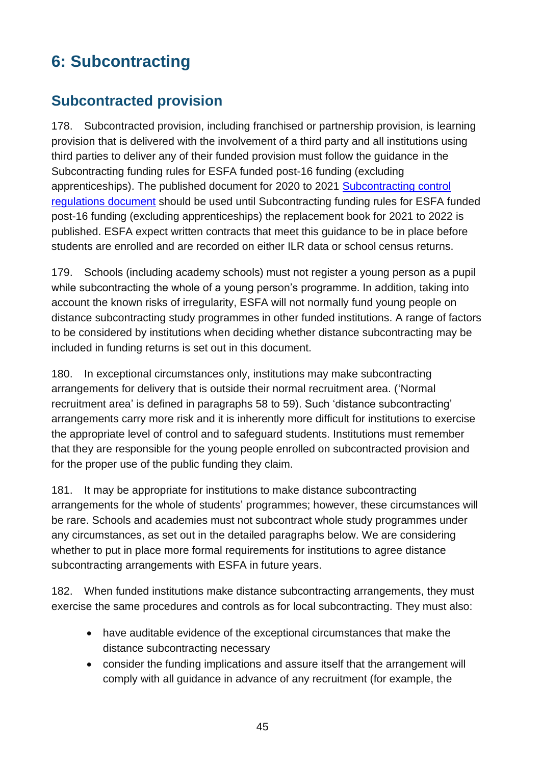# 6: Subcontracting

## Subcontracted provision

178. Subcontracted provision, including franchised or partnership provision, is learning provision that is delivered with the involvement of a third party and all institutions using third parties to deliver any of their funded provision must follow the guidance in the Subcontracting funding rules for ESFA funded post-16 funding (excluding apprenticeships). The published document for 2020 to 2021 [Subcontracting control regulations document]() should be used until Subcontracting funding rules for ESFA funded post-16 funding (excluding apprenticeships) the replacement book for 2021 to 2022 is published. ESFA expect written contracts that meet this guidance to be in place before students are enrolled and are recorded on either ILR data or school census returns.

179. Schools (including academy schools) must not register a young person as a pupil while subcontracting the whole of a young person's programme. In addition, taking into account the known risks of irregularity, ESFA will not normally fund young people on distance subcontracting study programmes in other funded institutions. A range of factors to be considered by institutions when deciding whether distance subcontracting may be included in funding returns is set out in this document.

180. In exceptional circumstances only, institutions may make subcontracting arrangements for delivery that is outside their normal recruitment area. ('Normal recruitment area' is defined in paragraphs 58 to 59). Such 'distance subcontracting' arrangements carry more risk and it is inherently more difficult for institutions to exercise the appropriate level of control and to safeguard students. Institutions must remember that they are responsible for the young people enrolled on subcontracted provision and for the proper use of the public funding they claim.

181. It may be appropriate for institutions to make distance subcontracting arrangements for the whole of students' programmes; however, these circumstances will be rare. Schools and academies must not subcontract whole study programmes under any circumstances, as set out in the detailed paragraphs below. We are considering whether to put in place more formal requirements for institutions to agree distance subcontracting arrangements with ESFA in future years.

182. When funded institutions make distance subcontracting arrangements, they must exercise the same procedures and controls as for local subcontracting. They must also:

- have auditable evidence of the exceptional circumstances that make the distance subcontracting necessary
- consider the funding implications and assure itself that the arrangement will comply with all guidance in advance of any recruitment (for example, the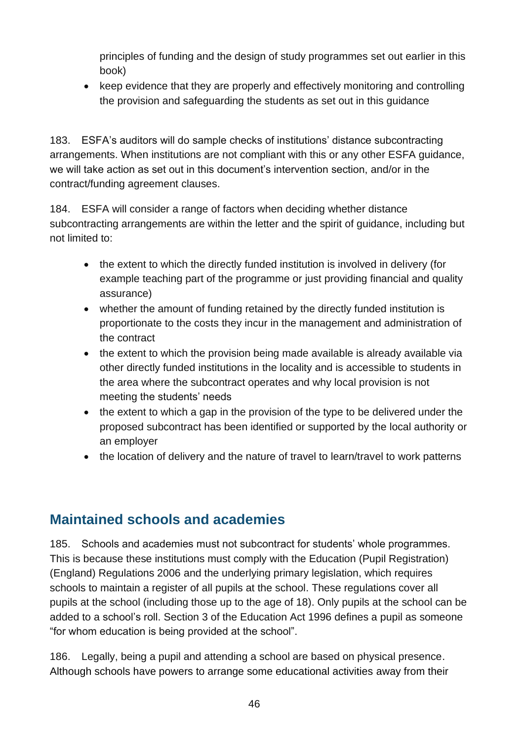principles of funding and the design of study programmes set out earlier in this book)
- keep evidence that they are properly and effectively monitoring and controlling the provision and safeguarding the students as set out in this guidance

183. ESFA's auditors will do sample checks of institutions' distance subcontracting arrangements. When institutions are not compliant with this or any other ESFA guidance, we will take action as set out in this document's intervention section, and/or in the contract/funding agreement clauses.

184. ESFA will consider a range of factors when deciding whether distance subcontracting arrangements are within the letter and the spirit of guidance, including but not limited to:

- the extent to which the directly funded institution is involved in delivery (for example teaching part of the programme or just providing financial and quality assurance)
- whether the amount of funding retained by the directly funded institution is proportionate to the costs they incur in the management and administration of the contract
- the extent to which the provision being made available is already available via other directly funded institutions in the locality and is accessible to students in the area where the subcontract operates and why local provision is not meeting the students' needs
- the extent to which a gap in the provision of the type to be delivered under the proposed subcontract has been identified or supported by the local authority or an employer
- the location of delivery and the nature of travel to learn/travel to work patterns

## Maintained schools and academies

185. Schools and academies must not subcontract for students' whole programmes. This is because these institutions must comply with the Education (Pupil Registration) (England) Regulations 2006 and the underlying primary legislation, which requires schools to maintain a register of all pupils at the school. These regulations cover all pupils at the school (including those up to the age of 18). Only pupils at the school can be added to a school's roll. Section 3 of the Education Act 1996 defines a pupil as someone "for whom education is being provided at the school".

186. Legally, being a pupil and attending a school are based on physical presence. Although schools have powers to arrange some educational activities away from their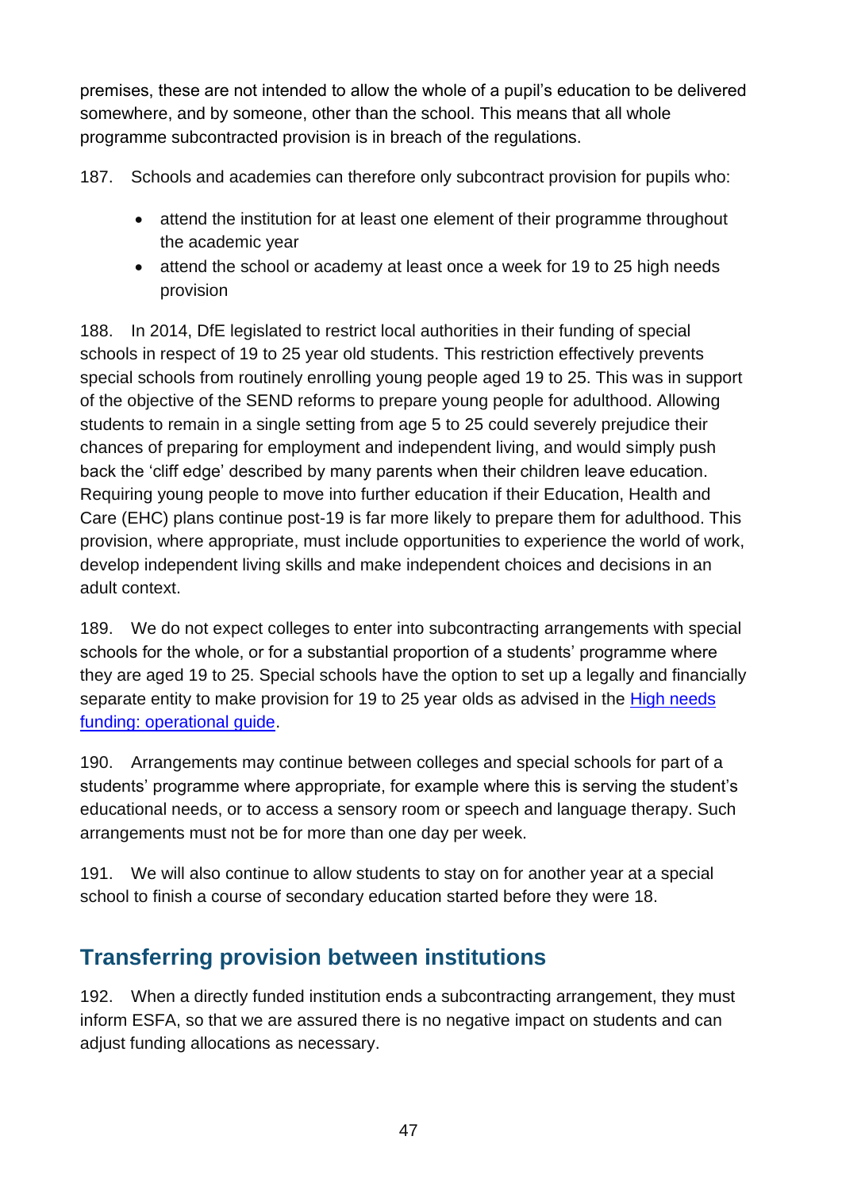premises, these are not intended to allow the whole of a pupil's education to be delivered somewhere, and by someone, other than the school. This means that all whole programme subcontracted provision is in breach of the regulations.

187. Schools and academies can therefore only subcontract provision for pupils who:

- attend the institution for at least one element of their programme throughout the academic year
- attend the school or academy at least once a week for 19 to 25 high needs provision

188. In 2014, DfE legislated to restrict local authorities in their funding of special schools in respect of 19 to 25 year old students. This restriction effectively prevents special schools from routinely enrolling young people aged 19 to 25. This was in support of the objective of the SEND reforms to prepare young people for adulthood. Allowing students to remain in a single setting from age 5 to 25 could severely prejudice their chances of preparing for employment and independent living, and would simply push back the 'cliff edge' described by many parents when their children leave education. Requiring young people to move into further education if their Education, Health and Care (EHC) plans continue post-19 is far more likely to prepare them for adulthood. This provision, where appropriate, must include opportunities to experience the world of work, develop independent living skills and make independent choices and decisions in an adult context.

189. We do not expect colleges to enter into subcontracting arrangements with special schools for the whole, or for a substantial proportion of a students' programme where they are aged 19 to 25. Special schools have the option to set up a legally and financially separate entity to make provision for 19 to 25 year olds as advised in the [High needs funding: operational guide](#).

190. Arrangements may continue between colleges and special schools for part of a students' programme where appropriate, for example where this is serving the student's educational needs, or to access a sensory room or speech and language therapy. Such arrangements must not be for more than one day per week.

191. We will also continue to allow students to stay on for another year at a special school to finish a course of secondary education started before they were 18.

## Transferring provision between institutions

192. When a directly funded institution ends a subcontracting arrangement, they must inform ESFA, so that we are assured there is no negative impact on students and can adjust funding allocations as necessary.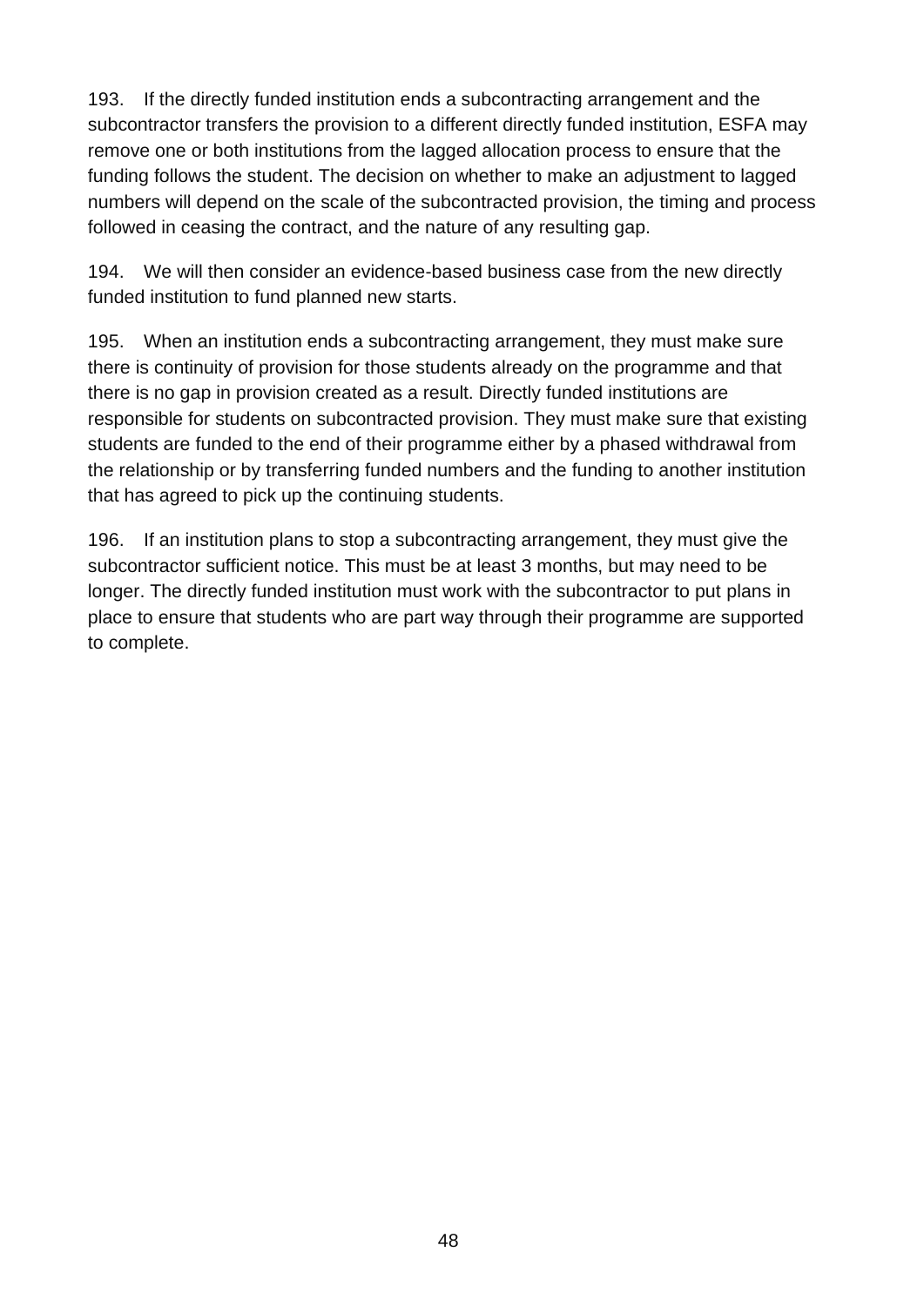193. If the directly funded institution ends a subcontracting arrangement and the subcontractor transfers the provision to a different directly funded institution, ESFA may remove one or both institutions from the lagged allocation process to ensure that the funding follows the student. The decision on whether to make an adjustment to lagged numbers will depend on the scale of the subcontracted provision, the timing and process followed in ceasing the contract, and the nature of any resulting gap.

194. We will then consider an evidence-based business case from the new directly funded institution to fund planned new starts.

195. When an institution ends a subcontracting arrangement, they must make sure there is continuity of provision for those students already on the programme and that there is no gap in provision created as a result. Directly funded institutions are responsible for students on subcontracted provision. They must make sure that existing students are funded to the end of their programme either by a phased withdrawal from the relationship or by transferring funded numbers and the funding to another institution that has agreed to pick up the continuing students.

196. If an institution plans to stop a subcontracting arrangement, they must give the subcontractor sufficient notice. This must be at least 3 months, but may need to be longer. The directly funded institution must work with the subcontractor to put plans in place to ensure that students who are part way through their programme are supported to complete.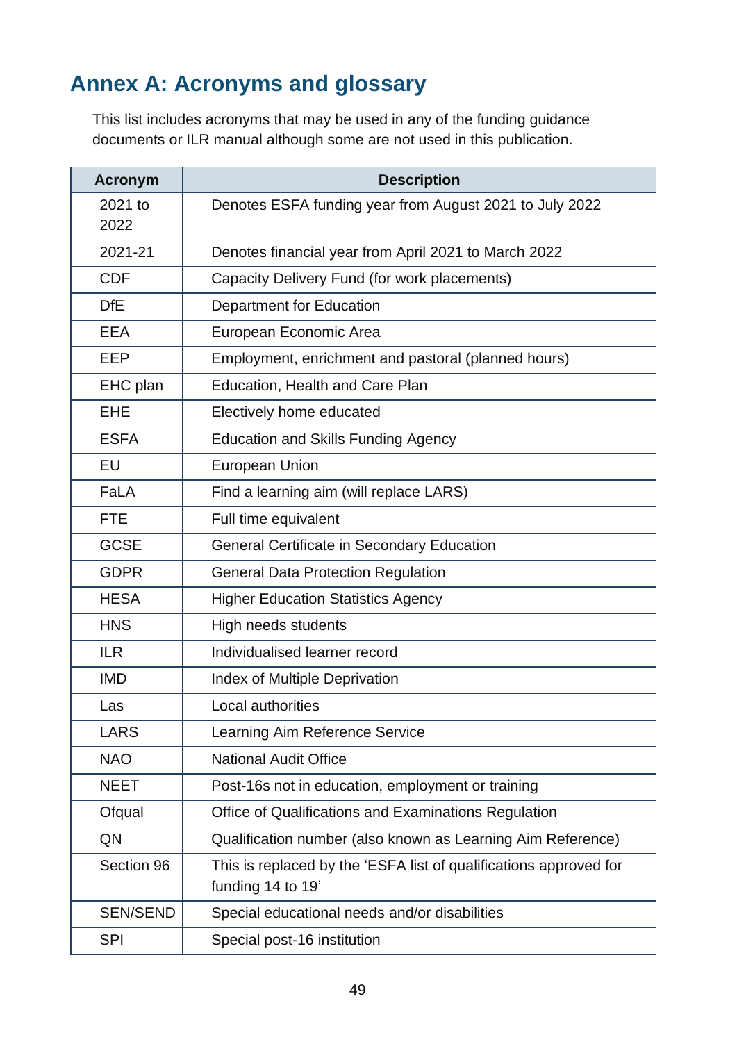## Annex A: Acronyms and glossary

This list includes acronyms that may be used in any of the funding guidance documents or ILR manual although some are not used in this publication.

| Acronym | Description |
|---|---|
| 2021 to 2022 | Denotes ESFA funding year from August 2021 to July 2022 |
| 2021-21 | Denotes financial year from April 2021 to March 2022 |
| CDF | Capacity Delivery Fund (for work placements) |
| DfE | Department for Education |
| EEA | European Economic Area |
| EEP | Employment, enrichment and pastoral (planned hours) |
| EHC plan | Education, Health and Care Plan |
| EHE | Electively home educated |
| ESFA | Education and Skills Funding Agency |
| EU | European Union |
| FaLA | Find a learning aim (will replace LARS) |
| FTE | Full time equivalent |
| GCSE | General Certificate in Secondary Education |
| GDPR | General Data Protection Regulation |
| HESA | Higher Education Statistics Agency |
| HNS | High needs students |
| ILR | Individualised learner record |
| IMD | Index of Multiple Deprivation |
| Las | Local authorities |
| LARS | Learning Aim Reference Service |
| NAO | National Audit Office |
| NEET | Post-16s not in education, employment or training |
| Ofqual | Office of Qualifications and Examinations Regulation |
| QN | Qualification number (also known as Learning Aim Reference) |
| Section 96 | This is replaced by the 'ESFA list of qualifications approved for funding 14 to 19' |
| SEN/SEND | Special educational needs and/or disabilities |
| SPI | Special post-16 institution |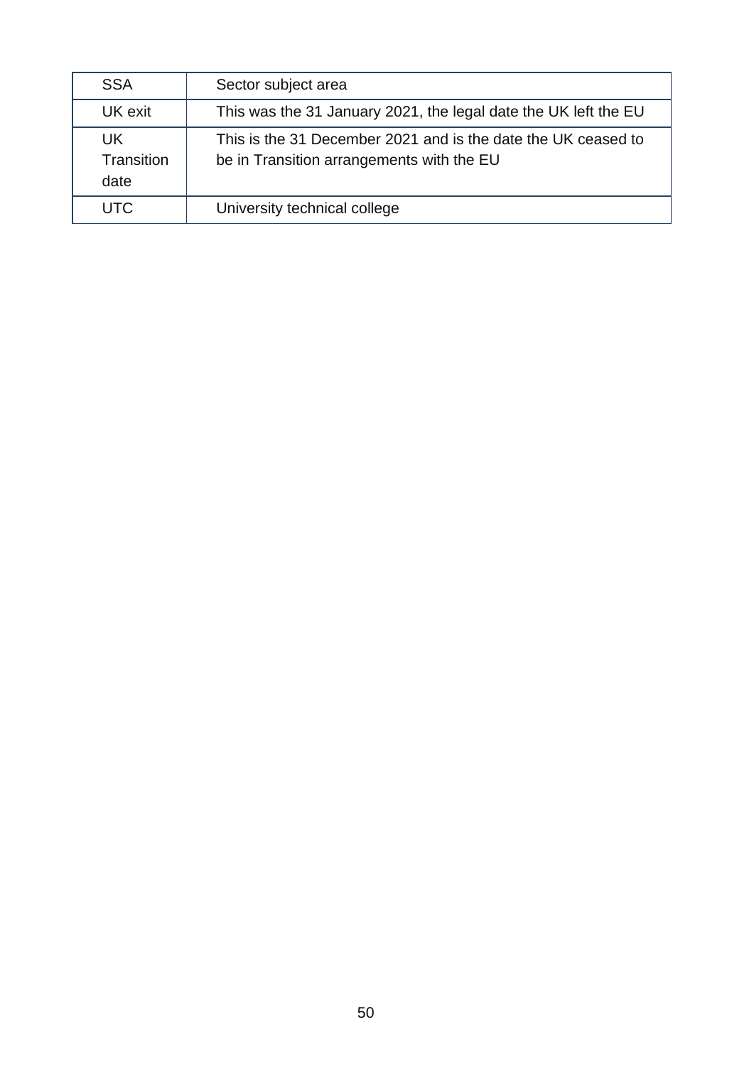| | |
|---|---|
| SSA | Sector subject area |
| UK exit | This was the 31 January 2021, the legal date the UK left the EU |
| UK Transition date | This is the 31 December 2021 and is the date the UK ceased to be in Transition arrangements with the EU |
| UTC | University technical college |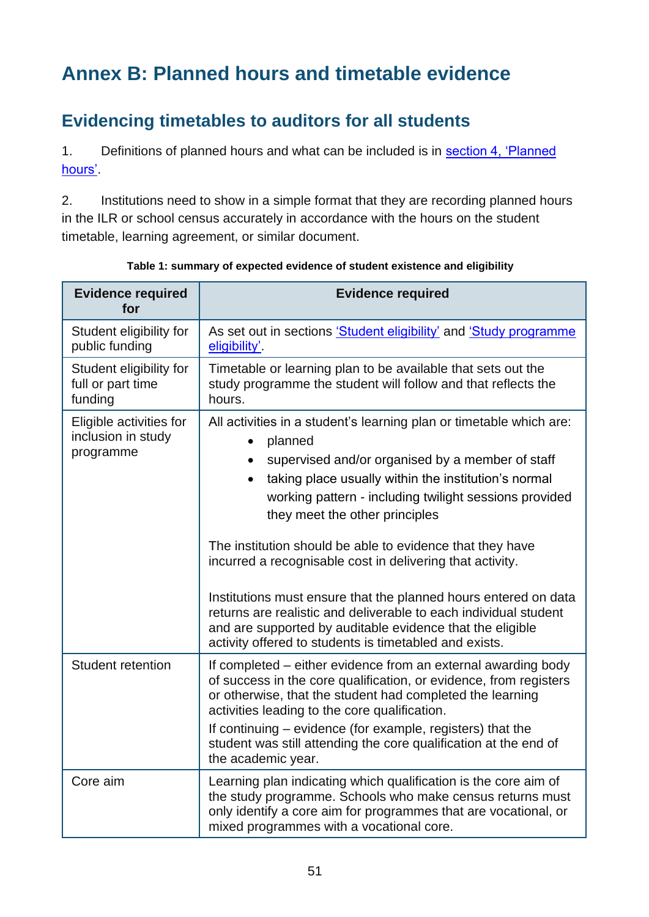# Annex B: Planned hours and timetable evidence

## Evidencing timetables to auditors for all students

1. Definitions of planned hours and what can be included is in section 4, 'Planned hours'.

2. Institutions need to show in a simple format that they are recording planned hours in the ILR or school census accurately in accordance with the hours on the student timetable, learning agreement, or similar document.

**Table 1: summary of expected evidence of student existence and eligibility**

| Evidence required for | Evidence required |
|---|---|
| Student eligibility for public funding | As set out in sections 'Student eligibility' and 'Study programme eligibility'. |
| Student eligibility for full or part time funding | Timetable or learning plan to be available that sets out the study programme the student will follow and that reflects the hours. |
| Eligible activities for inclusion in study programme | All activities in a student's learning plan or timetable which are:<br>• planned<br>• supervised and/or organised by a member of staff<br>• taking place usually within the institution's normal working pattern - including twilight sessions provided they meet the other principles<br><br>The institution should be able to evidence that they have incurred a recognisable cost in delivering that activity.<br><br>Institutions must ensure that the planned hours entered on data returns are realistic and deliverable to each individual student and are supported by auditable evidence that the eligible activity offered to students is timetabled and exists. |
| Student retention | If completed – either evidence from an external awarding body of success in the core qualification, or evidence, from registers or otherwise, that the student had completed the learning activities leading to the core qualification.<br>If continuing – evidence (for example, registers) that the student was still attending the core qualification at the end of the academic year. |
| Core aim | Learning plan indicating which qualification is the core aim of the study programme. Schools who make census returns must only identify a core aim for programmes that are vocational, or mixed programmes with a vocational core. |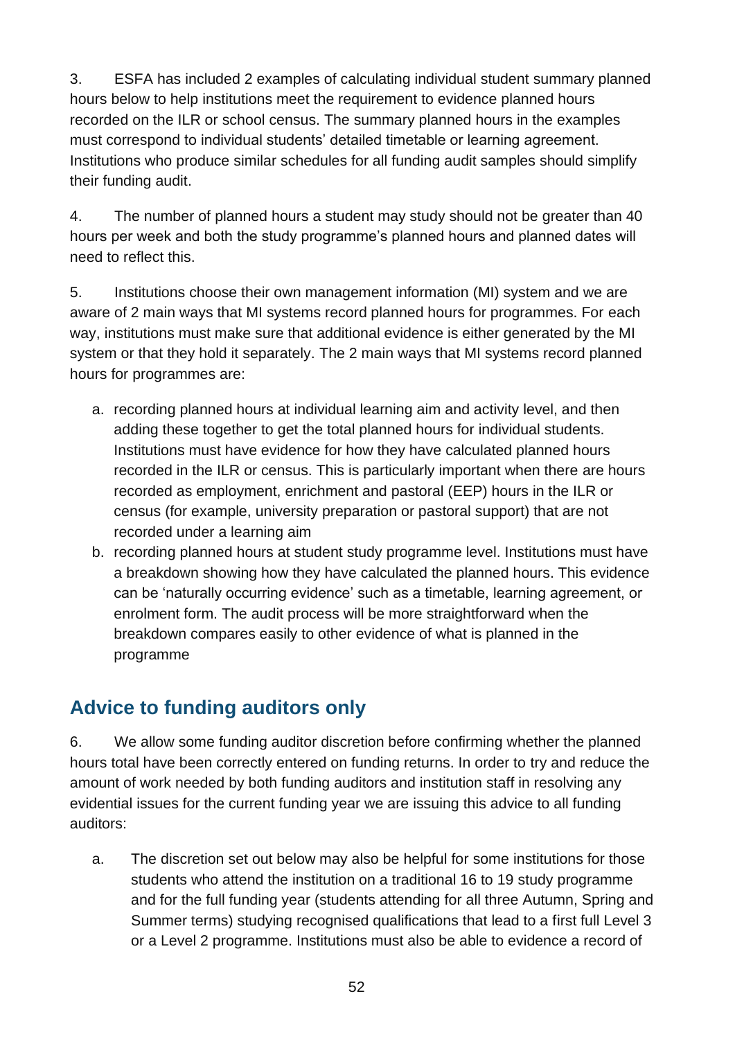3. ESFA has included 2 examples of calculating individual student summary planned hours below to help institutions meet the requirement to evidence planned hours recorded on the ILR or school census. The summary planned hours in the examples must correspond to individual students' detailed timetable or learning agreement. Institutions who produce similar schedules for all funding audit samples should simplify their funding audit.

4. The number of planned hours a student may study should not be greater than 40 hours per week and both the study programme's planned hours and planned dates will need to reflect this.

5. Institutions choose their own management information (MI) system and we are aware of 2 main ways that MI systems record planned hours for programmes. For each way, institutions must make sure that additional evidence is either generated by the MI system or that they hold it separately. The 2 main ways that MI systems record planned hours for programmes are:

a. recording planned hours at individual learning aim and activity level, and then adding these together to get the total planned hours for individual students. Institutions must have evidence for how they have calculated planned hours recorded in the ILR or census. This is particularly important when there are hours recorded as employment, enrichment and pastoral (EEP) hours in the ILR or census (for example, university preparation or pastoral support) that are not recorded under a learning aim

b. recording planned hours at student study programme level. Institutions must have a breakdown showing how they have calculated the planned hours. This evidence can be 'naturally occurring evidence' such as a timetable, learning agreement, or enrolment form. The audit process will be more straightforward when the breakdown compares easily to other evidence of what is planned in the programme

## Advice to funding auditors only

6. We allow some funding auditor discretion before confirming whether the planned hours total have been correctly entered on funding returns. In order to try and reduce the amount of work needed by both funding auditors and institution staff in resolving any evidential issues for the current funding year we are issuing this advice to all funding auditors:

a. The discretion set out below may also be helpful for some institutions for those students who attend the institution on a traditional 16 to 19 study programme and for the full funding year (students attending for all three Autumn, Spring and Summer terms) studying recognised qualifications that lead to a first full Level 3 or a Level 2 programme. Institutions must also be able to evidence a record of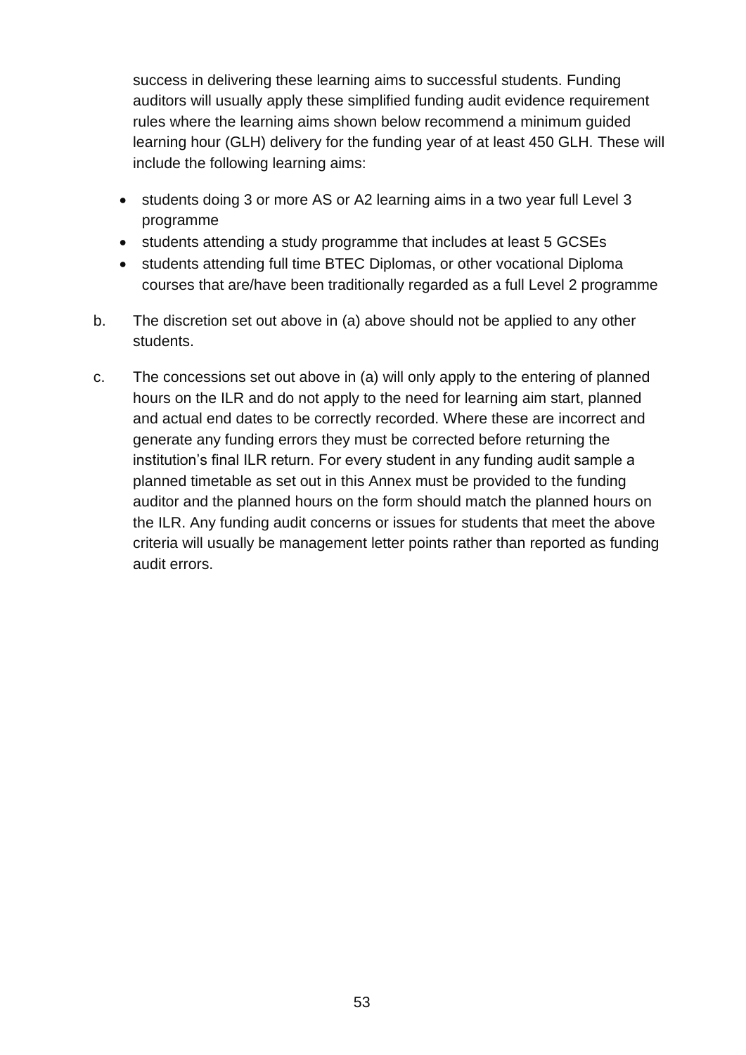success in delivering these learning aims to successful students. Funding auditors will usually apply these simplified funding audit evidence requirement rules where the learning aims shown below recommend a minimum guided learning hour (GLH) delivery for the funding year of at least 450 GLH. These will include the following learning aims:

- students doing 3 or more AS or A2 learning aims in a two year full Level 3 programme
- students attending a study programme that includes at least 5 GCSEs
- students attending full time BTEC Diplomas, or other vocational Diploma courses that are/have been traditionally regarded as a full Level 2 programme

b. The discretion set out above in (a) above should not be applied to any other students.

c. The concessions set out above in (a) will only apply to the entering of planned hours on the ILR and do not apply to the need for learning aim start, planned and actual end dates to be correctly recorded. Where these are incorrect and generate any funding errors they must be corrected before returning the institution's final ILR return. For every student in any funding audit sample a planned timetable as set out in this Annex must be provided to the funding auditor and the planned hours on the form should match the planned hours on the ILR. Any funding audit concerns or issues for students that meet the above criteria will usually be management letter points rather than reported as funding audit errors.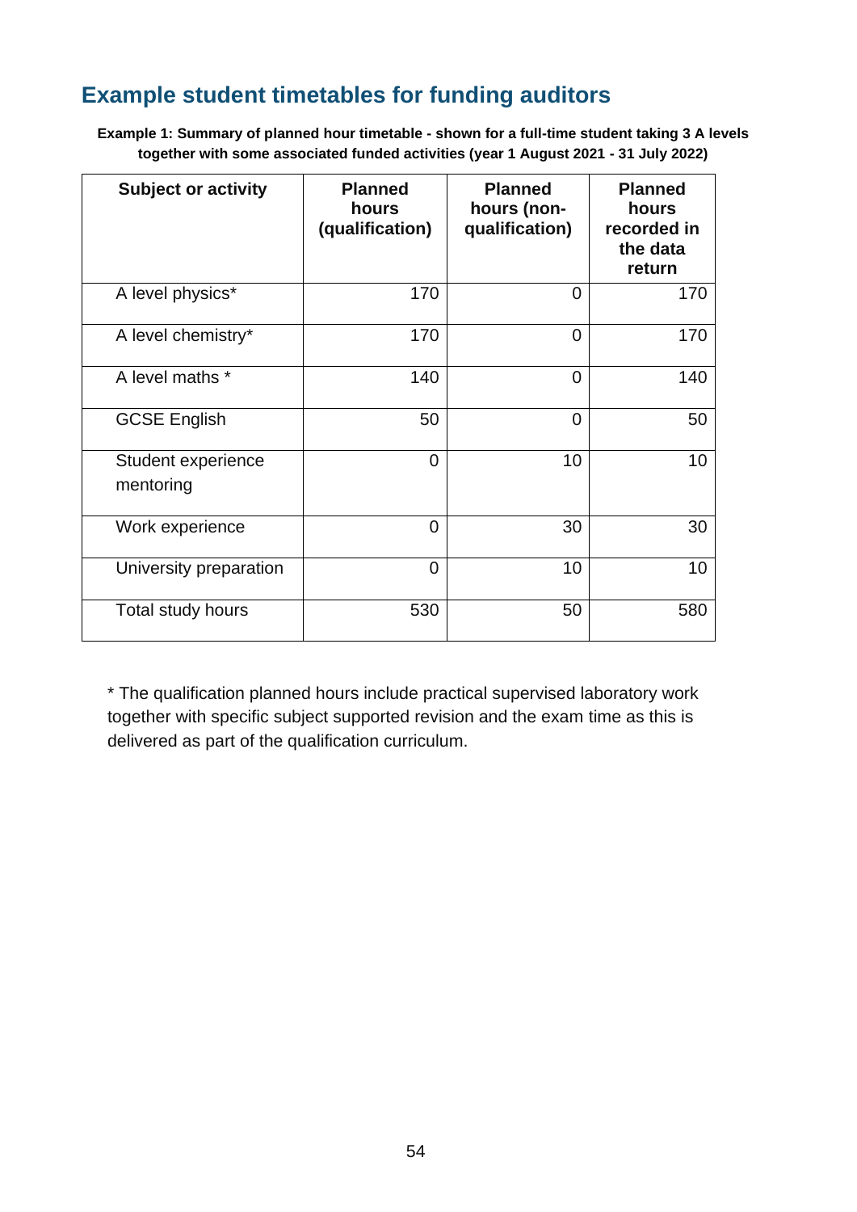## Example student timetables for funding auditors

**Example 1: Summary of planned hour timetable - shown for a full-time student taking 3 A levels together with some associated funded activities (year 1 August 2021 - 31 July 2022)**

| Subject or activity | Planned hours (qualification) | Planned hours (non-qualification) | Planned hours recorded in the data return |
|---|---|---|---|
| A level physics* | 170 | 0 | 170 |
| A level chemistry* | 170 | 0 | 170 |
| A level maths * | 140 | 0 | 140 |
| GCSE English | 50 | 0 | 50 |
| Student experience mentoring | 0 | 10 | 10 |
| Work experience | 0 | 30 | 30 |
| University preparation | 0 | 10 | 10 |
| Total study hours | 530 | 50 | 580 |

* The qualification planned hours include practical supervised laboratory work together with specific subject supported revision and the exam time as this is delivered as part of the qualification curriculum.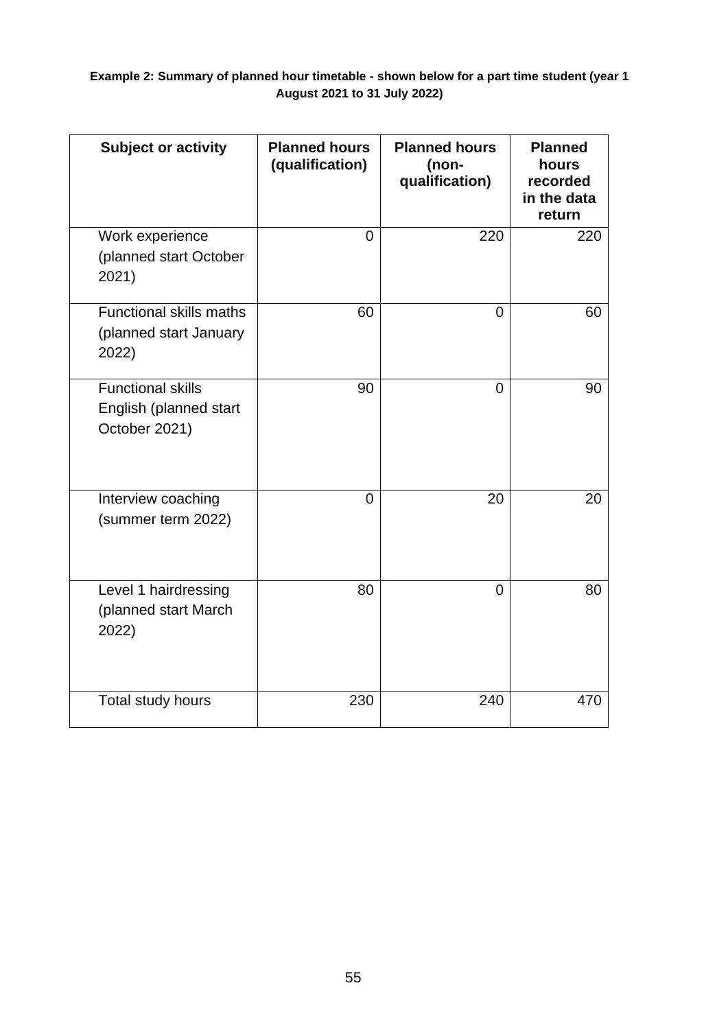**Example 2: Summary of planned hour timetable - shown below for a part time student (year 1 August 2021 to 31 July 2022)**

| Subject or activity | Planned hours (qualification) | Planned hours (non-qualification) | Planned hours recorded in the data return |
|---|---|---|---|
| Work experience (planned start October 2021) | 0 | 220 | 220 |
| Functional skills maths (planned start January 2022) | 60 | 0 | 60 |
| Functional skills English (planned start October 2021) | 90 | 0 | 90 |
| Interview coaching (summer term 2022) | 0 | 20 | 20 |
| Level 1 hairdressing (planned start March 2022) | 80 | 0 | 80 |
| Total study hours | 230 | 240 | 470 |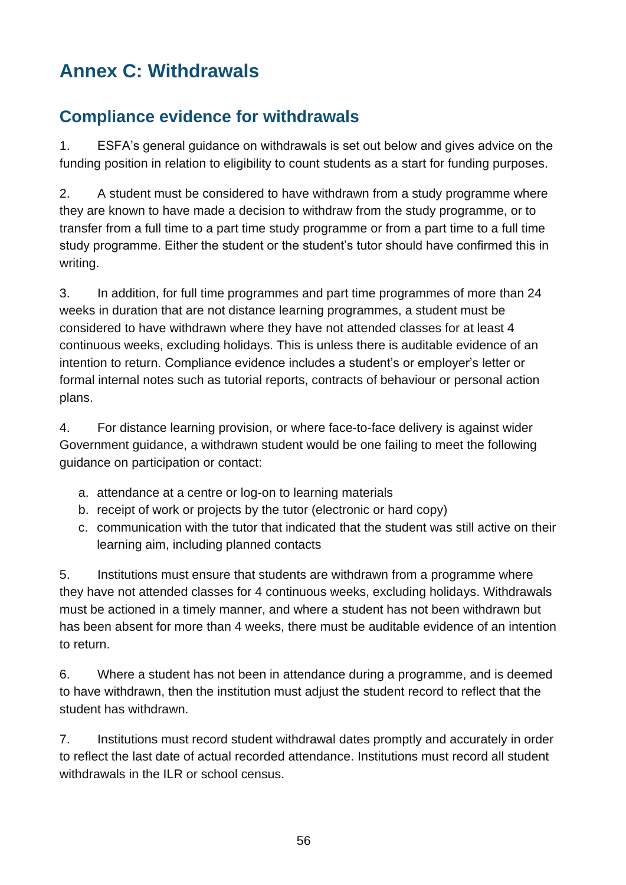# Annex C: Withdrawals

## Compliance evidence for withdrawals

1. ESFA's general guidance on withdrawals is set out below and gives advice on the funding position in relation to eligibility to count students as a start for funding purposes.

2. A student must be considered to have withdrawn from a study programme where they are known to have made a decision to withdraw from the study programme, or to transfer from a full time to a part time study programme or from a part time to a full time study programme. Either the student or the student's tutor should have confirmed this in writing.

3. In addition, for full time programmes and part time programmes of more than 24 weeks in duration that are not distance learning programmes, a student must be considered to have withdrawn where they have not attended classes for at least 4 continuous weeks, excluding holidays. This is unless there is auditable evidence of an intention to return. Compliance evidence includes a student's or employer's letter or formal internal notes such as tutorial reports, contracts of behaviour or personal action plans.

4. For distance learning provision, or where face-to-face delivery is against wider Government guidance, a withdrawn student would be one failing to meet the following guidance on participation or contact:

   a. attendance at a centre or log-on to learning materials
   b. receipt of work or projects by the tutor (electronic or hard copy)
   c. communication with the tutor that indicated that the student was still active on their learning aim, including planned contacts

5. Institutions must ensure that students are withdrawn from a programme where they have not attended classes for 4 continuous weeks, excluding holidays. Withdrawals must be actioned in a timely manner, and where a student has not been withdrawn but has been absent for more than 4 weeks, there must be auditable evidence of an intention to return.

6. Where a student has not been in attendance during a programme, and is deemed to have withdrawn, then the institution must adjust the student record to reflect that the student has withdrawn.

7. Institutions must record student withdrawal dates promptly and accurately in order to reflect the last date of actual recorded attendance. Institutions must record all student withdrawals in the ILR or school census.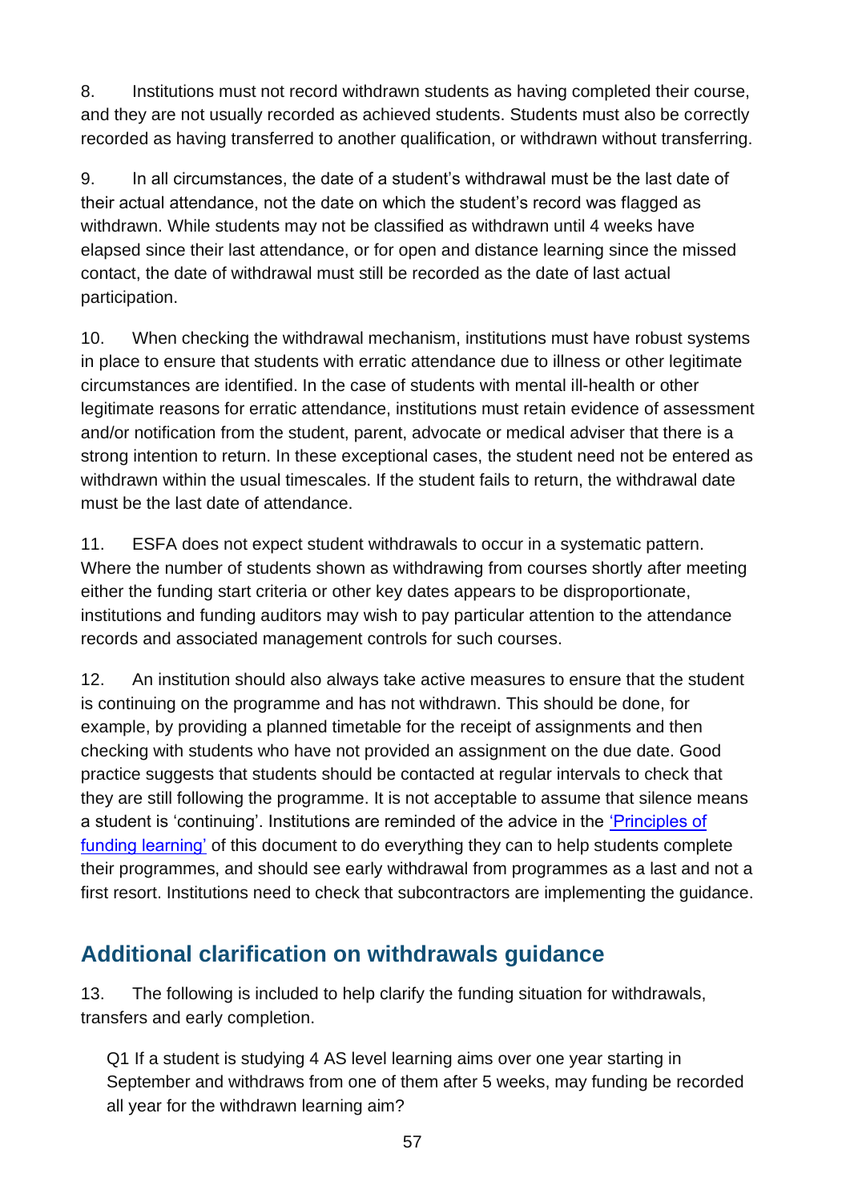8. Institutions must not record withdrawn students as having completed their course, and they are not usually recorded as achieved students. Students must also be correctly recorded as having transferred to another qualification, or withdrawn without transferring.

9. In all circumstances, the date of a student's withdrawal must be the last date of their actual attendance, not the date on which the student's record was flagged as withdrawn. While students may not be classified as withdrawn until 4 weeks have elapsed since their last attendance, or for open and distance learning since the missed contact, the date of withdrawal must still be recorded as the date of last actual participation.

10. When checking the withdrawal mechanism, institutions must have robust systems in place to ensure that students with erratic attendance due to illness or other legitimate circumstances are identified. In the case of students with mental ill-health or other legitimate reasons for erratic attendance, institutions must retain evidence of assessment and/or notification from the student, parent, advocate or medical adviser that there is a strong intention to return. In these exceptional cases, the student need not be entered as withdrawn within the usual timescales. If the student fails to return, the withdrawal date must be the last date of attendance.

11. ESFA does not expect student withdrawals to occur in a systematic pattern. Where the number of students shown as withdrawing from courses shortly after meeting either the funding start criteria or other key dates appears to be disproportionate, institutions and funding auditors may wish to pay particular attention to the attendance records and associated management controls for such courses.

12. An institution should also always take active measures to ensure that the student is continuing on the programme and has not withdrawn. This should be done, for example, by providing a planned timetable for the receipt of assignments and then checking with students who have not provided an assignment on the due date. Good practice suggests that students should be contacted at regular intervals to check that they are still following the programme. It is not acceptable to assume that silence means a student is 'continuing'. Institutions are reminded of the advice in the 'Principles of funding learning' of this document to do everything they can to help students complete their programmes, and should see early withdrawal from programmes as a last and not a first resort. Institutions need to check that subcontractors are implementing the guidance.

## Additional clarification on withdrawals guidance

13. The following is included to help clarify the funding situation for withdrawals, transfers and early completion.

Q1 If a student is studying 4 AS level learning aims over one year starting in September and withdraws from one of them after 5 weeks, may funding be recorded all year for the withdrawn learning aim?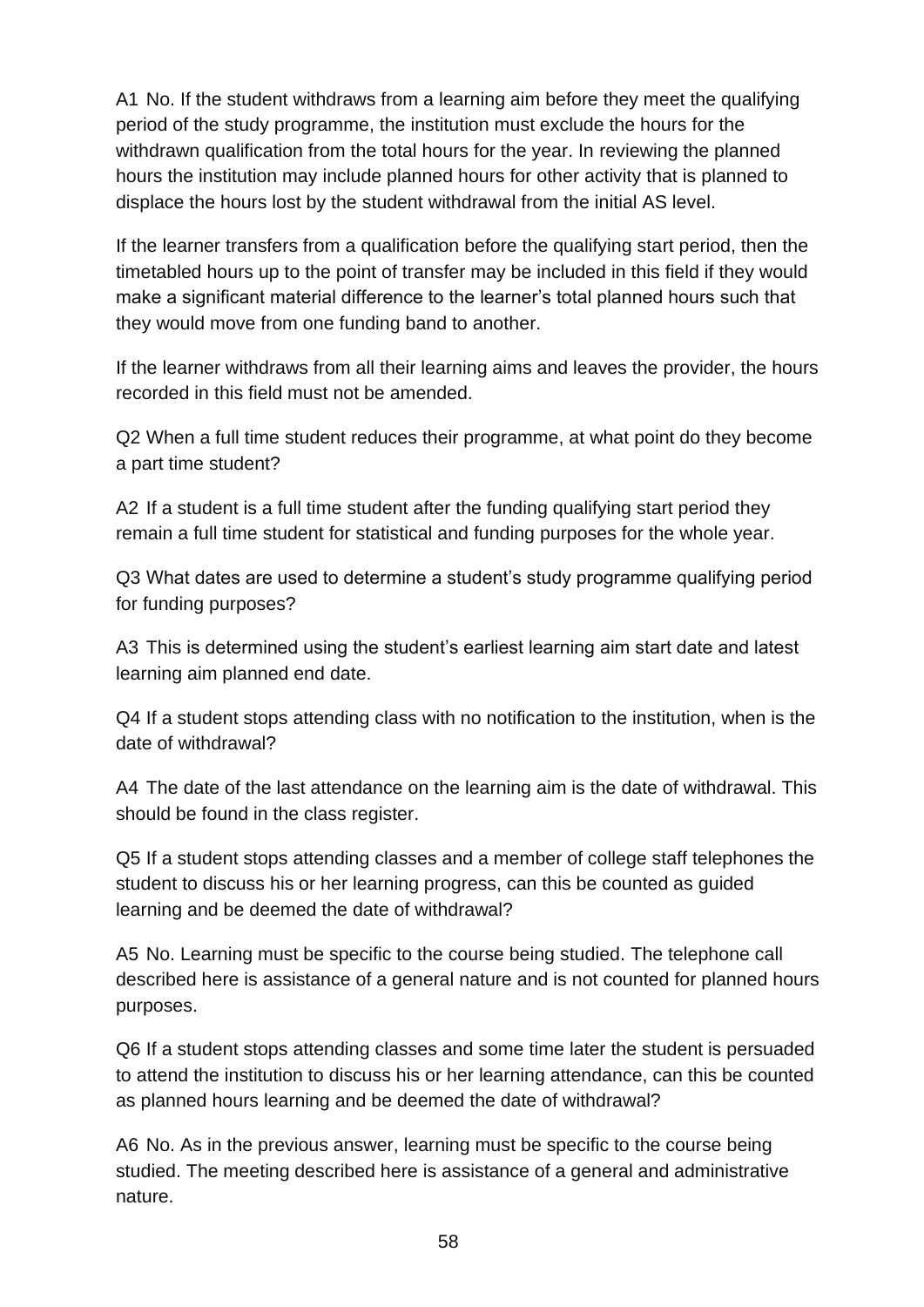A1 No. If the student withdraws from a learning aim before they meet the qualifying period of the study programme, the institution must exclude the hours for the withdrawn qualification from the total hours for the year. In reviewing the planned hours the institution may include planned hours for other activity that is planned to displace the hours lost by the student withdrawal from the initial AS level.

If the learner transfers from a qualification before the qualifying start period, then the timetabled hours up to the point of transfer may be included in this field if they would make a significant material difference to the learner's total planned hours such that they would move from one funding band to another.

If the learner withdraws from all their learning aims and leaves the provider, the hours recorded in this field must not be amended.

Q2 When a full time student reduces their programme, at what point do they become a part time student?

A2 If a student is a full time student after the funding qualifying start period they remain a full time student for statistical and funding purposes for the whole year.

Q3 What dates are used to determine a student's study programme qualifying period for funding purposes?

A3 This is determined using the student's earliest learning aim start date and latest learning aim planned end date.

Q4 If a student stops attending class with no notification to the institution, when is the date of withdrawal?

A4 The date of the last attendance on the learning aim is the date of withdrawal. This should be found in the class register.

Q5 If a student stops attending classes and a member of college staff telephones the student to discuss his or her learning progress, can this be counted as guided learning and be deemed the date of withdrawal?

A5 No. Learning must be specific to the course being studied. The telephone call described here is assistance of a general nature and is not counted for planned hours purposes.

Q6 If a student stops attending classes and some time later the student is persuaded to attend the institution to discuss his or her learning attendance, can this be counted as planned hours learning and be deemed the date of withdrawal?

A6 No. As in the previous answer, learning must be specific to the course being studied. The meeting described here is assistance of a general and administrative nature.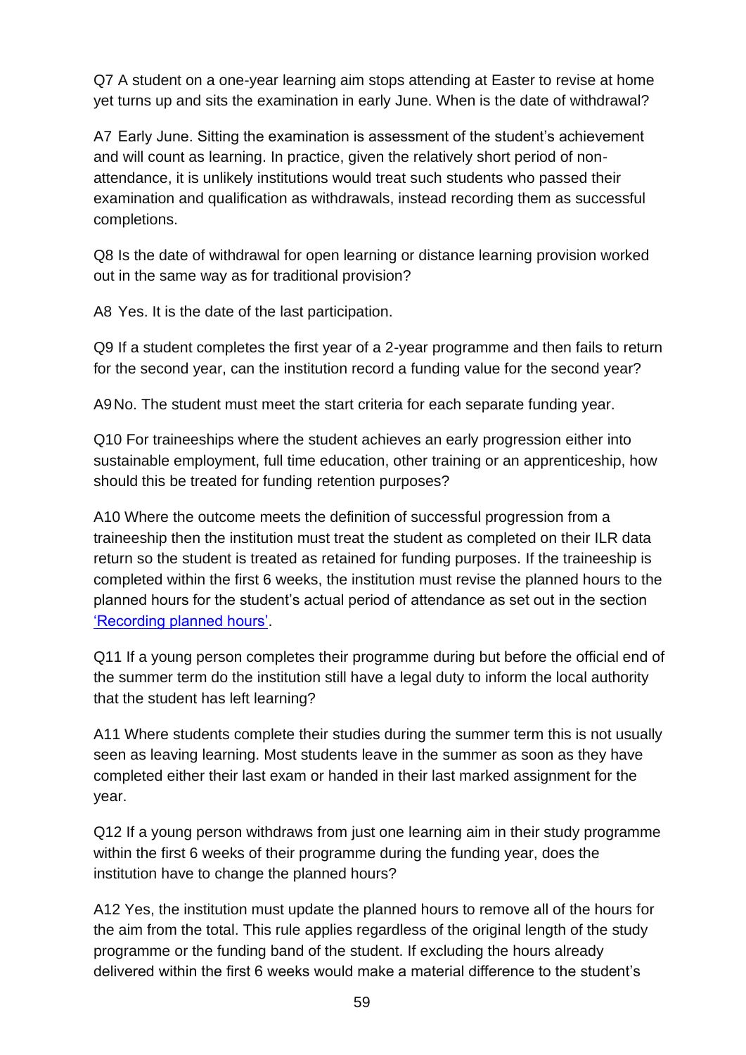Q7 A student on a one-year learning aim stops attending at Easter to revise at home yet turns up and sits the examination in early June. When is the date of withdrawal?

A7 Early June. Sitting the examination is assessment of the student's achievement and will count as learning. In practice, given the relatively short period of non-attendance, it is unlikely institutions would treat such students who passed their examination and qualification as withdrawals, instead recording them as successful completions.

Q8 Is the date of withdrawal for open learning or distance learning provision worked out in the same way as for traditional provision?

A8 Yes. It is the date of the last participation.

Q9 If a student completes the first year of a 2-year programme and then fails to return for the second year, can the institution record a funding value for the second year?

A9 No. The student must meet the start criteria for each separate funding year.

Q10 For traineeships where the student achieves an early progression either into sustainable employment, full time education, other training or an apprenticeship, how should this be treated for funding retention purposes?

A10 Where the outcome meets the definition of successful progression from a traineeship then the institution must treat the student as completed on their ILR data return so the student is treated as retained for funding purposes. If the traineeship is completed within the first 6 weeks, the institution must revise the planned hours to the planned hours for the student's actual period of attendance as set out in the section 'Recording planned hours'.

Q11 If a young person completes their programme during but before the official end of the summer term do the institution still have a legal duty to inform the local authority that the student has left learning?

A11 Where students complete their studies during the summer term this is not usually seen as leaving learning. Most students leave in the summer as soon as they have completed either their last exam or handed in their last marked assignment for the year.

Q12 If a young person withdraws from just one learning aim in their study programme within the first 6 weeks of their programme during the funding year, does the institution have to change the planned hours?

A12 Yes, the institution must update the planned hours to remove all of the hours for the aim from the total. This rule applies regardless of the original length of the study programme or the funding band of the student. If excluding the hours already delivered within the first 6 weeks would make a material difference to the student's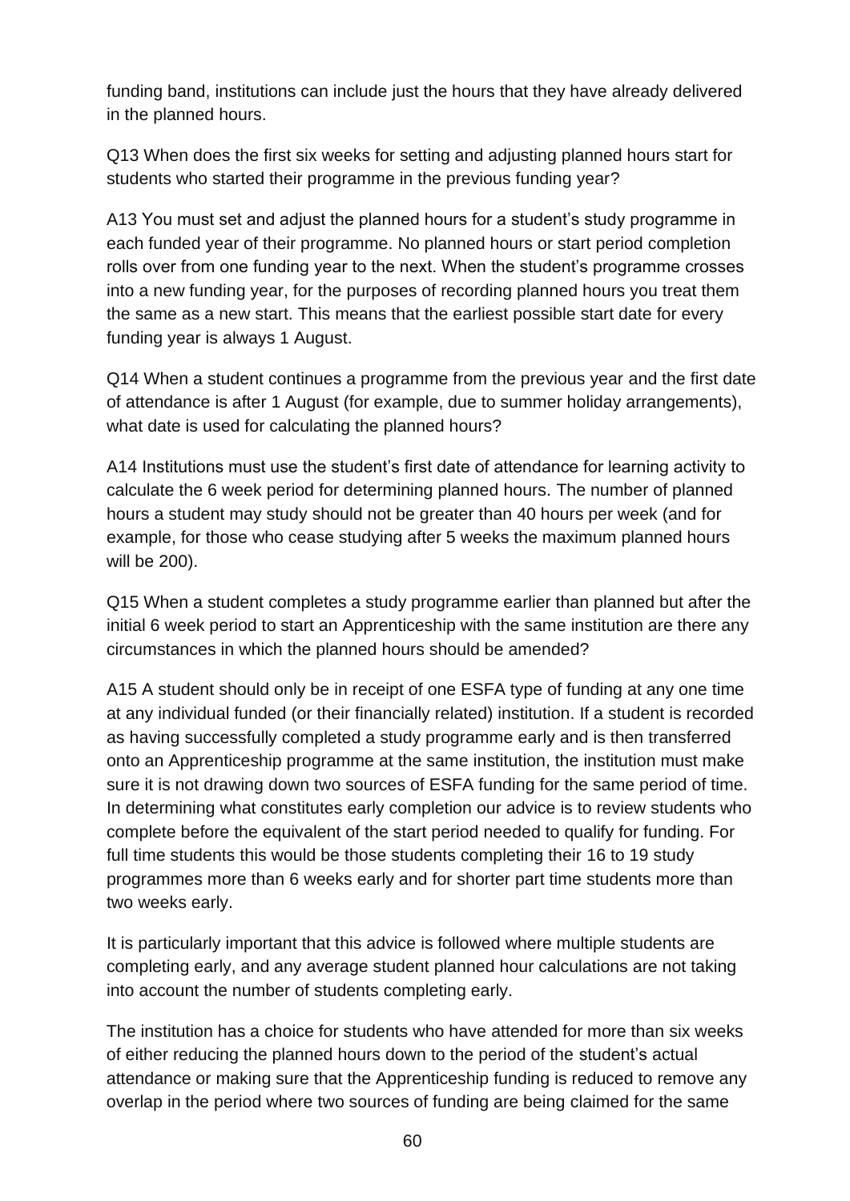funding band, institutions can include just the hours that they have already delivered in the planned hours.

Q13 When does the first six weeks for setting and adjusting planned hours start for students who started their programme in the previous funding year?

A13 You must set and adjust the planned hours for a student's study programme in each funded year of their programme. No planned hours or start period completion rolls over from one funding year to the next. When the student's programme crosses into a new funding year, for the purposes of recording planned hours you treat them the same as a new start. This means that the earliest possible start date for every funding year is always 1 August.

Q14 When a student continues a programme from the previous year and the first date of attendance is after 1 August (for example, due to summer holiday arrangements), what date is used for calculating the planned hours?

A14 Institutions must use the student's first date of attendance for learning activity to calculate the 6 week period for determining planned hours. The number of planned hours a student may study should not be greater than 40 hours per week (and for example, for those who cease studying after 5 weeks the maximum planned hours will be 200).

Q15 When a student completes a study programme earlier than planned but after the initial 6 week period to start an Apprenticeship with the same institution are there any circumstances in which the planned hours should be amended?

A15 A student should only be in receipt of one ESFA type of funding at any one time at any individual funded (or their financially related) institution. If a student is recorded as having successfully completed a study programme early and is then transferred onto an Apprenticeship programme at the same institution, the institution must make sure it is not drawing down two sources of ESFA funding for the same period of time. In determining what constitutes early completion our advice is to review students who complete before the equivalent of the start period needed to qualify for funding. For full time students this would be those students completing their 16 to 19 study programmes more than 6 weeks early and for shorter part time students more than two weeks early.

It is particularly important that this advice is followed where multiple students are completing early, and any average student planned hour calculations are not taking into account the number of students completing early.

The institution has a choice for students who have attended for more than six weeks of either reducing the planned hours down to the period of the student's actual attendance or making sure that the Apprenticeship funding is reduced to remove any overlap in the period where two sources of funding are being claimed for the same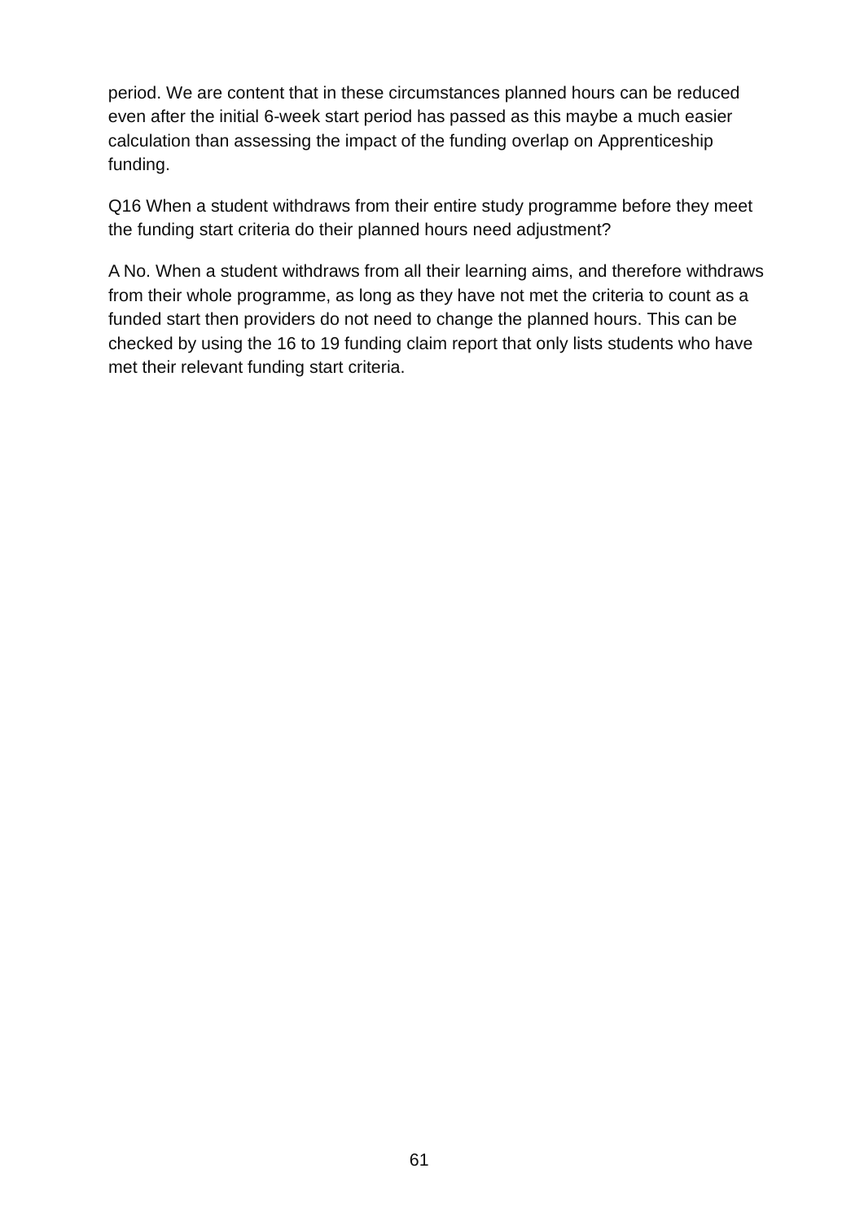period. We are content that in these circumstances planned hours can be reduced even after the initial 6-week start period has passed as this maybe a much easier calculation than assessing the impact of the funding overlap on Apprenticeship funding.

Q16 When a student withdraws from their entire study programme before they meet the funding start criteria do their planned hours need adjustment?

A No. When a student withdraws from all their learning aims, and therefore withdraws from their whole programme, as long as they have not met the criteria to count as a funded start then providers do not need to change the planned hours. This can be checked by using the 16 to 19 funding claim report that only lists students who have met their relevant funding start criteria.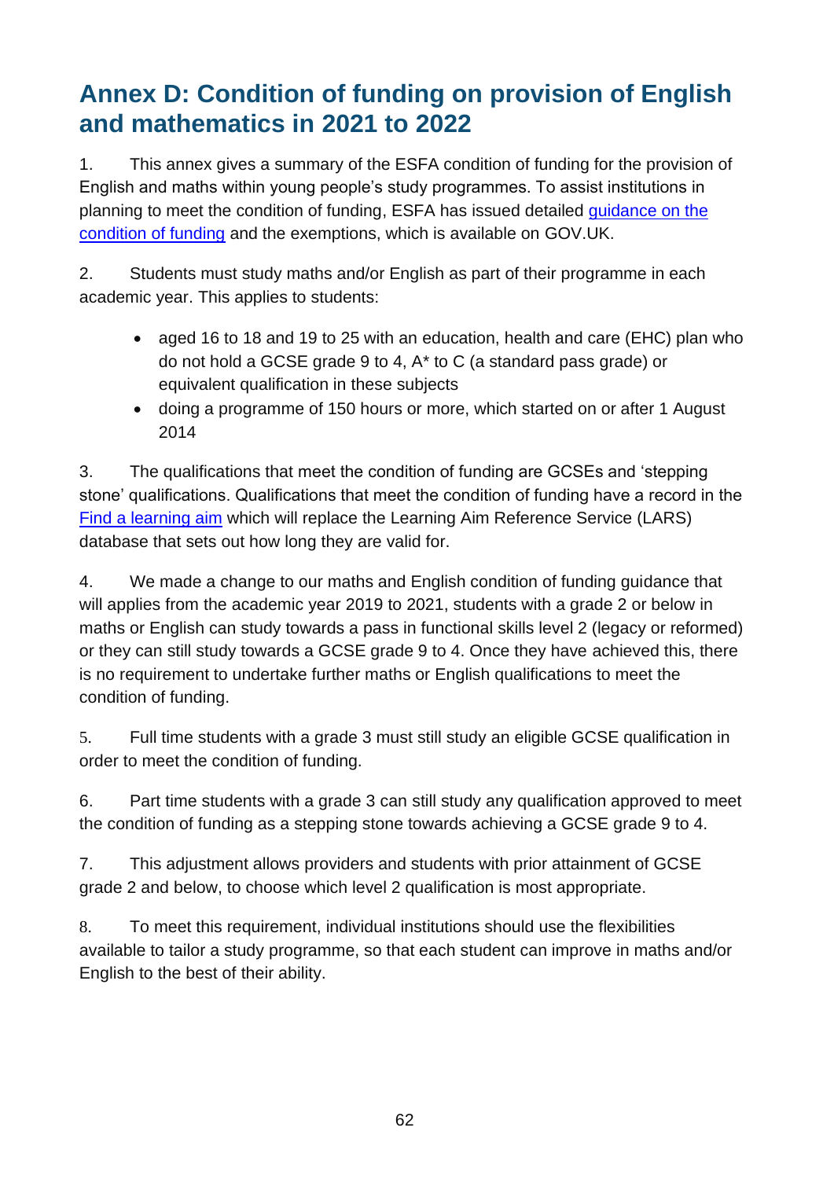## Annex D: Condition of funding on provision of English and mathematics in 2021 to 2022

1. This annex gives a summary of the ESFA condition of funding for the provision of English and maths within young people's study programmes. To assist institutions in planning to meet the condition of funding, ESFA has issued detailed guidance on the condition of funding and the exemptions, which is available on GOV.UK.

2. Students must study maths and/or English as part of their programme in each academic year. This applies to students:

- aged 16 to 18 and 19 to 25 with an education, health and care (EHC) plan who do not hold a GCSE grade 9 to 4, A* to C (a standard pass grade) or equivalent qualification in these subjects
- doing a programme of 150 hours or more, which started on or after 1 August 2014

3. The qualifications that meet the condition of funding are GCSEs and 'stepping stone' qualifications. Qualifications that meet the condition of funding have a record in the Find a learning aim which will replace the Learning Aim Reference Service (LARS) database that sets out how long they are valid for.

4. We made a change to our maths and English condition of funding guidance that will applies from the academic year 2019 to 2021, students with a grade 2 or below in maths or English can study towards a pass in functional skills level 2 (legacy or reformed) or they can still study towards a GCSE grade 9 to 4. Once they have achieved this, there is no requirement to undertake further maths or English qualifications to meet the condition of funding.

5. Full time students with a grade 3 must still study an eligible GCSE qualification in order to meet the condition of funding.

6. Part time students with a grade 3 can still study any qualification approved to meet the condition of funding as a stepping stone towards achieving a GCSE grade 9 to 4.

7. This adjustment allows providers and students with prior attainment of GCSE grade 2 and below, to choose which level 2 qualification is most appropriate.

8. To meet this requirement, individual institutions should use the flexibilities available to tailor a study programme, so that each student can improve in maths and/or English to the best of their ability.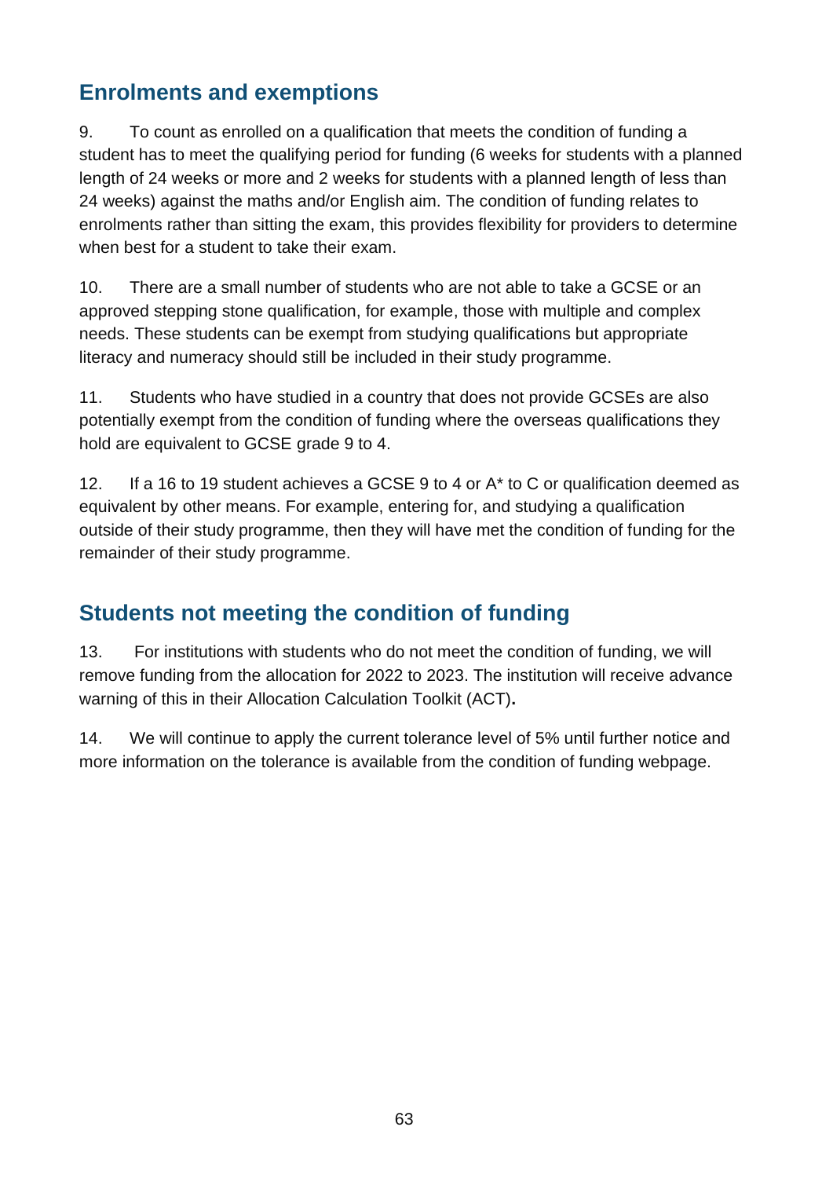## Enrolments and exemptions

9. To count as enrolled on a qualification that meets the condition of funding a student has to meet the qualifying period for funding (6 weeks for students with a planned length of 24 weeks or more and 2 weeks for students with a planned length of less than 24 weeks) against the maths and/or English aim. The condition of funding relates to enrolments rather than sitting the exam, this provides flexibility for providers to determine when best for a student to take their exam.

10. There are a small number of students who are not able to take a GCSE or an approved stepping stone qualification, for example, those with multiple and complex needs. These students can be exempt from studying qualifications but appropriate literacy and numeracy should still be included in their study programme.

11. Students who have studied in a country that does not provide GCSEs are also potentially exempt from the condition of funding where the overseas qualifications they hold are equivalent to GCSE grade 9 to 4.

12. If a 16 to 19 student achieves a GCSE 9 to 4 or A* to C or qualification deemed as equivalent by other means. For example, entering for, and studying a qualification outside of their study programme, then they will have met the condition of funding for the remainder of their study programme.

## Students not meeting the condition of funding

13. For institutions with students who do not meet the condition of funding, we will remove funding from the allocation for 2022 to 2023. The institution will receive advance warning of this in their Allocation Calculation Toolkit (ACT).

14. We will continue to apply the current tolerance level of 5% until further notice and more information on the tolerance is available from the condition of funding webpage.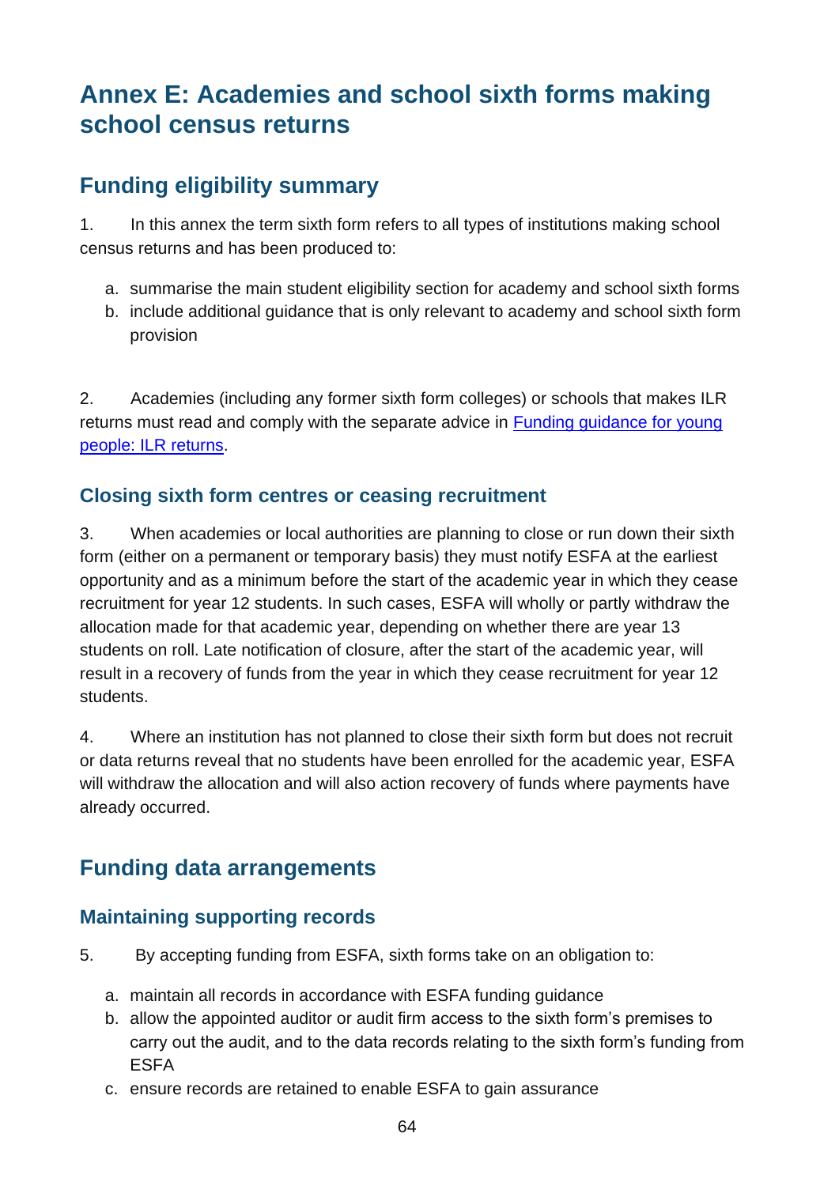# Annex E: Academies and school sixth forms making school census returns

## Funding eligibility summary

1. In this annex the term sixth form refers to all types of institutions making school census returns and has been produced to:

   a. summarise the main student eligibility section for academy and school sixth forms
   b. include additional guidance that is only relevant to academy and school sixth form provision

2. Academies (including any former sixth form colleges) or schools that makes ILR returns must read and comply with the separate advice in [Funding guidance for young people: ILR returns](#).

### Closing sixth form centres or ceasing recruitment

3. When academies or local authorities are planning to close or run down their sixth form (either on a permanent or temporary basis) they must notify ESFA at the earliest opportunity and as a minimum before the start of the academic year in which they cease recruitment for year 12 students. In such cases, ESFA will wholly or partly withdraw the allocation made for that academic year, depending on whether there are year 13 students on roll. Late notification of closure, after the start of the academic year, will result in a recovery of funds from the year in which they cease recruitment for year 12 students.

4. Where an institution has not planned to close their sixth form but does not recruit or data returns reveal that no students have been enrolled for the academic year, ESFA will withdraw the allocation and will also action recovery of funds where payments have already occurred.

## Funding data arrangements

### Maintaining supporting records

5. By accepting funding from ESFA, sixth forms take on an obligation to:

   a. maintain all records in accordance with ESFA funding guidance
   b. allow the appointed auditor or audit firm access to the sixth form's premises to carry out the audit, and to the data records relating to the sixth form's funding from ESFA
   c. ensure records are retained to enable ESFA to gain assurance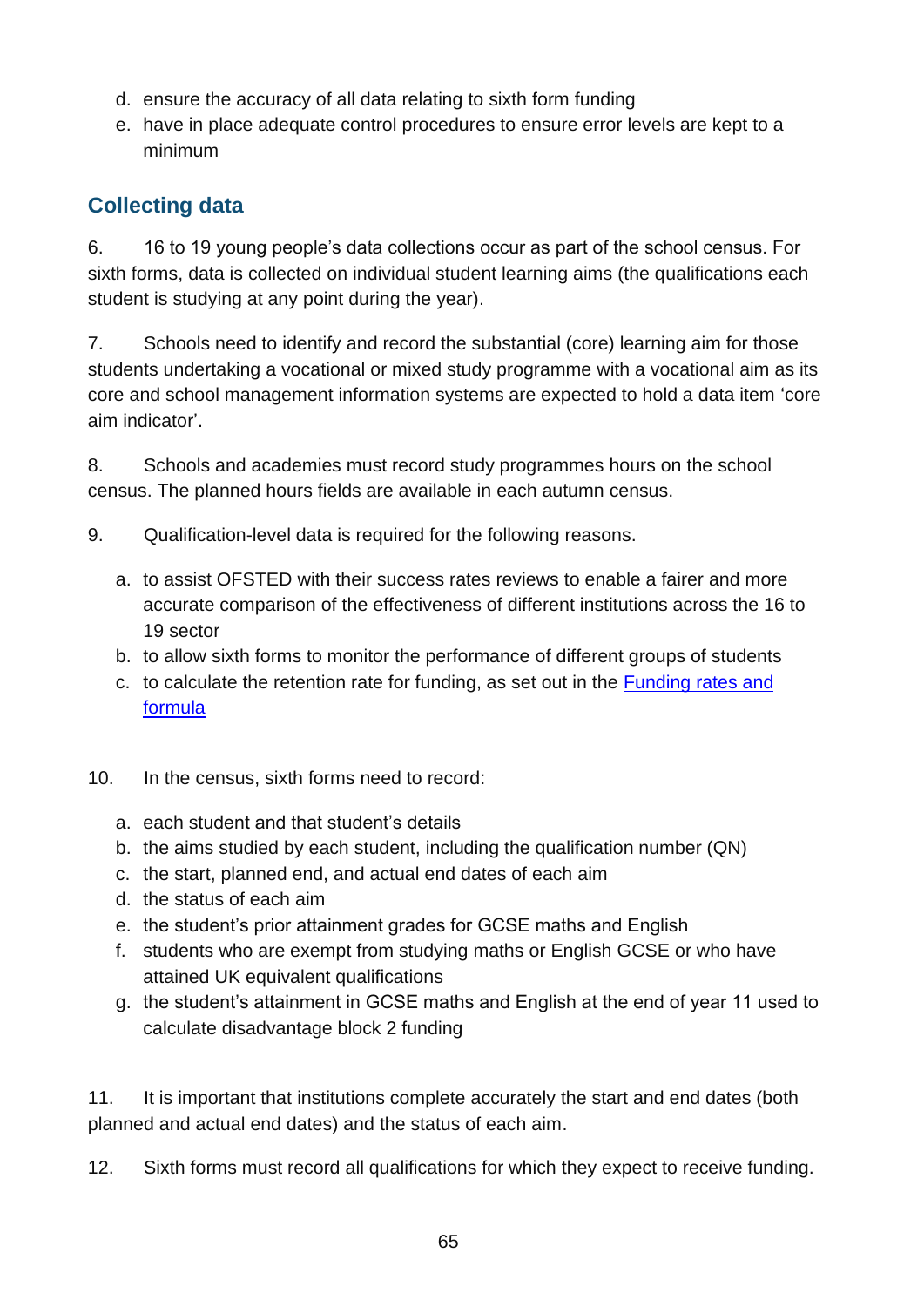d. ensure the accuracy of all data relating to sixth form funding
e. have in place adequate control procedures to ensure error levels are kept to a minimum

## Collecting data

6. 16 to 19 young people's data collections occur as part of the school census. For sixth forms, data is collected on individual student learning aims (the qualifications each student is studying at any point during the year).

7. Schools need to identify and record the substantial (core) learning aim for those students undertaking a vocational or mixed study programme with a vocational aim as its core and school management information systems are expected to hold a data item 'core aim indicator'.

8. Schools and academies must record study programmes hours on the school census. The planned hours fields are available in each autumn census.

9. Qualification-level data is required for the following reasons.

a. to assist OFSTED with their success rates reviews to enable a fairer and more accurate comparison of the effectiveness of different institutions across the 16 to 19 sector
b. to allow sixth forms to monitor the performance of different groups of students
c. to calculate the retention rate for funding, as set out in the [Funding rates and formula]

10. In the census, sixth forms need to record:

a. each student and that student's details
b. the aims studied by each student, including the qualification number (QN)
c. the start, planned end, and actual end dates of each aim
d. the status of each aim
e. the student's prior attainment grades for GCSE maths and English
f. students who are exempt from studying maths or English GCSE or who have attained UK equivalent qualifications
g. the student's attainment in GCSE maths and English at the end of year 11 used to calculate disadvantage block 2 funding

11. It is important that institutions complete accurately the start and end dates (both planned and actual end dates) and the status of each aim.

12. Sixth forms must record all qualifications for which they expect to receive funding.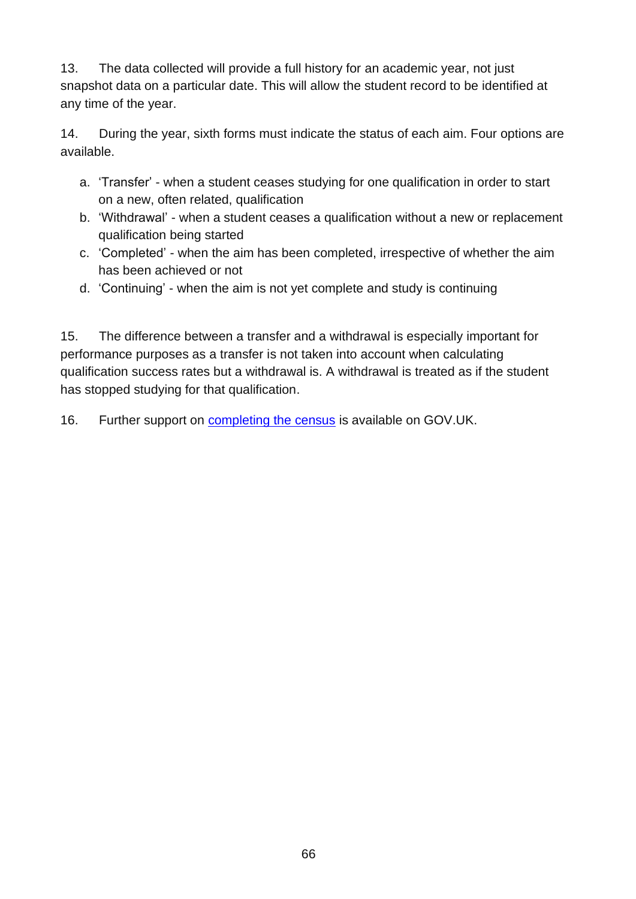13. The data collected will provide a full history for an academic year, not just snapshot data on a particular date. This will allow the student record to be identified at any time of the year.

14. During the year, sixth forms must indicate the status of each aim. Four options are available.

a. 'Transfer' - when a student ceases studying for one qualification in order to start on a new, often related, qualification
b. 'Withdrawal' - when a student ceases a qualification without a new or replacement qualification being started
c. 'Completed' - when the aim has been completed, irrespective of whether the aim has been achieved or not
d. 'Continuing' - when the aim is not yet complete and study is continuing

15. The difference between a transfer and a withdrawal is especially important for performance purposes as a transfer is not taken into account when calculating qualification success rates but a withdrawal is. A withdrawal is treated as if the student has stopped studying for that qualification.

16. Further support on completing the census is available on GOV.UK.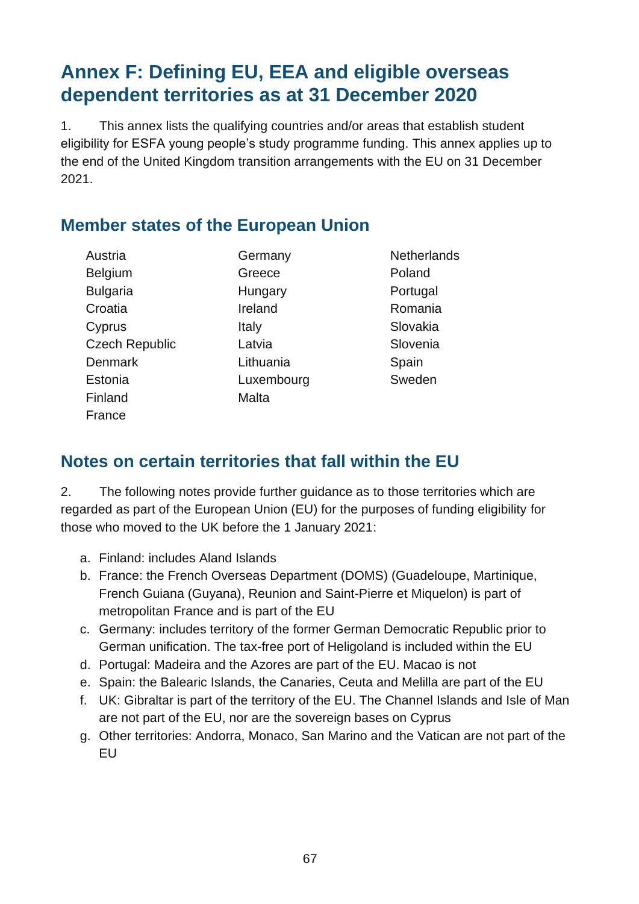# Annex F: Defining EU, EEA and eligible overseas dependent territories as at 31 December 2020

1. This annex lists the qualifying countries and/or areas that establish student eligibility for ESFA young people's study programme funding. This annex applies up to the end of the United Kingdom transition arrangements with the EU on 31 December 2021.

## Member states of the European Union

- Austria
- Belgium
- Bulgaria
- Croatia
- Cyprus
- Czech Republic
- Denmark
- Estonia
- Finland
- France
- Germany
- Greece
- Hungary
- Ireland
- Italy
- Latvia
- Lithuania
- Luxembourg
- Malta
- Netherlands
- Poland
- Portugal
- Romania
- Slovakia
- Slovenia
- Spain
- Sweden

## Notes on certain territories that fall within the EU

2. The following notes provide further guidance as to those territories which are regarded as part of the European Union (EU) for the purposes of funding eligibility for those who moved to the UK before the 1 January 2021:

a. Finland: includes Aland Islands
b. France: the French Overseas Department (DOMS) (Guadeloupe, Martinique, French Guiana (Guyana), Reunion and Saint-Pierre et Miquelon) is part of metropolitan France and is part of the EU
c. Germany: includes territory of the former German Democratic Republic prior to German unification. The tax-free port of Heligoland is included within the EU
d. Portugal: Madeira and the Azores are part of the EU. Macao is not
e. Spain: the Balearic Islands, the Canaries, Ceuta and Melilla are part of the EU
f. UK: Gibraltar is part of the territory of the EU. The Channel Islands and Isle of Man are not part of the EU, nor are the sovereign bases on Cyprus
g. Other territories: Andorra, Monaco, San Marino and the Vatican are not part of the EU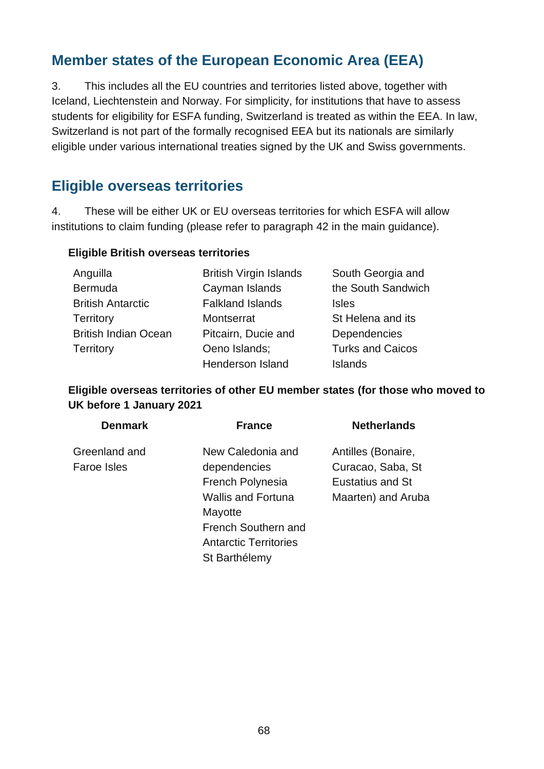## Member states of the European Economic Area (EEA)

3. This includes all the EU countries and territories listed above, together with Iceland, Liechtenstein and Norway. For simplicity, for institutions that have to assess students for eligibility for ESFA funding, Switzerland is treated as within the EEA. In law, Switzerland is not part of the formally recognised EEA but its nationals are similarly eligible under various international treaties signed by the UK and Swiss governments.

## Eligible overseas territories

4. These will be either UK or EU overseas territories for which ESFA will allow institutions to claim funding (please refer to paragraph 42 in the main guidance).

**Eligible British overseas territories**

- Anguilla
- Bermuda
- British Antarctic Territory
- British Indian Ocean Territory
- British Virgin Islands
- Cayman Islands
- Falkland Islands
- Montserrat
- Pitcairn, Ducie and Oeno Islands; Henderson Island
- South Georgia and the South Sandwich Isles
- St Helena and its Dependencies
- Turks and Caicos Islands

**Eligible overseas territories of other EU member states (for those who moved to UK before 1 January 2021**

| Denmark | France | Netherlands |
| --- | --- | --- |
| Greenland and Faroe Isles | New Caledonia and dependencies<br>French Polynesia<br>Wallis and Fortuna<br>Mayotte<br>French Southern and Antarctic Territories<br>St Barthélemy | Antilles (Bonaire, Curacao, Saba, St Eustatius and St Maarten) and Aruba |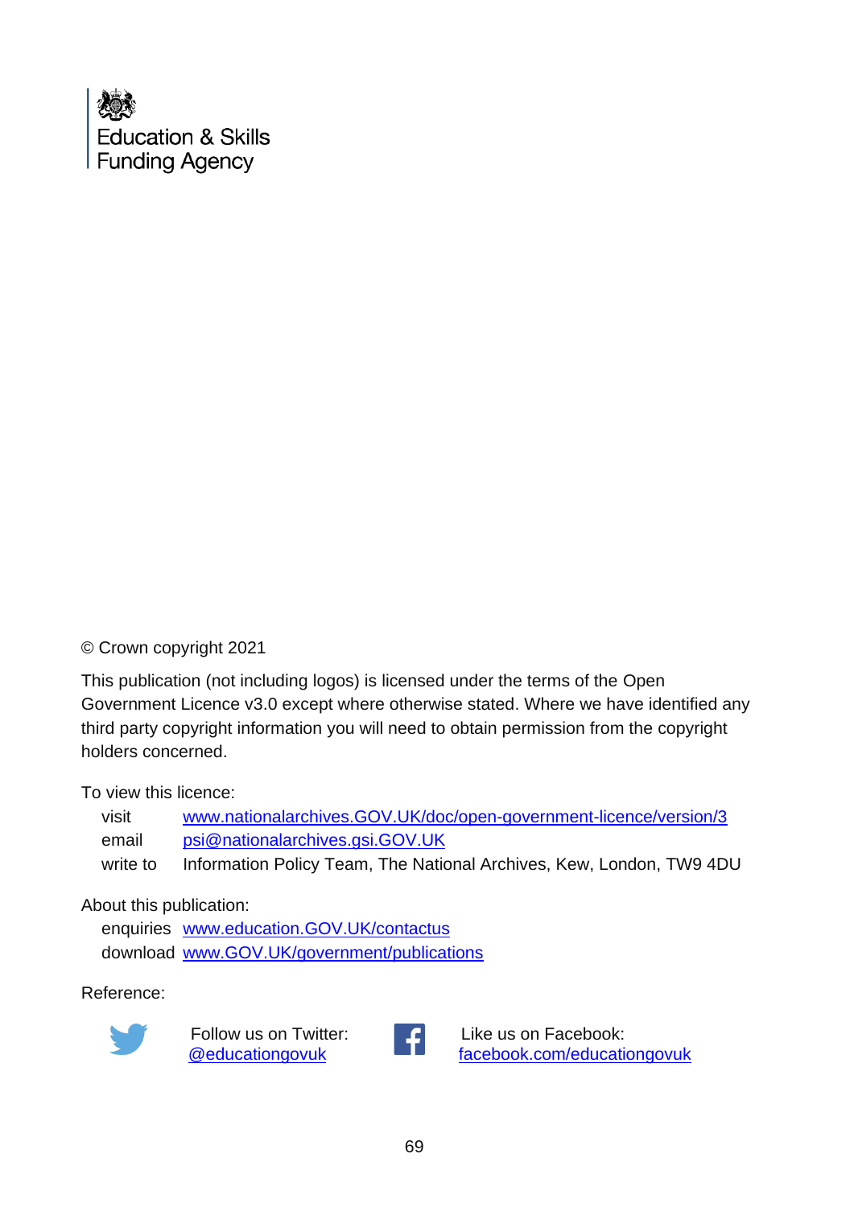Education & Skills
Funding Agency

© Crown copyright 2021

This publication (not including logos) is licensed under the terms of the Open Government Licence v3.0 except where otherwise stated. Where we have identified any third party copyright information you will need to obtain permission from the copyright holders concerned.

To view this licence:

visit www.nationalarchives.GOV.UK/doc/open-government-licence/version/3
email psi@nationalarchives.gsi.GOV.UK
write to Information Policy Team, The National Archives, Kew, London, TW9 4DU

About this publication:

enquiries www.education.GOV.UK/contactus
download www.GOV.UK/government/publications

Reference:

Follow us on Twitter:
@educationgovuk

Like us on Facebook:
facebook.com/educationgovuk